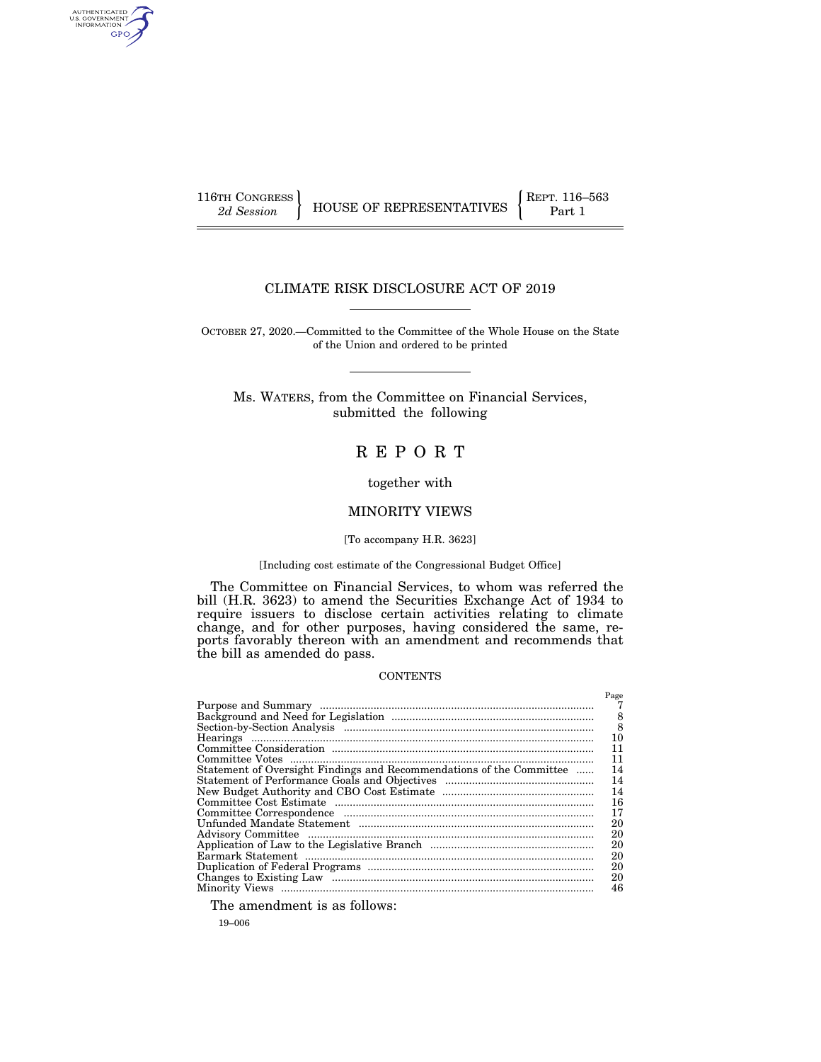116TH CONGRESS
2d Session

HOUSE OF REPRESENTATIVES

REPT. 116–563
Part 1

# CLIMATE RISK DISCLOSURE ACT OF 2019

OCTOBER 27, 2020.—Committed to the Committee of the Whole House on the State of the Union and ordered to be printed

Ms. WATERS, from the Committee on Financial Services, submitted the following

# R E P O R T

together with

## MINORITY VIEWS

[To accompany H.R. 3623]

[Including cost estimate of the Congressional Budget Office]

The Committee on Financial Services, to whom was referred the bill (H.R. 3623) to amend the Securities Exchange Act of 1934 to require issuers to disclose certain activities relating to climate change, and for other purposes, having considered the same, reports favorably thereon with an amendment and recommends that the bill as amended do pass.

CONTENTS

| | Page |
|---|---|
| Purpose and Summary | 7 |
| Background and Need for Legislation | 8 |
| Section-by-Section Analysis | 8 |
| Hearings | 10 |
| Committee Consideration | 11 |
| Committee Votes | 11 |
| Statement of Oversight Findings and Recommendations of the Committee | 14 |
| Statement of Performance Goals and Objectives | 14 |
| New Budget Authority and CBO Cost Estimate | 14 |
| Committee Cost Estimate | 16 |
| Committee Correspondence | 17 |
| Unfunded Mandate Statement | 20 |
| Advisory Committee | 20 |
| Application of Law to the Legislative Branch | 20 |
| Earmark Statement | 20 |
| Duplication of Federal Programs | 20 |
| Changes to Existing Law | 20 |
| Minority Views | 46 |

The amendment is as follows:

19–006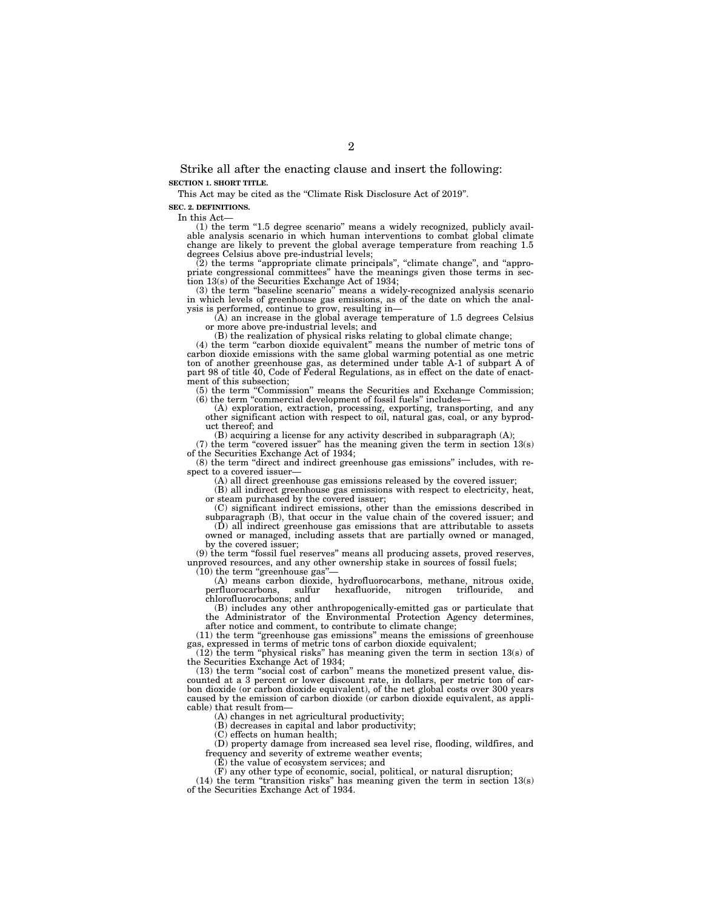Strike all after the enacting clause and insert the following:

**SECTION 1. SHORT TITLE.**

This Act may be cited as the "Climate Risk Disclosure Act of 2019".

**SEC. 2. DEFINITIONS.**

In this Act—

(1) the term "1.5 degree scenario" means a widely recognized, publicly available analysis scenario in which human interventions to combat global climate change are likely to prevent the global average temperature from reaching 1.5 degrees Celsius above pre-industrial levels;

(2) the terms "appropriate climate principals", "climate change", and "appropriate congressional committees" have the meanings given those terms in section 13(s) of the Securities Exchange Act of 1934;

(3) the term "baseline scenario" means a widely-recognized analysis scenario in which levels of greenhouse gas emissions, as of the date on which the analysis is performed, continue to grow, resulting in—

(A) an increase in the global average temperature of 1.5 degrees Celsius or more above pre-industrial levels; and

(B) the realization of physical risks relating to global climate change;

(4) the term "carbon dioxide equivalent" means the number of metric tons of carbon dioxide emissions with the same global warming potential as one metric ton of another greenhouse gas, as determined under table A-1 of subpart A of part 98 of title 40, Code of Federal Regulations, as in effect on the date of enactment of this subsection;

(5) the term "Commission" means the Securities and Exchange Commission;

(6) the term "commercial development of fossil fuels" includes—

(A) exploration, extraction, processing, exporting, transporting, and any other significant action with respect to oil, natural gas, coal, or any byproduct thereof; and

(B) acquiring a license for any activity described in subparagraph (A);

(7) the term "covered issuer" has the meaning given the term in section 13(s) of the Securities Exchange Act of 1934;

(8) the term "direct and indirect greenhouse gas emissions" includes, with respect to a covered issuer—

(A) all direct greenhouse gas emissions released by the covered issuer;

(B) all indirect greenhouse gas emissions with respect to electricity, heat, or steam purchased by the covered issuer;

(C) significant indirect emissions, other than the emissions described in subparagraph (B), that occur in the value chain of the covered issuer; and

(D) all indirect greenhouse gas emissions that are attributable to assets owned or managed, including assets that are partially owned or managed, by the covered issuer;

(9) the term "fossil fuel reserves" means all producing assets, proved reserves, unproved resources, and any other ownership stake in sources of fossil fuels;

(10) the term "greenhouse gas"—

(A) means carbon dioxide, hydrofluorocarbons, methane, nitrous oxide, perfluorocarbons, sulfur hexafluoride, nitrogen triflouride, and chlorofluorocarbons; and

(B) includes any other anthropogenically-emitted gas or particulate that the Administrator of the Environmental Protection Agency determines, after notice and comment, to contribute to climate change;

(11) the term "greenhouse gas emissions" means the emissions of greenhouse gas, expressed in terms of metric tons of carbon dioxide equivalent;

(12) the term "physical risks" has meaning given the term in section 13(s) of the Securities Exchange Act of 1934;

(13) the term "social cost of carbon" means the monetized present value, discounted at a 3 percent or lower discount rate, in dollars, per metric ton of carbon dioxide (or carbon dioxide equivalent), of the net global costs over 300 years caused by the emission of carbon dioxide (or carbon dioxide equivalent, as applicable) that result from—

(A) changes in net agricultural productivity;

(B) decreases in capital and labor productivity;

(C) effects on human health;

(D) property damage from increased sea level rise, flooding, wildfires, and frequency and severity of extreme weather events;

(E) the value of ecosystem services; and

(F) any other type of economic, social, political, or natural disruption;

(14) the term "transition risks" has meaning given the term in section 13(s) of the Securities Exchange Act of 1934.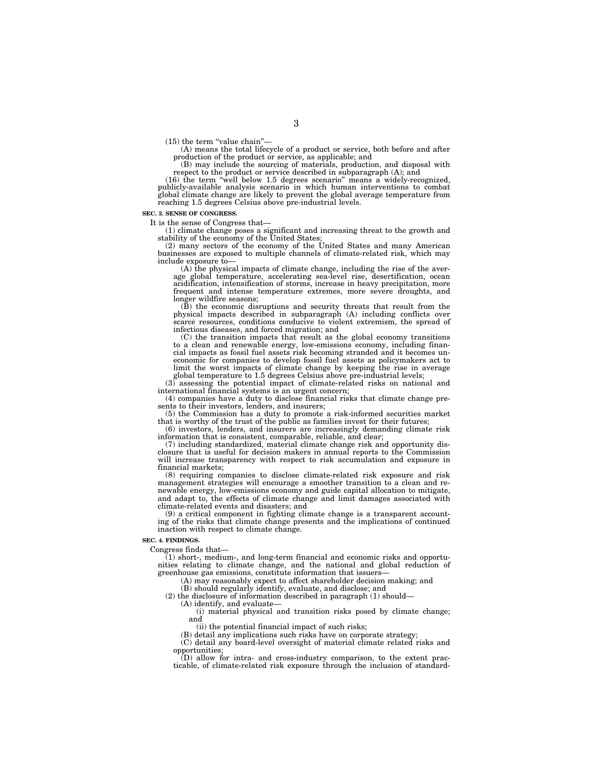(15) the term "value chain"—

(A) means the total lifecycle of a product or service, both before and after production of the product or service, as applicable; and

(B) may include the sourcing of materials, production, and disposal with respect to the product or service described in subparagraph (A); and

(16) the term "well below 1.5 degrees scenario" means a widely-recognized, publicly-available analysis scenario in which human interventions to combat global climate change are likely to prevent the global average temperature from reaching 1.5 degrees Celsius above pre-industrial levels.

**SEC. 3. SENSE OF CONGRESS.**

It is the sense of Congress that—

(1) climate change poses a significant and increasing threat to the growth and stability of the economy of the United States;

(2) many sectors of the economy of the United States and many American businesses are exposed to multiple channels of climate-related risk, which may include exposure to—

(A) the physical impacts of climate change, including the rise of the average global temperature, accelerating sea-level rise, desertification, ocean acidification, intensification of storms, increase in heavy precipitation, more frequent and intense temperature extremes, more severe droughts, and longer wildfire seasons;

(B) the economic disruptions and security threats that result from the physical impacts described in subparagraph (A) including conflicts over scarce resources, conditions conducive to violent extremism, the spread of infectious diseases, and forced migration; and

(C) the transition impacts that result as the global economy transitions to a clean and renewable energy, low-emissions economy, including financial impacts as fossil fuel assets risk becoming stranded and it becomes uneconomic for companies to develop fossil fuel assets as policymakers act to limit the worst impacts of climate change by keeping the rise in average global temperature to 1.5 degrees Celsius above pre-industrial levels;

(3) assessing the potential impact of climate-related risks on national and international financial systems is an urgent concern;

(4) companies have a duty to disclose financial risks that climate change presents to their investors, lenders, and insurers;

(5) the Commission has a duty to promote a risk-informed securities market that is worthy of the trust of the public as families invest for their futures;

(6) investors, lenders, and insurers are increasingly demanding climate risk information that is consistent, comparable, reliable, and clear;

(7) including standardized, material climate change risk and opportunity disclosure that is useful for decision makers in annual reports to the Commission will increase transparency with respect to risk accumulation and exposure in financial markets;

(8) requiring companies to disclose climate-related risk exposure and risk management strategies will encourage a smoother transition to a clean and renewable energy, low-emissions economy and guide capital allocation to mitigate, and adapt to, the effects of climate change and limit damages associated with climate-related events and disasters; and

(9) a critical component in fighting climate change is a transparent accounting of the risks that climate change presents and the implications of continued inaction with respect to climate change.

**SEC. 4. FINDINGS.**

Congress finds that—

(1) short-, medium-, and long-term financial and economic risks and opportunities relating to climate change, and the national and global reduction of greenhouse gas emissions, constitute information that issuers—

(A) may reasonably expect to affect shareholder decision making; and

(B) should regularly identify, evaluate, and disclose; and

(2) the disclosure of information described in paragraph (1) should—

(A) identify, and evaluate—

(i) material physical and transition risks posed by climate change; and

(ii) the potential financial impact of such risks;

(B) detail any implications such risks have on corporate strategy;

(C) detail any board-level oversight of material climate related risks and opportunities;

(D) allow for intra- and cross-industry comparison, to the extent practicable, of climate-related risk exposure through the inclusion of standard-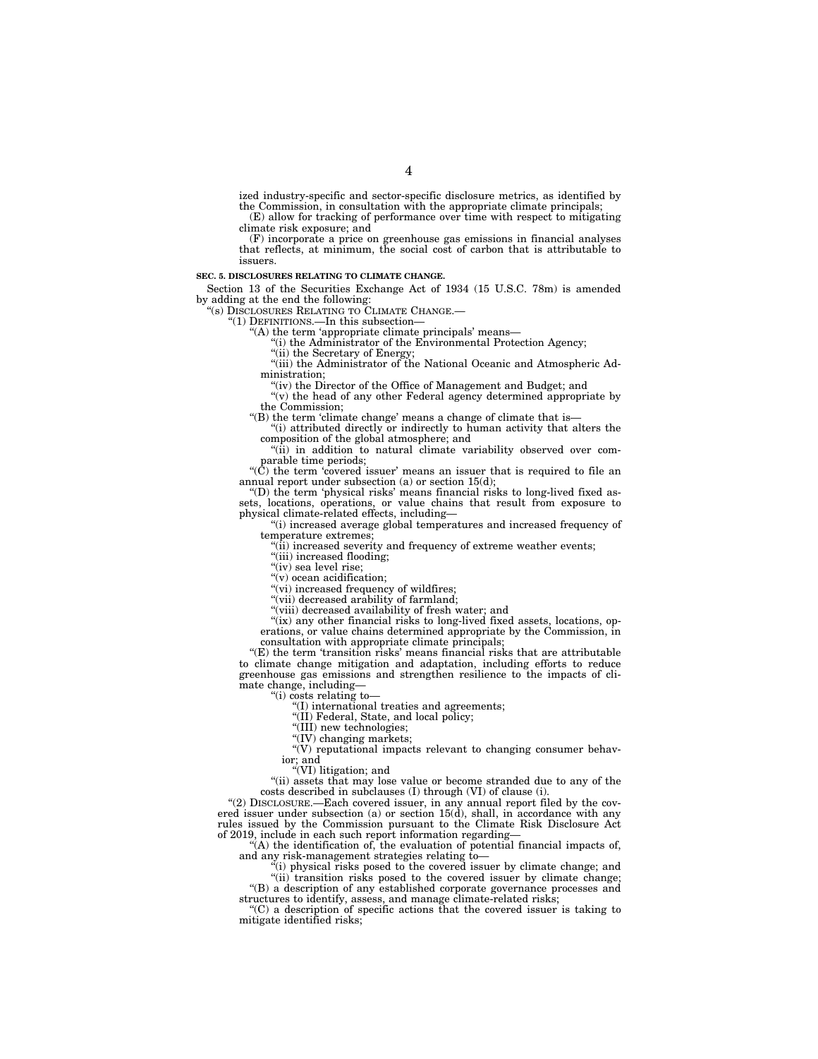ized industry-specific and sector-specific disclosure metrics, as identified by the Commission, in consultation with the appropriate climate principals;

(E) allow for tracking of performance over time with respect to mitigating climate risk exposure; and

(F) incorporate a price on greenhouse gas emissions in financial analyses that reflects, at minimum, the social cost of carbon that is attributable to issuers.

**SEC. 5. DISCLOSURES RELATING TO CLIMATE CHANGE.**

Section 13 of the Securities Exchange Act of 1934 (15 U.S.C. 78m) is amended by adding at the end the following:

"(s) DISCLOSURES RELATING TO CLIMATE CHANGE.—

"(1) DEFINITIONS.—In this subsection—

"(A) the term 'appropriate climate principals' means—

"(i) the Administrator of the Environmental Protection Agency;

"(ii) the Secretary of Energy;

"(iii) the Administrator of the National Oceanic and Atmospheric Administration;

"(iv) the Director of the Office of Management and Budget; and

"(v) the head of any other Federal agency determined appropriate by the Commission;

"(B) the term 'climate change' means a change of climate that is—

"(i) attributed directly or indirectly to human activity that alters the composition of the global atmosphere; and

"(ii) in addition to natural climate variability observed over comparable time periods;

"(C) the term 'covered issuer' means an issuer that is required to file an annual report under subsection (a) or section 15(d);

"(D) the term 'physical risks' means financial risks to long-lived fixed assets, locations, operations, or value chains that result from exposure to physical climate-related effects, including—

"(i) increased average global temperatures and increased frequency of temperature extremes;

"(ii) increased severity and frequency of extreme weather events;

"(iii) increased flooding;

"(iv) sea level rise;

"(v) ocean acidification;

"(vi) increased frequency of wildfires;

"(vii) decreased arability of farmland;

"(viii) decreased availability of fresh water; and

"(ix) any other financial risks to long-lived fixed assets, locations, operations, or value chains determined appropriate by the Commission, in consultation with appropriate climate principals;

"(E) the term 'transition risks' means financial risks that are attributable to climate change mitigation and adaptation, including efforts to reduce greenhouse gas emissions and strengthen resilience to the impacts of climate change, including—

"(i) costs relating to—

"(I) international treaties and agreements;

"(II) Federal, State, and local policy;

"(III) new technologies;

"(IV) changing markets;

"(V) reputational impacts relevant to changing consumer behavior; and

"(VI) litigation; and

"(ii) assets that may lose value or become stranded due to any of the costs described in subclauses (I) through (VI) of clause (i).

"(2) DISCLOSURE.—Each covered issuer, in any annual report filed by the covered issuer under subsection (a) or section 15(d), shall, in accordance with any rules issued by the Commission pursuant to the Climate Risk Disclosure Act of 2019, include in each such report information regarding—

"(A) the identification of, the evaluation of potential financial impacts of, and any risk-management strategies relating to—

"(i) physical risks posed to the covered issuer by climate change; and

"(ii) transition risks posed to the covered issuer by climate change;

"(B) a description of any established corporate governance processes and structures to identify, assess, and manage climate-related risks;

"(C) a description of specific actions that the covered issuer is taking to mitigate identified risks;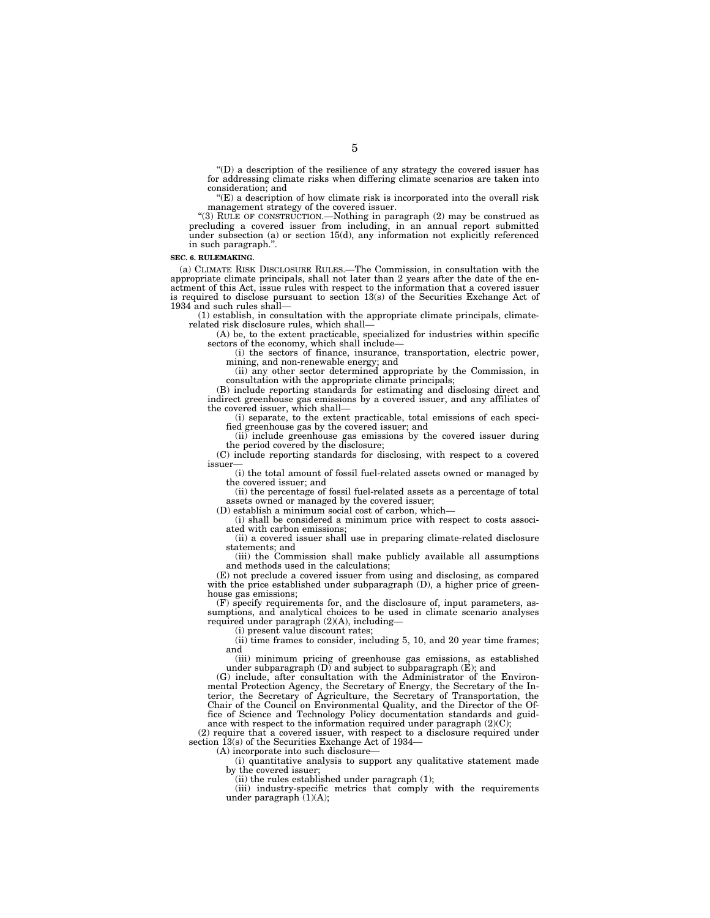"(D) a description of the resilience of any strategy the covered issuer has for addressing climate risks when differing climate scenarios are taken into consideration; and

"(E) a description of how climate risk is incorporated into the overall risk management strategy of the covered issuer.

"(3) RULE OF CONSTRUCTION.—Nothing in paragraph (2) may be construed as precluding a covered issuer from including, in an annual report submitted under subsection (a) or section 15(d), any information not explicitly referenced in such paragraph.".

**SEC. 6. RULEMAKING.**

(a) CLIMATE RISK DISCLOSURE RULES.—The Commission, in consultation with the appropriate climate principals, shall not later than 2 years after the date of the enactment of this Act, issue rules with respect to the information that a covered issuer is required to disclose pursuant to section 13(s) of the Securities Exchange Act of 1934 and such rules shall—

(1) establish, in consultation with the appropriate climate principals, climate-related risk disclosure rules, which shall—

(A) be, to the extent practicable, specialized for industries within specific sectors of the economy, which shall include—

(i) the sectors of finance, insurance, transportation, electric power, mining, and non-renewable energy; and

(ii) any other sector determined appropriate by the Commission, in consultation with the appropriate climate principals;

(B) include reporting standards for estimating and disclosing direct and indirect greenhouse gas emissions by a covered issuer, and any affiliates of the covered issuer, which shall—

(i) separate, to the extent practicable, total emissions of each specified greenhouse gas by the covered issuer; and

(ii) include greenhouse gas emissions by the covered issuer during the period covered by the disclosure;

(C) include reporting standards for disclosing, with respect to a covered issuer—

(i) the total amount of fossil fuel-related assets owned or managed by the covered issuer; and

(ii) the percentage of fossil fuel-related assets as a percentage of total assets owned or managed by the covered issuer;

(D) establish a minimum social cost of carbon, which—

(i) shall be considered a minimum price with respect to costs associated with carbon emissions;

(ii) a covered issuer shall use in preparing climate-related disclosure statements; and

(iii) the Commission shall make publicly available all assumptions and methods used in the calculations;

(E) not preclude a covered issuer from using and disclosing, as compared with the price established under subparagraph (D), a higher price of greenhouse gas emissions;

(F) specify requirements for, and the disclosure of, input parameters, assumptions, and analytical choices to be used in climate scenario analyses required under paragraph (2)(A), including—

(i) present value discount rates;

(ii) time frames to consider, including 5, 10, and 20 year time frames; and

(iii) minimum pricing of greenhouse gas emissions, as established under subparagraph (D) and subject to subparagraph (E); and

(G) include, after consultation with the Administrator of the Environmental Protection Agency, the Secretary of Energy, the Secretary of the Interior, the Secretary of Agriculture, the Secretary of Transportation, the Chair of the Council on Environmental Quality, and the Director of the Office of Science and Technology Policy documentation standards and guidance with respect to the information required under paragraph (2)(C);

(2) require that a covered issuer, with respect to a disclosure required under section 13(s) of the Securities Exchange Act of 1934—

(A) incorporate into such disclosure—

(i) quantitative analysis to support any qualitative statement made by the covered issuer;

(ii) the rules established under paragraph (1);

(iii) industry-specific metrics that comply with the requirements under paragraph (1)(A);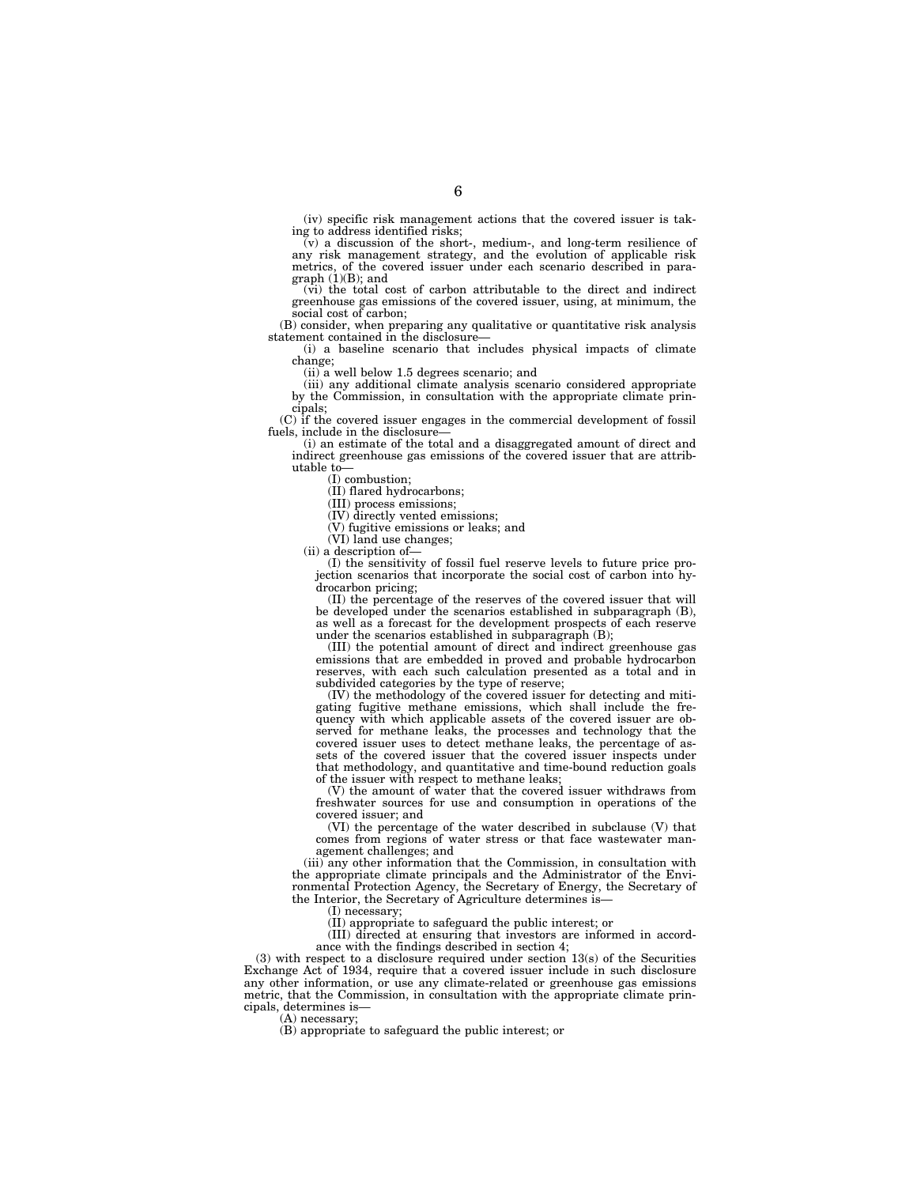(iv) specific risk management actions that the covered issuer is taking to address identified risks;

(v) a discussion of the short-, medium-, and long-term resilience of any risk management strategy, and the evolution of applicable risk metrics, of the covered issuer under each scenario described in paragraph (1)(B); and

(vi) the total cost of carbon attributable to the direct and indirect greenhouse gas emissions of the covered issuer, using, at minimum, the social cost of carbon;

(B) consider, when preparing any qualitative or quantitative risk analysis statement contained in the disclosure—

(i) a baseline scenario that includes physical impacts of climate change;

(ii) a well below 1.5 degrees scenario; and

(iii) any additional climate analysis scenario considered appropriate by the Commission, in consultation with the appropriate climate principals;

(C) if the covered issuer engages in the commercial development of fossil fuels, include in the disclosure—

(i) an estimate of the total and a disaggregated amount of direct and indirect greenhouse gas emissions of the covered issuer that are attributable to—

(I) combustion;

(II) flared hydrocarbons;

(III) process emissions;

(IV) directly vented emissions;

(V) fugitive emissions or leaks; and

(VI) land use changes;

(ii) a description of—

(I) the sensitivity of fossil fuel reserve levels to future price projection scenarios that incorporate the social cost of carbon into hydrocarbon pricing;

(II) the percentage of the reserves of the covered issuer that will be developed under the scenarios established in subparagraph (B), as well as a forecast for the development prospects of each reserve under the scenarios established in subparagraph (B);

(III) the potential amount of direct and indirect greenhouse gas emissions that are embedded in proved and probable hydrocarbon reserves, with each such calculation presented as a total and in subdivided categories by the type of reserve;

(IV) the methodology of the covered issuer for detecting and mitigating fugitive methane emissions, which shall include the frequency with which applicable assets of the covered issuer are observed for methane leaks, the processes and technology that the covered issuer uses to detect methane leaks, the percentage of assets of the covered issuer that the covered issuer inspects under that methodology, and quantitative and time-bound reduction goals of the issuer with respect to methane leaks;

(V) the amount of water that the covered issuer withdraws from freshwater sources for use and consumption in operations of the covered issuer; and

(VI) the percentage of the water described in subclause (V) that comes from regions of water stress or that face wastewater management challenges; and

(iii) any other information that the Commission, in consultation with the appropriate climate principals and the Administrator of the Environmental Protection Agency, the Secretary of Energy, the Secretary of the Interior, the Secretary of Agriculture determines is—

(I) necessary;

(II) appropriate to safeguard the public interest; or

(III) directed at ensuring that investors are informed in accordance with the findings described in section 4;

(3) with respect to a disclosure required under section 13(s) of the Securities Exchange Act of 1934, require that a covered issuer include in such disclosure any other information, or use any climate-related or greenhouse gas emissions metric, that the Commission, in consultation with the appropriate climate principals, determines is—

(A) necessary;

(B) appropriate to safeguard the public interest; or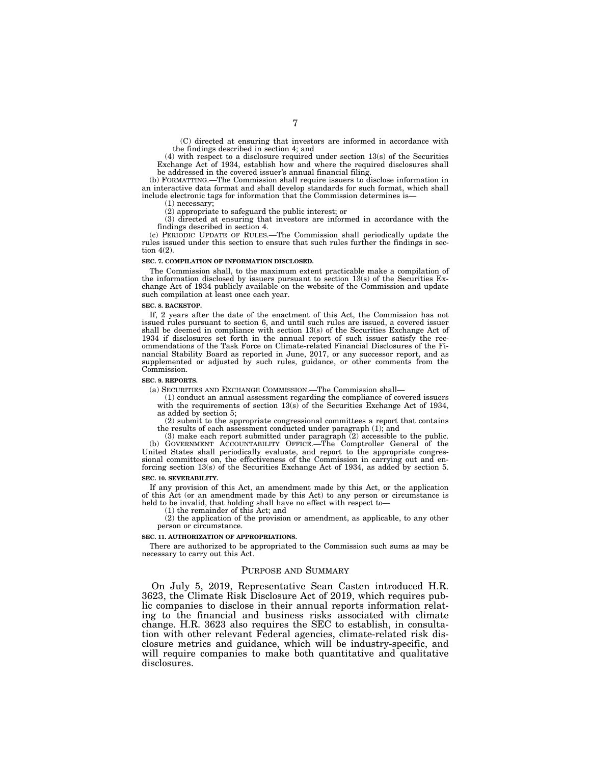(C) directed at ensuring that investors are informed in accordance with the findings described in section 4; and

(4) with respect to a disclosure required under section 13(s) of the Securities Exchange Act of 1934, establish how and where the required disclosures shall be addressed in the covered issuer's annual financial filing.

(b) FORMATTING.—The Commission shall require issuers to disclose information in an interactive data format and shall develop standards for such format, which shall include electronic tags for information that the Commission determines is—

(1) necessary;

(2) appropriate to safeguard the public interest; or

(3) directed at ensuring that investors are informed in accordance with the findings described in section 4.

(c) PERIODIC UPDATE OF RULES.—The Commission shall periodically update the rules issued under this section to ensure that such rules further the findings in section 4(2).

**SEC. 7. COMPILATION OF INFORMATION DISCLOSED.**

The Commission shall, to the maximum extent practicable make a compilation of the information disclosed by issuers pursuant to section 13(s) of the Securities Exchange Act of 1934 publicly available on the website of the Commission and update such compilation at least once each year.

**SEC. 8. BACKSTOP.**

If, 2 years after the date of the enactment of this Act, the Commission has not issued rules pursuant to section 6, and until such rules are issued, a covered issuer shall be deemed in compliance with section 13(s) of the Securities Exchange Act of 1934 if disclosures set forth in the annual report of such issuer satisfy the recommendations of the Task Force on Climate-related Financial Disclosures of the Financial Stability Board as reported in June, 2017, or any successor report, and as supplemented or adjusted by such rules, guidance, or other comments from the Commission.

**SEC. 9. REPORTS.**

(a) SECURITIES AND EXCHANGE COMMISSION.—The Commission shall—

(1) conduct an annual assessment regarding the compliance of covered issuers with the requirements of section 13(s) of the Securities Exchange Act of 1934, as added by section 5;

(2) submit to the appropriate congressional committees a report that contains the results of each assessment conducted under paragraph (1); and

(3) make each report submitted under paragraph (2) accessible to the public.

(b) GOVERNMENT ACCOUNTABILITY OFFICE.—The Comptroller General of the United States shall periodically evaluate, and report to the appropriate congressional committees on, the effectiveness of the Commission in carrying out and enforcing section 13(s) of the Securities Exchange Act of 1934, as added by section 5.

**SEC. 10. SEVERABILITY.**

If any provision of this Act, an amendment made by this Act, or the application of this Act (or an amendment made by this Act) to any person or circumstance is held to be invalid, that holding shall have no effect with respect to—

(1) the remainder of this Act; and

(2) the application of the provision or amendment, as applicable, to any other person or circumstance.

**SEC. 11. AUTHORIZATION OF APPROPRIATIONS.**

There are authorized to be appropriated to the Commission such sums as may be necessary to carry out this Act.

## PURPOSE AND SUMMARY

On July 5, 2019, Representative Sean Casten introduced H.R. 3623, the Climate Risk Disclosure Act of 2019, which requires public companies to disclose in their annual reports information relating to the financial and business risks associated with climate change. H.R. 3623 also requires the SEC to establish, in consultation with other relevant Federal agencies, climate-related risk disclosure metrics and guidance, which will be industry-specific, and will require companies to make both quantitative and qualitative disclosures.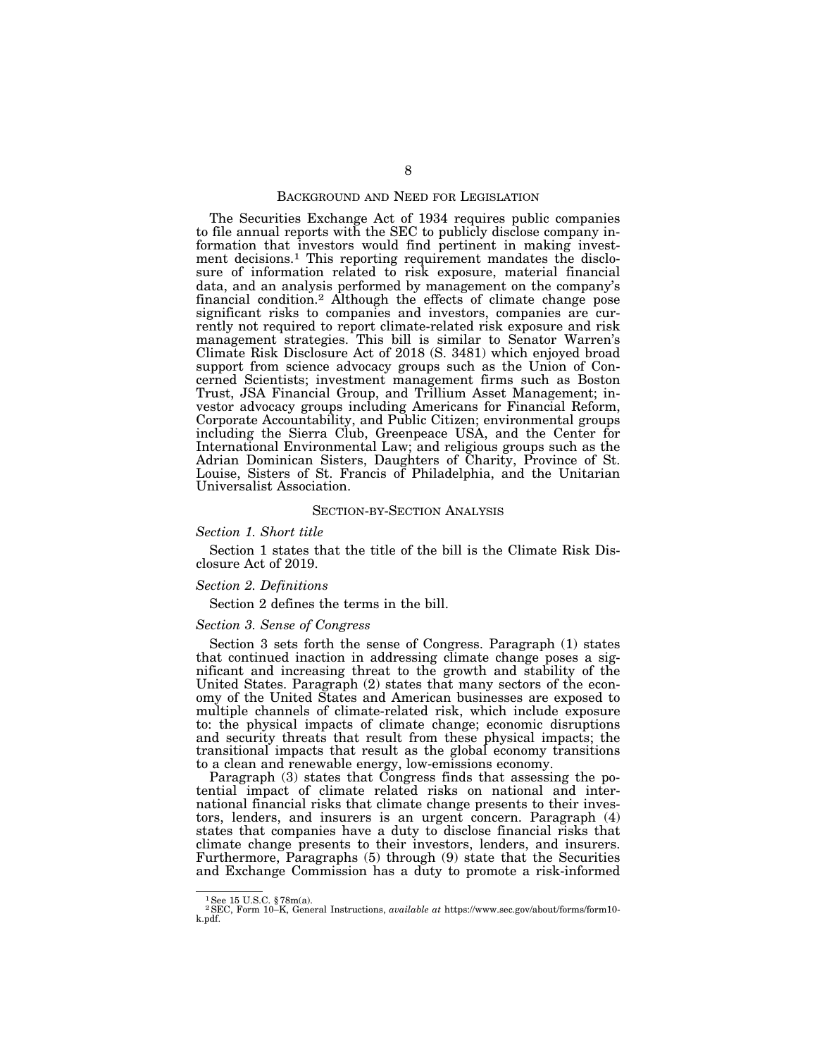## BACKGROUND AND NEED FOR LEGISLATION

The Securities Exchange Act of 1934 requires public companies to file annual reports with the SEC to publicly disclose company information that investors would find pertinent in making investment decisions.[1] This reporting requirement mandates the disclosure of information related to risk exposure, material financial data, and an analysis performed by management on the company's financial condition.[2] Although the effects of climate change pose significant risks to companies and investors, companies are currently not required to report climate-related risk exposure and risk management strategies. This bill is similar to Senator Warren's Climate Risk Disclosure Act of 2018 (S. 3481) which enjoyed broad support from science advocacy groups such as the Union of Concerned Scientists; investment management firms such as Boston Trust, JSA Financial Group, and Trillium Asset Management; investor advocacy groups including Americans for Financial Reform, Corporate Accountability, and Public Citizen; environmental groups including the Sierra Club, Greenpeace USA, and the Center for International Environmental Law; and religious groups such as the Adrian Dominican Sisters, Daughters of Charity, Province of St. Louise, Sisters of St. Francis of Philadelphia, and the Unitarian Universalist Association.

## SECTION-BY-SECTION ANALYSIS

### *Section 1. Short title*

Section 1 states that the title of the bill is the Climate Risk Disclosure Act of 2019.

### *Section 2. Definitions*

Section 2 defines the terms in the bill.

### *Section 3. Sense of Congress*

Section 3 sets forth the sense of Congress. Paragraph (1) states that continued inaction in addressing climate change poses a significant and increasing threat to the growth and stability of the United States. Paragraph (2) states that many sectors of the economy of the United States and American businesses are exposed to multiple channels of climate-related risk, which include exposure to: the physical impacts of climate change; economic disruptions and security threats that result from these physical impacts; the transitional impacts that result as the global economy transitions to a clean and renewable energy, low-emissions economy.

Paragraph (3) states that Congress finds that assessing the potential impact of climate related risks on national and international financial risks that climate change presents to their investors, lenders, and insurers is an urgent concern. Paragraph (4) states that companies have a duty to disclose financial risks that climate change presents to their investors, lenders, and insurers. Furthermore, Paragraphs (5) through (9) state that the Securities and Exchange Commission has a duty to promote a risk-informed

---

[1] See 15 U.S.C. §78m(a).

[2] SEC, Form 10–K, General Instructions, *available at* https://www.sec.gov/about/forms/form10-k.pdf.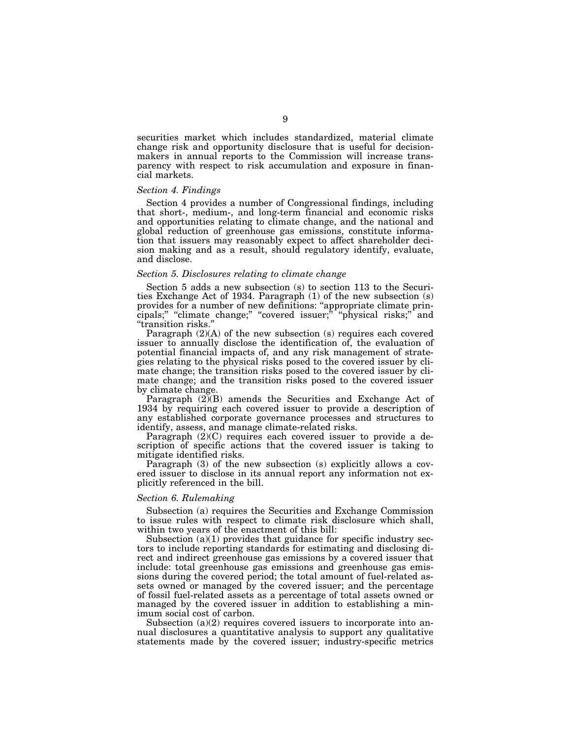securities market which includes standardized, material climate change risk and opportunity disclosure that is useful for decision-makers in annual reports to the Commission will increase transparency with respect to risk accumulation and exposure in financial markets.

### *Section 4. Findings*

Section 4 provides a number of Congressional findings, including that short-, medium-, and long-term financial and economic risks and opportunities relating to climate change, and the national and global reduction of greenhouse gas emissions, constitute information that issuers may reasonably expect to affect shareholder decision making and as a result, should regulatory identify, evaluate, and disclose.

### *Section 5. Disclosures relating to climate change*

Section 5 adds a new subsection (s) to section 113 to the Securities Exchange Act of 1934. Paragraph (1) of the new subsection (s) provides for a number of new definitions: "appropriate climate principals;" "climate change;" "covered issuer;" "physical risks;" and "transition risks."

Paragraph (2)(A) of the new subsection (s) requires each covered issuer to annually disclose the identification of, the evaluation of potential financial impacts of, and any risk management of strategies relating to the physical risks posed to the covered issuer by climate change; the transition risks posed to the covered issuer by climate change; and the transition risks posed to the covered issuer by climate change.

Paragraph (2)(B) amends the Securities and Exchange Act of 1934 by requiring each covered issuer to provide a description of any established corporate governance processes and structures to identify, assess, and manage climate-related risks.

Paragraph (2)(C) requires each covered issuer to provide a description of specific actions that the covered issuer is taking to mitigate identified risks.

Paragraph (3) of the new subsection (s) explicitly allows a covered issuer to disclose in its annual report any information not explicitly referenced in the bill.

### *Section 6. Rulemaking*

Subsection (a) requires the Securities and Exchange Commission to issue rules with respect to climate risk disclosure which shall, within two years of the enactment of this bill:

Subsection (a)(1) provides that guidance for specific industry sectors to include reporting standards for estimating and disclosing direct and indirect greenhouse gas emissions by a covered issuer that include: total greenhouse gas emissions and greenhouse gas emissions during the covered period; the total amount of fuel-related assets owned or managed by the covered issuer; and the percentage of fossil fuel-related assets as a percentage of total assets owned or managed by the covered issuer in addition to establishing a minimum social cost of carbon.

Subsection (a)(2) requires covered issuers to incorporate into annual disclosures a quantitative analysis to support any qualitative statements made by the covered issuer; industry-specific metrics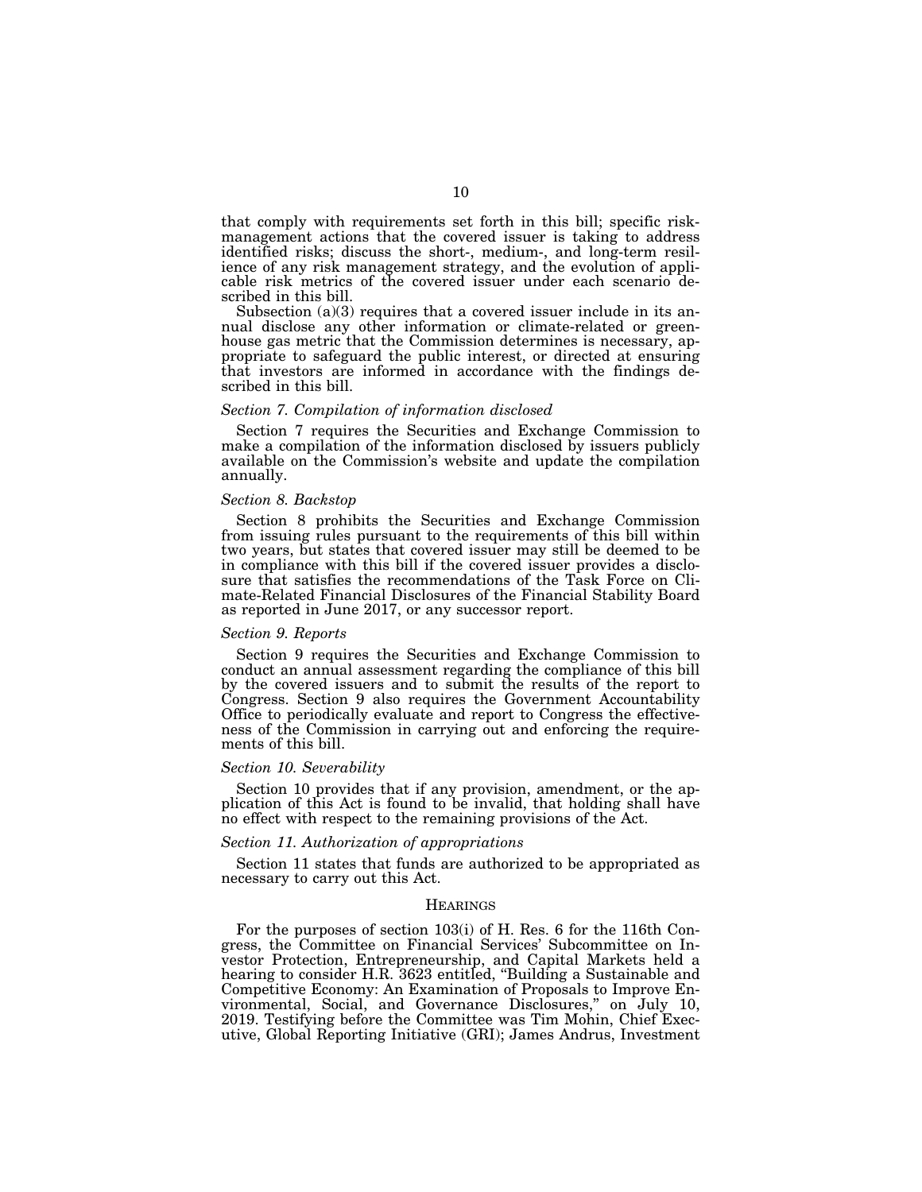that comply with requirements set forth in this bill; specific risk-management actions that the covered issuer is taking to address identified risks; discuss the short-, medium-, and long-term resilience of any risk management strategy, and the evolution of applicable risk metrics of the covered issuer under each scenario described in this bill.

Subsection (a)(3) requires that a covered issuer include in its annual disclose any other information or climate-related or greenhouse gas metric that the Commission determines is necessary, appropriate to safeguard the public interest, or directed at ensuring that investors are informed in accordance with the findings described in this bill.

*Section 7. Compilation of information disclosed*

Section 7 requires the Securities and Exchange Commission to make a compilation of the information disclosed by issuers publicly available on the Commission's website and update the compilation annually.

*Section 8. Backstop*

Section 8 prohibits the Securities and Exchange Commission from issuing rules pursuant to the requirements of this bill within two years, but states that covered issuer may still be deemed to be in compliance with this bill if the covered issuer provides a disclosure that satisfies the recommendations of the Task Force on Climate-Related Financial Disclosures of the Financial Stability Board as reported in June 2017, or any successor report.

*Section 9. Reports*

Section 9 requires the Securities and Exchange Commission to conduct an annual assessment regarding the compliance of this bill by the covered issuers and to submit the results of the report to Congress. Section 9 also requires the Government Accountability Office to periodically evaluate and report to Congress the effectiveness of the Commission in carrying out and enforcing the requirements of this bill.

*Section 10. Severability*

Section 10 provides that if any provision, amendment, or the application of this Act is found to be invalid, that holding shall have no effect with respect to the remaining provisions of the Act.

*Section 11. Authorization of appropriations*

Section 11 states that funds are authorized to be appropriated as necessary to carry out this Act.

## HEARINGS

For the purposes of section 103(i) of H. Res. 6 for the 116th Congress, the Committee on Financial Services' Subcommittee on Investor Protection, Entrepreneurship, and Capital Markets held a hearing to consider H.R. 3623 entitled, "Building a Sustainable and Competitive Economy: An Examination of Proposals to Improve Environmental, Social, and Governance Disclosures," on July 10, 2019. Testifying before the Committee was Tim Mohin, Chief Executive, Global Reporting Initiative (GRI); James Andrus, Investment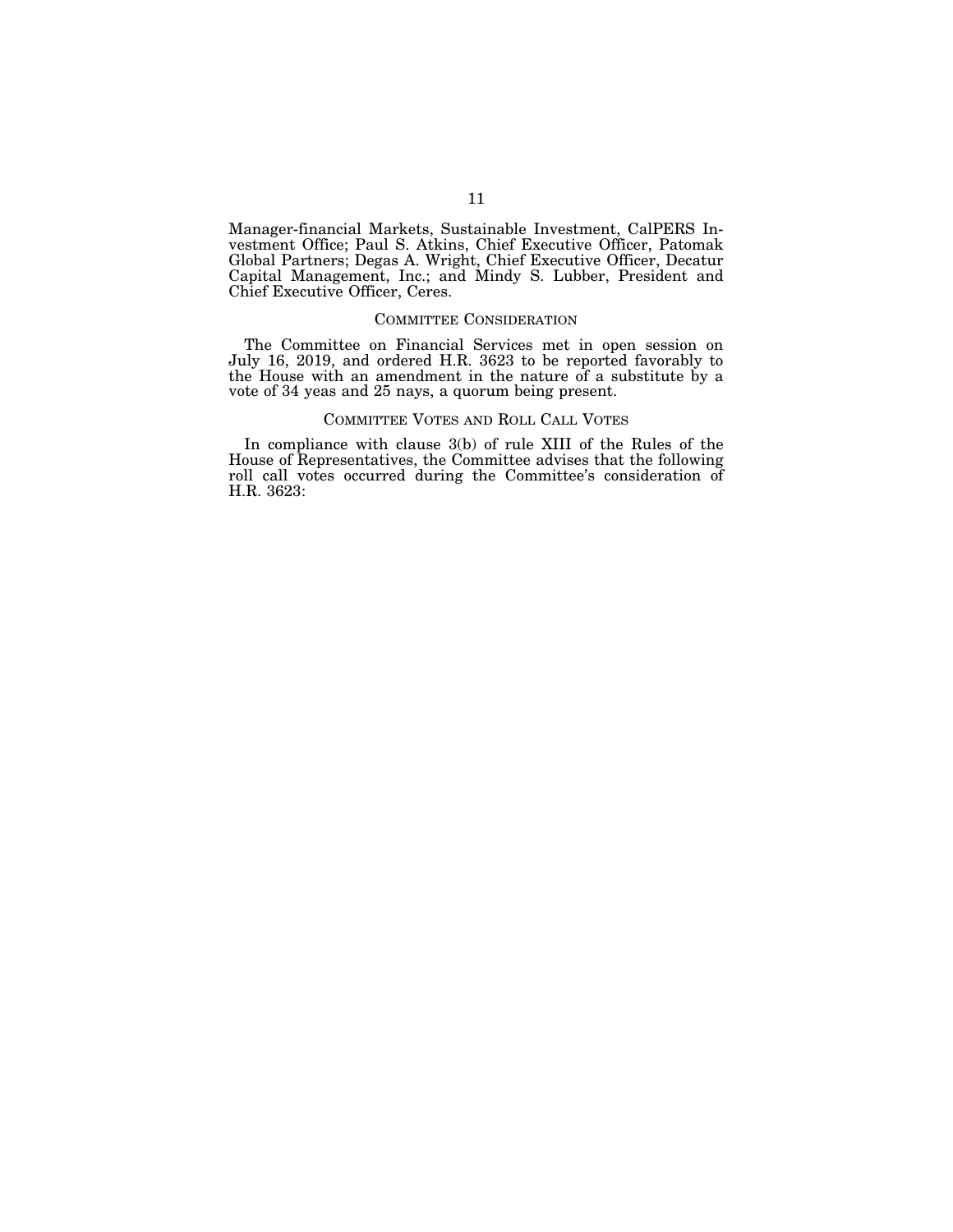Manager-financial Markets, Sustainable Investment, CalPERS Investment Office; Paul S. Atkins, Chief Executive Officer, Patomak Global Partners; Degas A. Wright, Chief Executive Officer, Decatur Capital Management, Inc.; and Mindy S. Lubber, President and Chief Executive Officer, Ceres.

## COMMITTEE CONSIDERATION

The Committee on Financial Services met in open session on July 16, 2019, and ordered H.R. 3623 to be reported favorably to the House with an amendment in the nature of a substitute by a vote of 34 yeas and 25 nays, a quorum being present.

## COMMITTEE VOTES AND ROLL CALL VOTES

In compliance with clause 3(b) of rule XIII of the Rules of the House of Representatives, the Committee advises that the following roll call votes occurred during the Committee's consideration of H.R. 3623: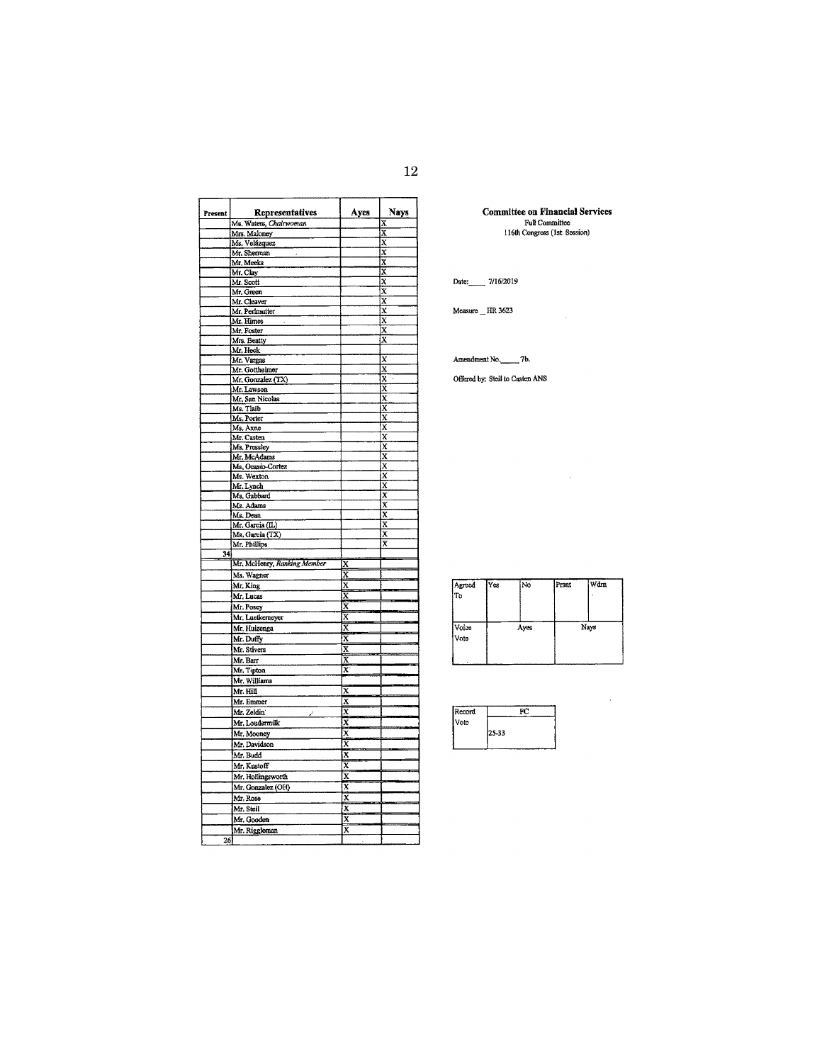**Committee on Financial Services**
Full Committee
116th Congress (1st Session)

Date: 7/16/2019

Measure HR 3623

Amendment No. 7b.

Offered by: Steil to Casten ANS

| Present | Representatives | Ayes | Nays |
|---|---|---|---|
| | Ms. Waters, *Chairwoman* | | X |
| | Mrs. Maloney | | X |
| | Ms. Velázquez | | X |
| | Mr. Sherman | | X |
| | Mr. Meeks | | X |
| | Mr. Clay | | X |
| | Mr. Scott | | X |
| | Mr. Green | | X |
| | Mr. Cleaver | | X |
| | Mr. Perlmutter | | X |
| | Mr. Himes | | X |
| | Mr. Foster | | X |
| | Mrs. Beatty | | X |
| | Mr. Heck | | |
| | Mr. Vargas | | X |
| | Mr. Gottheimer | | X |
| | Mr. Gonzalez (TX) | | X |
| | Mr. Lawson | | X |
| | Mr. San Nicolas | | X |
| | Ms. Tlaib | | X |
| | Ms. Porter | | X |
| | Ms. Axne | | X |
| | Mr. Casten | | X |
| | Ms. Pressley | | X |
| | Mr. McAdams | | X |
| | Ms. Ocasio-Cortez | | X |
| | Ms. Wexton | | X |
| | Mr. Lynch | | X |
| | Ms. Gabbard | | X |
| | Ms. Adams | | X |
| | Ms. Dean | | X |
| | Mr. Garcia (IL) | | X |
| | Ms. Garcia (TX) | | X |
| | Mr. Phillips | | X |
| 34 | | | |
| | Mr. McHenry, *Ranking Member* | X | |
| | Ms. Wagner | X | |
| | Mr. King | X | |
| | Mr. Lucas | X | |
| | Mr. Posey | X | |
| | Mr. Luetkemeyer | X | |
| | Mr. Huizenga | X | |
| | Mr. Duffy | X | |
| | Mr. Stivers | X | |
| | Mr. Barr | X | |
| | Mr. Tipton | X | |
| | Mr. Williams | | |
| | Mr. Hill | X | |
| | Mr. Emmer | X | |
| | Mr. Zeldin | X | |
| | Mr. Loudermilk | X | |
| | Mr. Mooney | X | |
| | Mr. Davidson | X | |
| | Mr. Budd | X | |
| | Mr. Kustoff | X | |
| | Mr. Hollingsworth | X | |
| | Mr. Gonzalez (OH) | X | |
| | Mr. Rose | X | |
| | Mr. Steil | X | |
| | Mr. Gooden | X | |
| | Mr. Riggleman | X | |
| 26 | | | |

| Agreed To | Yes | No | Prsnt | Wdrn |
|---|---|---|---|---|
| | | | | |

| Voice Vote | Ayes | Nays |
|---|---|---|
| | | |

| Record Vote | FC |
|---|---|
| | 25-33 |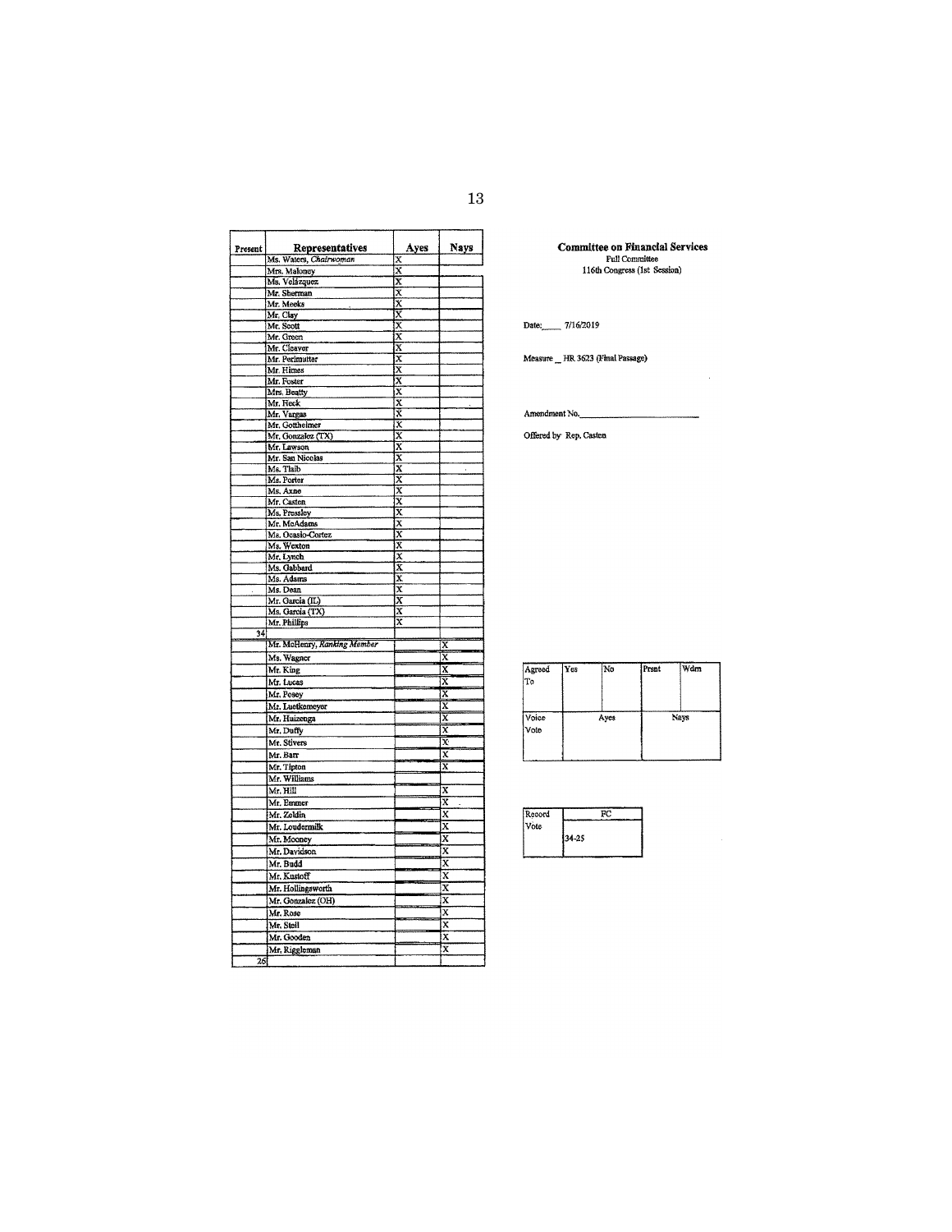| Present | Representatives | Ayes | Nays |
|---|---|---|---|
| | Ms. Waters, *Chairwoman* | X | |
| | Mrs. Maloney | X | |
| | Ms. Velázquez | X | |
| | Mr. Sherman | X | |
| | Mr. Meeks | X | |
| | Mr. Clay | X | |
| | Mr. Scott | X | |
| | Mr. Green | X | |
| | Mr. Cleaver | X | |
| | Mr. Perlmutter | X | |
| | Mr. Himes | X | |
| | Mr. Foster | X | |
| | Mrs. Beatty | X | |
| | Mr. Heck | X | |
| | Mr. Vargas | X | |
| | Mr. Gottheimer | X | |
| | Mr. Gonzalez (TX) | X | |
| | Mr. Lawson | X | |
| | Mr. San Nicolas | X | |
| | Ms. Tlaib | X | |
| | Ms. Porter | X | |
| | Ms. Axne | X | |
| | Mr. Casten | X | |
| | Ms. Pressley | X | |
| | Mr. McAdams | X | |
| | Ms. Ocasio-Cortez | X | |
| | Ms. Wexton | X | |
| | Mr. Lynch | X | |
| | Ms. Gabbard | X | |
| | Ms. Adams | X | |
| | Ms. Dean | X | |
| | Mr. Garcia (IL) | X | |
| | Ms. Garcia (TX) | X | |
| | Mr. Phillips | X | |
| 34 | | | |
| | Mr. McHenry, *Ranking Member* | | X |
| | Ms. Wagner | | X |
| | Mr. King | | X |
| | Mr. Lucas | | X |
| | Mr. Posey | | X |
| | Mr. Luetkemeyer | | X |
| | Mr. Huizenga | | X |
| | Mr. Duffy | | X |
| | Mr. Stivers | | X |
| | Mr. Barr | | X |
| | Mr. Tipton | | X |
| | Mr. Williams | | |
| | Mr. Hill | | X |
| | Mr. Emmer | | X |
| | Mr. Zeldin | | X |
| | Mr. Loudermilk | | X |
| | Mr. Mooney | | X |
| | Mr. Davidson | | X |
| | Mr. Budd | | X |
| | Mr. Kustoff | | X |
| | Mr. Hollingsworth | | X |
| | Mr. Gonzalez (OH) | | X |
| | Mr. Rose | | X |
| | Mr. Steil | | X |
| | Mr. Gooden | | X |
| | Mr. Riggleman | | X |
| 26 | | | |

**Committee on Financial Services**
Full Committee
116th Congress (1st Session)

Date: 7/16/2019

Measure HR 3623 (Final Passage)

Amendment No.

Offered by Rep. Casten

| Agreed To | Yes | No | Prsnt | Wdrn |
|---|---|---|---|---|
| | | | | |

| Voice Vote | Ayes | Nays |
|---|---|---|
| | | |

| Record Vote | FC |
|---|---|
| | 34-25 |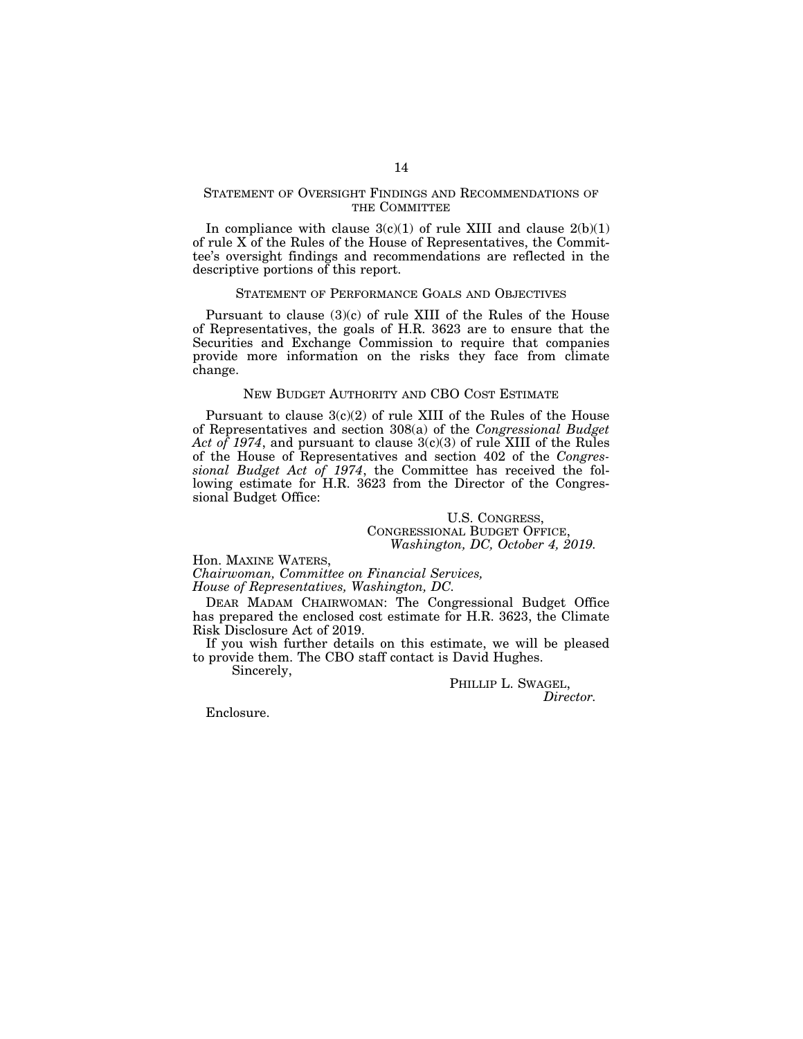## STATEMENT OF OVERSIGHT FINDINGS AND RECOMMENDATIONS OF THE COMMITTEE

In compliance with clause 3(c)(1) of rule XIII and clause 2(b)(1) of rule X of the Rules of the House of Representatives, the Committee's oversight findings and recommendations are reflected in the descriptive portions of this report.

## STATEMENT OF PERFORMANCE GOALS AND OBJECTIVES

Pursuant to clause (3)(c) of rule XIII of the Rules of the House of Representatives, the goals of H.R. 3623 are to ensure that the Securities and Exchange Commission to require that companies provide more information on the risks they face from climate change.

## NEW BUDGET AUTHORITY AND CBO COST ESTIMATE

Pursuant to clause 3(c)(2) of rule XIII of the Rules of the House of Representatives and section 308(a) of the *Congressional Budget Act of 1974*, and pursuant to clause 3(c)(3) of rule XIII of the Rules of the House of Representatives and section 402 of the *Congressional Budget Act of 1974*, the Committee has received the following estimate for H.R. 3623 from the Director of the Congressional Budget Office:

U.S. CONGRESS,
CONGRESSIONAL BUDGET OFFICE,
*Washington, DC, October 4, 2019.*

Hon. MAXINE WATERS,
*Chairwoman, Committee on Financial Services,*
*House of Representatives, Washington, DC.*

DEAR MADAM CHAIRWOMAN: The Congressional Budget Office has prepared the enclosed cost estimate for H.R. 3623, the Climate Risk Disclosure Act of 2019.

If you wish further details on this estimate, we will be pleased to provide them. The CBO staff contact is David Hughes.

Sincerely,

PHILLIP L. SWAGEL,
*Director.*

Enclosure.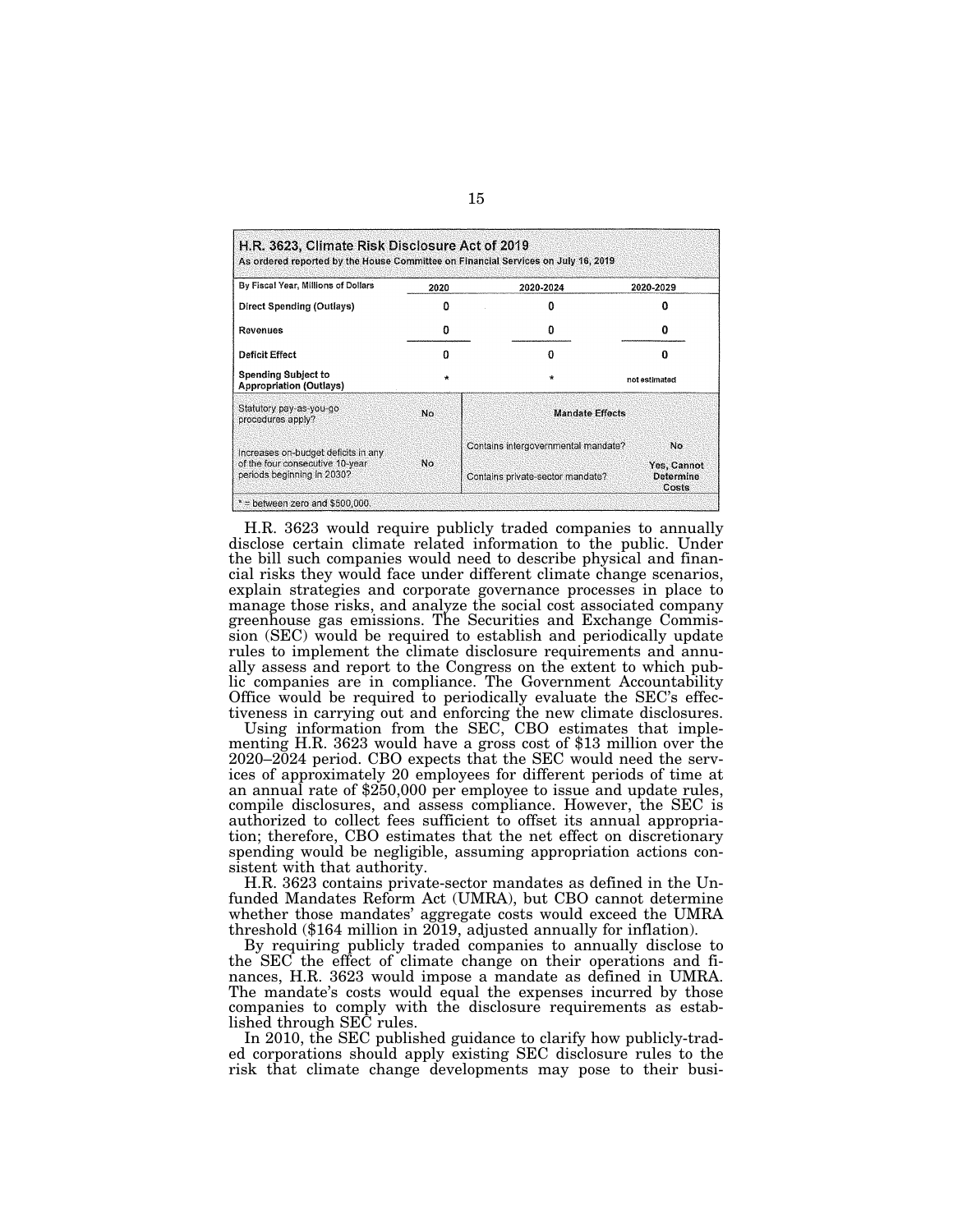**H.R. 3623, Climate Risk Disclosure Act of 2019**
As ordered reported by the House Committee on Financial Services on July 16, 2019

| By Fiscal Year, Millions of Dollars | 2020 | 2020-2024 | 2020-2029 |
|---|---|---|---|
| Direct Spending (Outlays) | 0 | 0 | 0 |
| Revenues | 0 | 0 | 0 |
| Deficit Effect | 0 | 0 | 0 |
| Spending Subject to Appropriation (Outlays) | * | * | not estimated |

| Statutory pay-as-you-go procedures apply? | No | Mandate Effects | |
|---|---|---|---|
| Increases on-budget deficits in any of the four consecutive 10-year periods beginning in 2030? | No | Contains intergovernmental mandate? | No |
| | | Contains private-sector mandate? | Yes, Cannot Determine Costs |

* = between zero and $500,000.

H.R. 3623 would require publicly traded companies to annually disclose certain climate related information to the public. Under the bill such companies would need to describe physical and financial risks they would face under different climate change scenarios, explain strategies and corporate governance processes in place to manage those risks, and analyze the social cost associated company greenhouse gas emissions. The Securities and Exchange Commission (SEC) would be required to establish and periodically update rules to implement the climate disclosure requirements and annually assess and report to the Congress on the extent to which public companies are in compliance. The Government Accountability Office would be required to periodically evaluate the SEC's effectiveness in carrying out and enforcing the new climate disclosures.

Using information from the SEC, CBO estimates that implementing H.R. 3623 would have a gross cost of $13 million over the 2020–2024 period. CBO expects that the SEC would need the services of approximately 20 employees for different periods of time at an annual rate of $250,000 per employee to issue and update rules, compile disclosures, and assess compliance. However, the SEC is authorized to collect fees sufficient to offset its annual appropriation; therefore, CBO estimates that the net effect on discretionary spending would be negligible, assuming appropriation actions consistent with that authority.

H.R. 3623 contains private-sector mandates as defined in the Unfunded Mandates Reform Act (UMRA), but CBO cannot determine whether those mandates' aggregate costs would exceed the UMRA threshold ($164 million in 2019, adjusted annually for inflation).

By requiring publicly traded companies to annually disclose to the SEC the effect of climate change on their operations and finances, H.R. 3623 would impose a mandate as defined in UMRA. The mandate's costs would equal the expenses incurred by those companies to comply with the disclosure requirements as established through SEC rules.

In 2010, the SEC published guidance to clarify how publicly-traded corporations should apply existing SEC disclosure rules to the risk that climate change developments may pose to their busi-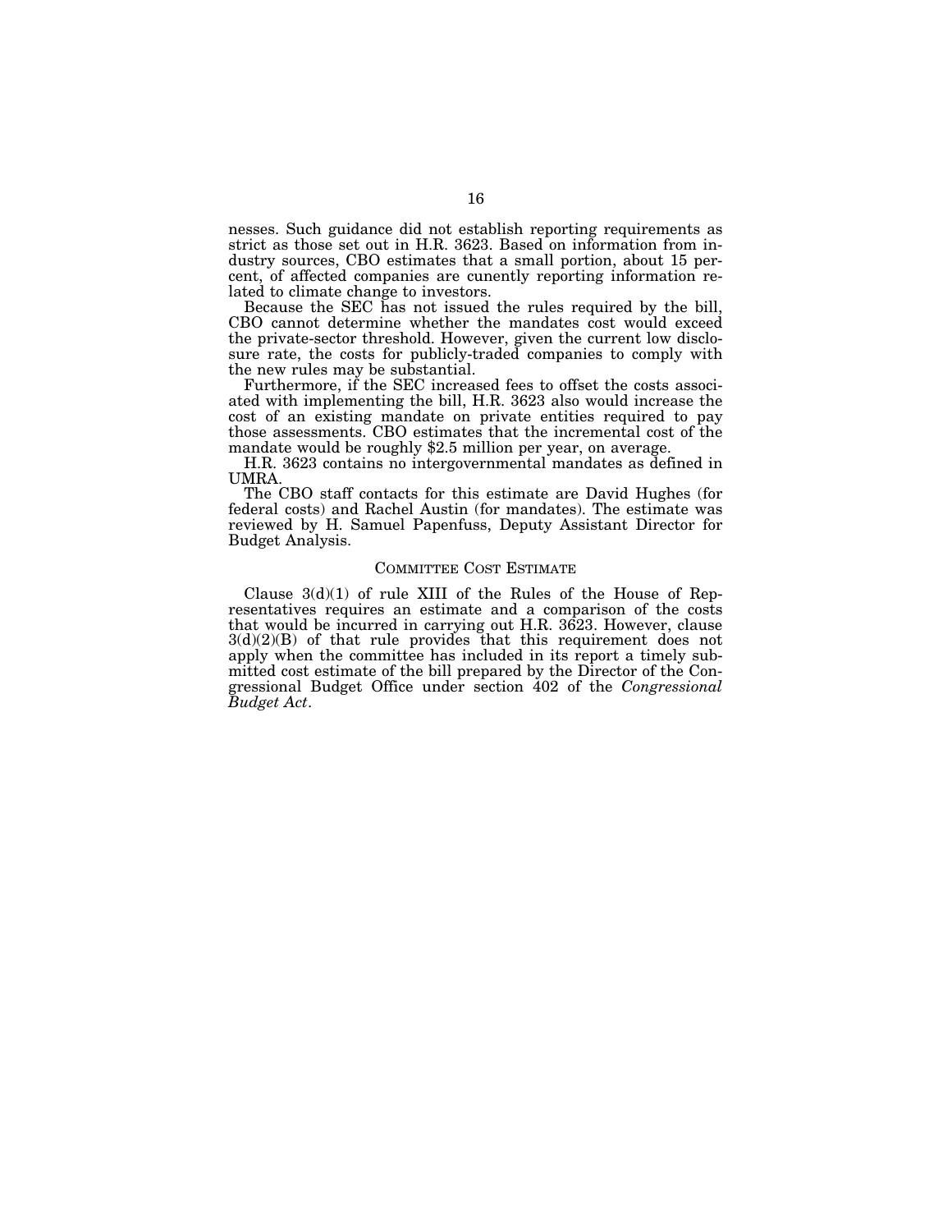nesses. Such guidance did not establish reporting requirements as strict as those set out in H.R. 3623. Based on information from industry sources, CBO estimates that a small portion, about 15 percent, of affected companies are cunently reporting information related to climate change to investors.

Because the SEC has not issued the rules required by the bill, CBO cannot determine whether the mandates cost would exceed the private-sector threshold. However, given the current low disclosure rate, the costs for publicly-traded companies to comply with the new rules may be substantial.

Furthermore, if the SEC increased fees to offset the costs associated with implementing the bill, H.R. 3623 also would increase the cost of an existing mandate on private entities required to pay those assessments. CBO estimates that the incremental cost of the mandate would be roughly $2.5 million per year, on average.

H.R. 3623 contains no intergovernmental mandates as defined in UMRA.

The CBO staff contacts for this estimate are David Hughes (for federal costs) and Rachel Austin (for mandates). The estimate was reviewed by H. Samuel Papenfuss, Deputy Assistant Director for Budget Analysis.

## Committee Cost Estimate

Clause 3(d)(1) of rule XIII of the Rules of the House of Representatives requires an estimate and a comparison of the costs that would be incurred in carrying out H.R. 3623. However, clause 3(d)(2)(B) of that rule provides that this requirement does not apply when the committee has included in its report a timely submitted cost estimate of the bill prepared by the Director of the Congressional Budget Office under section 402 of the *Congressional Budget Act*.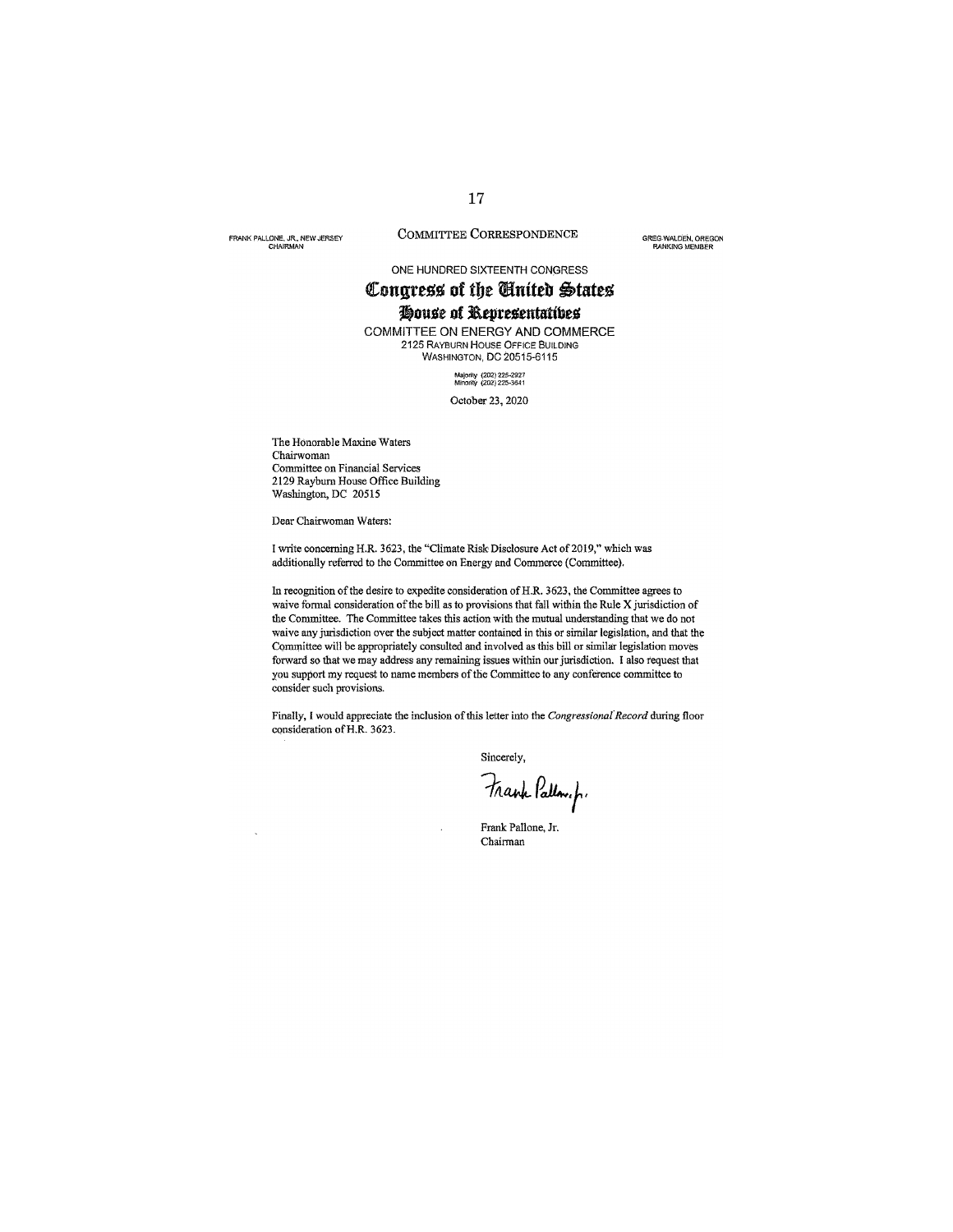COMMITTEE CORRESPONDENCE

FRANK PALLONE, JR., NEW JERSEY
CHAIRMAN

GREG WALDEN, OREGON
RANKING MEMBER

ONE HUNDRED SIXTEENTH CONGRESS

# Congress of the United States

## House of Representatives

COMMITTEE ON ENERGY AND COMMERCE
2125 RAYBURN HOUSE OFFICE BUILDING
WASHINGTON, DC 20515-6115

Majority (202) 225-2927
Minority (202) 225-3641

October 23, 2020

The Honorable Maxine Waters
Chairwoman
Committee on Financial Services
2129 Rayburn House Office Building
Washington, DC 20515

Dear Chairwoman Waters:

I write concerning H.R. 3623, the "Climate Risk Disclosure Act of 2019," which was additionally referred to the Committee on Energy and Commerce (Committee).

In recognition of the desire to expedite consideration of H.R. 3623, the Committee agrees to waive formal consideration of the bill as to provisions that fall within the Rule X jurisdiction of the Committee. The Committee takes this action with the mutual understanding that we do not waive any jurisdiction over the subject matter contained in this or similar legislation, and that the Committee will be appropriately consulted and involved as this bill or similar legislation moves forward so that we may address any remaining issues within our jurisdiction. I also request that you support my request to name members of the Committee to any conference committee to consider such provisions.

Finally, I would appreciate the inclusion of this letter into the *Congressional Record* during floor consideration of H.R. 3623.

Sincerely,

Frank Pallone, Jr.
Chairman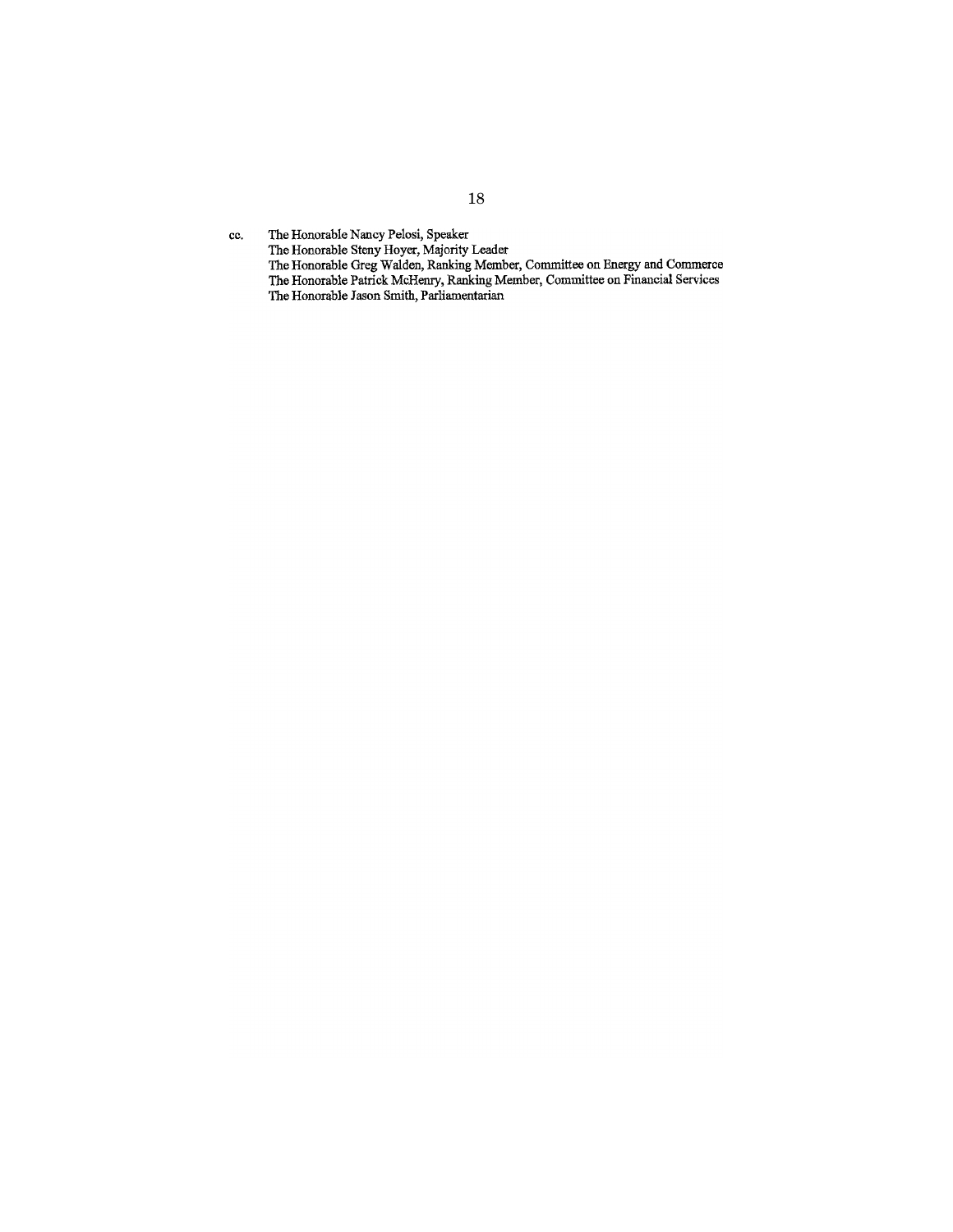cc. The Honorable Nancy Pelosi, Speaker
The Honorable Steny Hoyer, Majority Leader
The Honorable Greg Walden, Ranking Member, Committee on Energy and Commerce
The Honorable Patrick McHenry, Ranking Member, Committee on Financial Services
The Honorable Jason Smith, Parliamentarian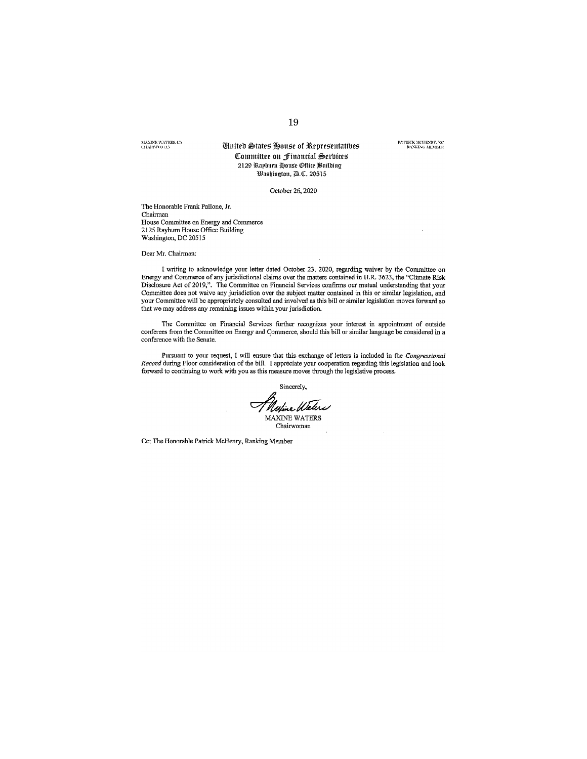MAXINE WATERS, CA
CHAIRWOMAN

**United States House of Representatives**
**Committee on Financial Services**
2129 Rayburn House Office Building
Washington, D.C. 20515

PATRICK MCHENRY, NC
RANKING MEMBER

October 26, 2020

The Honorable Frank Pallone, Jr.
Chairman
House Committee on Energy and Commerce
2125 Rayburn House Office Building
Washington, DC 20515

Dear Mr. Chairman:

I writing to acknowledge your letter dated October 23, 2020, regarding waiver by the Committee on Energy and Commerce of any jurisdictional claims over the matters contained in H.R. 3623, the "Climate Risk Disclosure Act of 2019,". The Committee on Financial Services confirms our mutual understanding that your Committee does not waive any jurisdiction over the subject matter contained in this or similar legislation, and your Committee will be appropriately consulted and involved as this bill or similar legislation moves forward so that we may address any remaining issues within your jurisdiction.

The Committee on Financial Services further recognizes your interest in appointment of outside conferees from the Committee on Energy and Commerce, should this bill or similar language be considered in a conference with the Senate.

Pursuant to your request, I will ensure that this exchange of letters is included in the *Congressional Record* during Floor consideration of the bill. I appreciate your cooperation regarding this legislation and look forward to continuing to work with you as this measure moves through the legislative process.

Sincerely,

MAXINE WATERS
Chairwoman

Cc: The Honorable Patrick McHenry, Ranking Member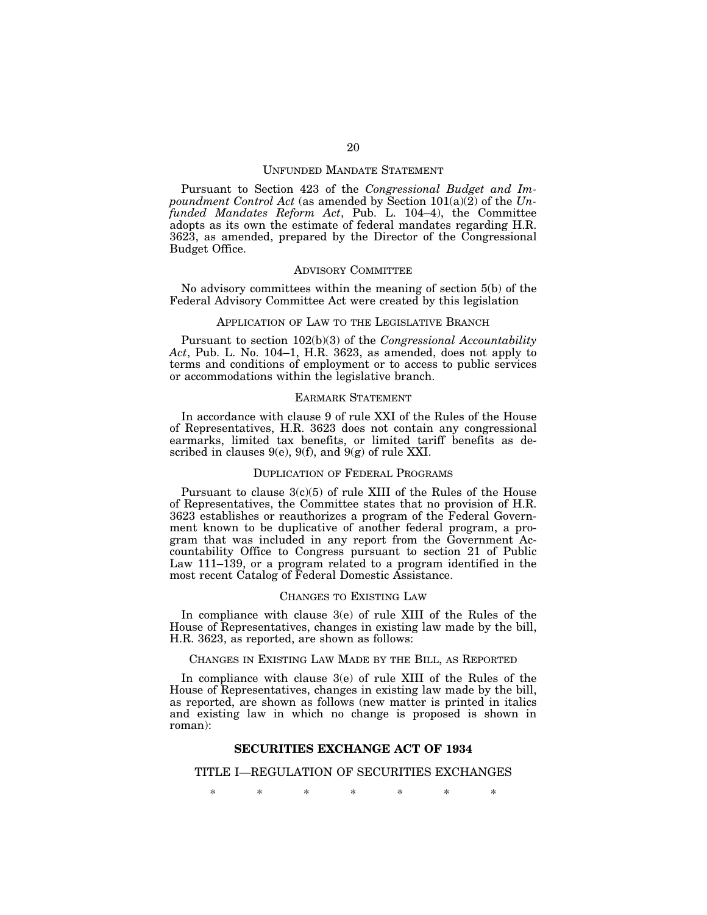## UNFUNDED MANDATE STATEMENT

Pursuant to Section 423 of the *Congressional Budget and Impoundment Control Act* (as amended by Section 101(a)(2) of the *Unfunded Mandates Reform Act*, Pub. L. 104–4), the Committee adopts as its own the estimate of federal mandates regarding H.R. 3623, as amended, prepared by the Director of the Congressional Budget Office.

## ADVISORY COMMITTEE

No advisory committees within the meaning of section 5(b) of the Federal Advisory Committee Act were created by this legislation

## APPLICATION OF LAW TO THE LEGISLATIVE BRANCH

Pursuant to section 102(b)(3) of the *Congressional Accountability Act*, Pub. L. No. 104–1, H.R. 3623, as amended, does not apply to terms and conditions of employment or to access to public services or accommodations within the legislative branch.

## EARMARK STATEMENT

In accordance with clause 9 of rule XXI of the Rules of the House of Representatives, H.R. 3623 does not contain any congressional earmarks, limited tax benefits, or limited tariff benefits as described in clauses 9(e), 9(f), and 9(g) of rule XXI.

## DUPLICATION OF FEDERAL PROGRAMS

Pursuant to clause 3(c)(5) of rule XIII of the Rules of the House of Representatives, the Committee states that no provision of H.R. 3623 establishes or reauthorizes a program of the Federal Government known to be duplicative of another federal program, a program that was included in any report from the Government Accountability Office to Congress pursuant to section 21 of Public Law 111–139, or a program related to a program identified in the most recent Catalog of Federal Domestic Assistance.

## CHANGES TO EXISTING LAW

In compliance with clause 3(e) of rule XIII of the Rules of the House of Representatives, changes in existing law made by the bill, H.R. 3623, as reported, are shown as follows:

## CHANGES IN EXISTING LAW MADE BY THE BILL, AS REPORTED

In compliance with clause 3(e) of rule XIII of the Rules of the House of Representatives, changes in existing law made by the bill, as reported, are shown as follows (new matter is printed in italics and existing law in which no change is proposed is shown in roman):

### SECURITIES EXCHANGE ACT OF 1934

TITLE I—REGULATION OF SECURITIES EXCHANGES

\* \* \* \* \* \* \*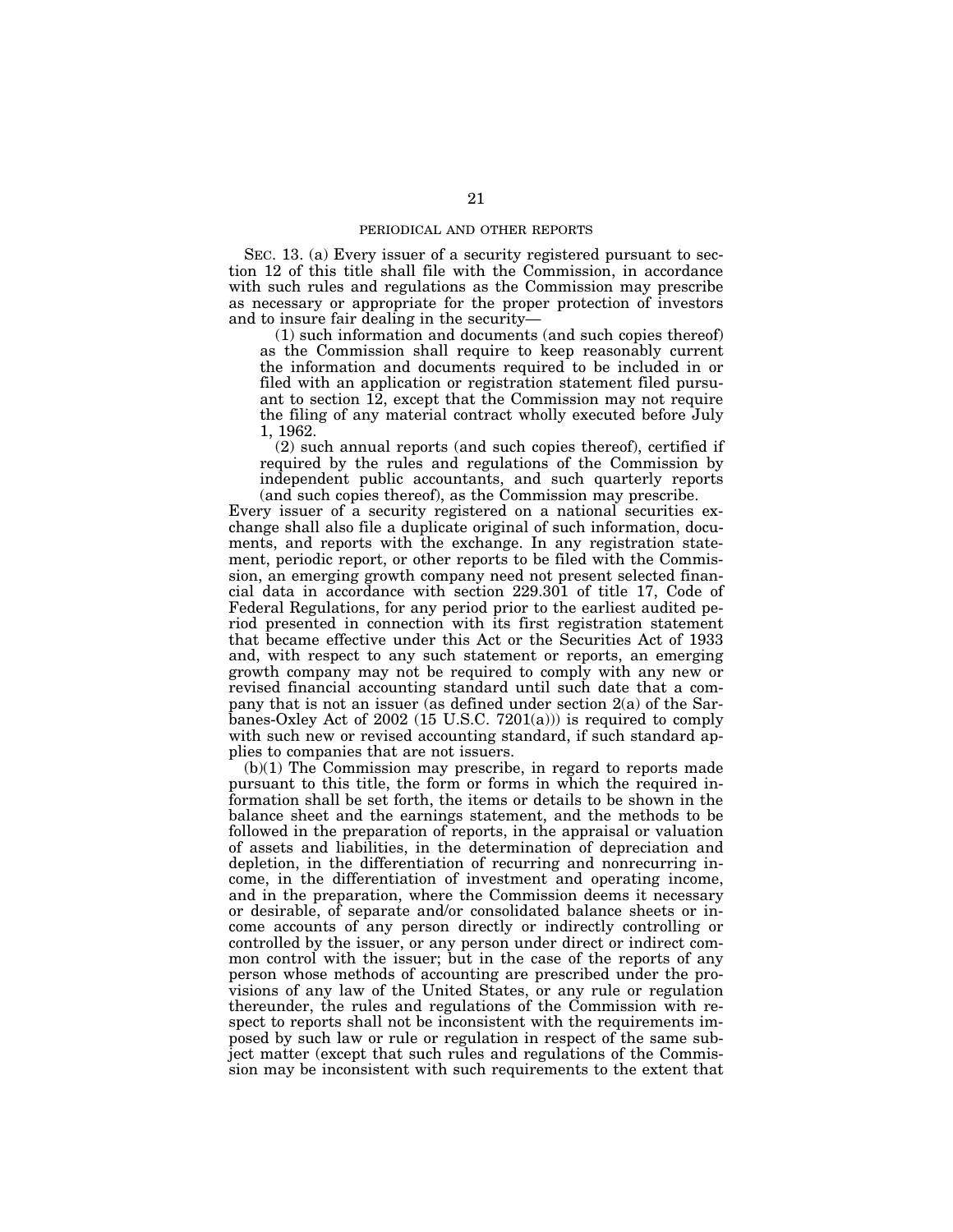## PERIODICAL AND OTHER REPORTS

SEC. 13. (a) Every issuer of a security registered pursuant to section 12 of this title shall file with the Commission, in accordance with such rules and regulations as the Commission may prescribe as necessary or appropriate for the proper protection of investors and to insure fair dealing in the security—

(1) such information and documents (and such copies thereof) as the Commission shall require to keep reasonably current the information and documents required to be included in or filed with an application or registration statement filed pursuant to section 12, except that the Commission may not require the filing of any material contract wholly executed before July 1, 1962.

(2) such annual reports (and such copies thereof), certified if required by the rules and regulations of the Commission by independent public accountants, and such quarterly reports (and such copies thereof), as the Commission may prescribe.

Every issuer of a security registered on a national securities exchange shall also file a duplicate original of such information, documents, and reports with the exchange. In any registration statement, periodic report, or other reports to be filed with the Commission, an emerging growth company need not present selected financial data in accordance with section 229.301 of title 17, Code of Federal Regulations, for any period prior to the earliest audited period presented in connection with its first registration statement that became effective under this Act or the Securities Act of 1933 and, with respect to any such statement or reports, an emerging growth company may not be required to comply with any new or revised financial accounting standard until such date that a company that is not an issuer (as defined under section 2(a) of the Sarbanes-Oxley Act of 2002 (15 U.S.C. 7201(a))) is required to comply with such new or revised accounting standard, if such standard applies to companies that are not issuers.

(b)(1) The Commission may prescribe, in regard to reports made pursuant to this title, the form or forms in which the required information shall be set forth, the items or details to be shown in the balance sheet and the earnings statement, and the methods to be followed in the preparation of reports, in the appraisal or valuation of assets and liabilities, in the determination of depreciation and depletion, in the differentiation of recurring and nonrecurring income, in the differentiation of investment and operating income, and in the preparation, where the Commission deems it necessary or desirable, of separate and/or consolidated balance sheets or income accounts of any person directly or indirectly controlling or controlled by the issuer, or any person under direct or indirect common control with the issuer; but in the case of the reports of any person whose methods of accounting are prescribed under the provisions of any law of the United States, or any rule or regulation thereunder, the rules and regulations of the Commission with respect to reports shall not be inconsistent with the requirements imposed by such law or rule or regulation in respect of the same subject matter (except that such rules and regulations of the Commission may be inconsistent with such requirements to the extent that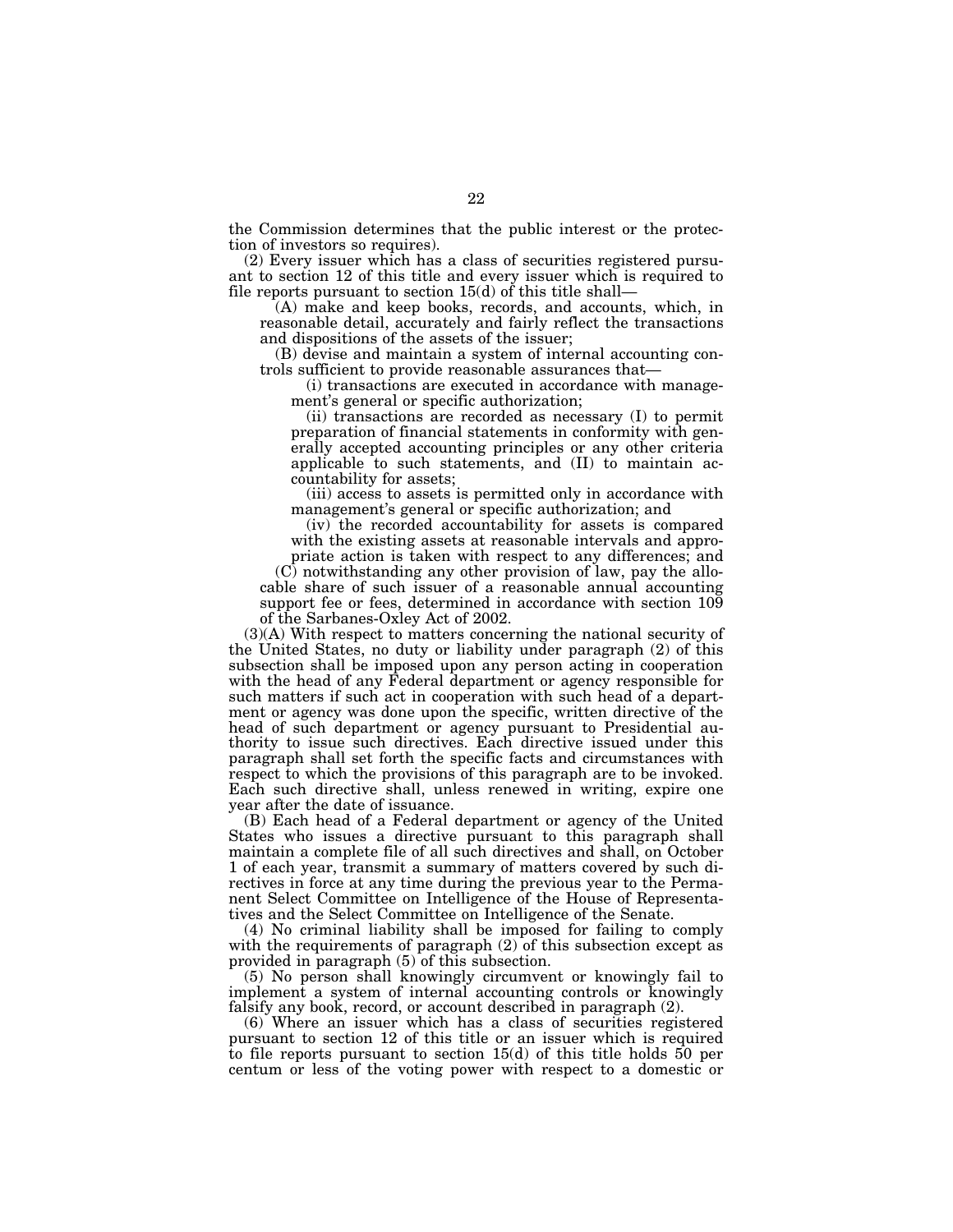the Commission determines that the public interest or the protection of investors so requires).

(2) Every issuer which has a class of securities registered pursuant to section 12 of this title and every issuer which is required to file reports pursuant to section 15(d) of this title shall—

(A) make and keep books, records, and accounts, which, in reasonable detail, accurately and fairly reflect the transactions and dispositions of the assets of the issuer;

(B) devise and maintain a system of internal accounting controls sufficient to provide reasonable assurances that—

(i) transactions are executed in accordance with management's general or specific authorization;

(ii) transactions are recorded as necessary (I) to permit preparation of financial statements in conformity with generally accepted accounting principles or any other criteria applicable to such statements, and (II) to maintain accountability for assets;

(iii) access to assets is permitted only in accordance with management's general or specific authorization; and

(iv) the recorded accountability for assets is compared with the existing assets at reasonable intervals and appropriate action is taken with respect to any differences; and

(C) notwithstanding any other provision of law, pay the allocable share of such issuer of a reasonable annual accounting support fee or fees, determined in accordance with section 109 of the Sarbanes-Oxley Act of 2002.

(3)(A) With respect to matters concerning the national security of the United States, no duty or liability under paragraph (2) of this subsection shall be imposed upon any person acting in cooperation with the head of any Federal department or agency responsible for such matters if such act in cooperation with such head of a department or agency was done upon the specific, written directive of the head of such department or agency pursuant to Presidential authority to issue such directives. Each directive issued under this paragraph shall set forth the specific facts and circumstances with respect to which the provisions of this paragraph are to be invoked. Each such directive shall, unless renewed in writing, expire one year after the date of issuance.

(B) Each head of a Federal department or agency of the United States who issues a directive pursuant to this paragraph shall maintain a complete file of all such directives and shall, on October 1 of each year, transmit a summary of matters covered by such directives in force at any time during the previous year to the Permanent Select Committee on Intelligence of the House of Representatives and the Select Committee on Intelligence of the Senate.

(4) No criminal liability shall be imposed for failing to comply with the requirements of paragraph (2) of this subsection except as provided in paragraph (5) of this subsection.

(5) No person shall knowingly circumvent or knowingly fail to implement a system of internal accounting controls or knowingly falsify any book, record, or account described in paragraph (2).

(6) Where an issuer which has a class of securities registered pursuant to section 12 of this title or an issuer which is required to file reports pursuant to section 15(d) of this title holds 50 per centum or less of the voting power with respect to a domestic or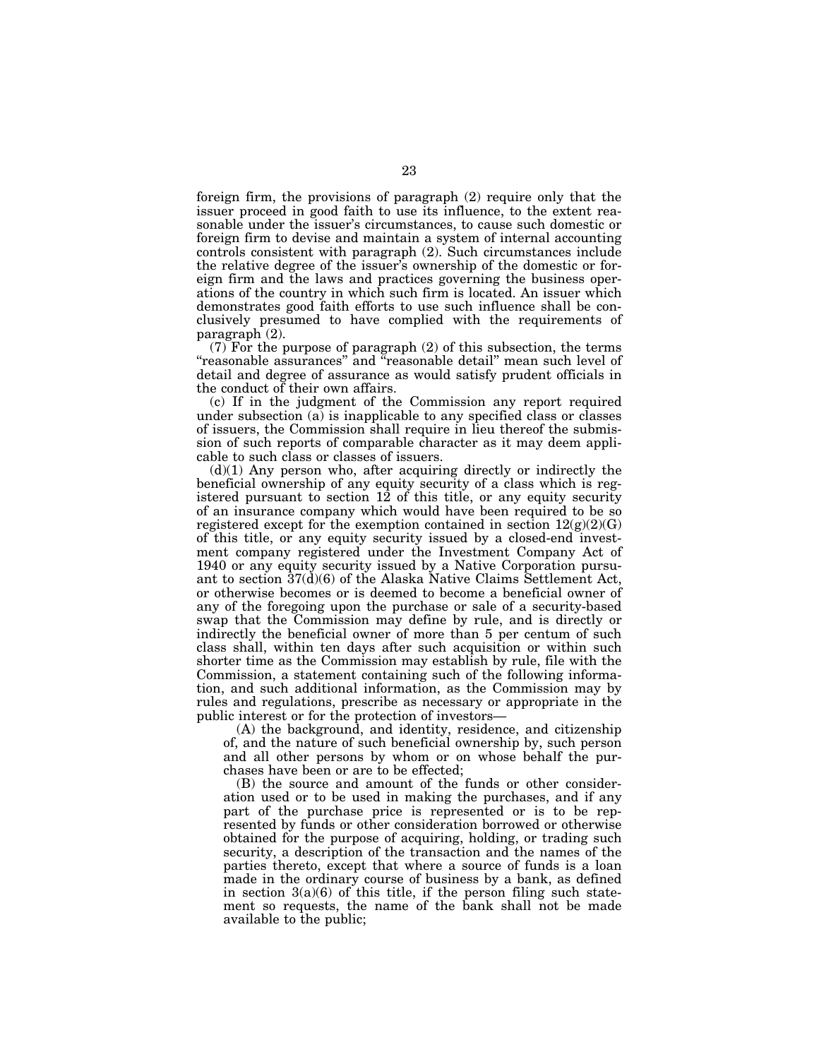foreign firm, the provisions of paragraph (2) require only that the issuer proceed in good faith to use its influence, to the extent reasonable under the issuer's circumstances, to cause such domestic or foreign firm to devise and maintain a system of internal accounting controls consistent with paragraph (2). Such circumstances include the relative degree of the issuer's ownership of the domestic or foreign firm and the laws and practices governing the business operations of the country in which such firm is located. An issuer which demonstrates good faith efforts to use such influence shall be conclusively presumed to have complied with the requirements of paragraph (2).

(7) For the purpose of paragraph (2) of this subsection, the terms "reasonable assurances" and "reasonable detail" mean such level of detail and degree of assurance as would satisfy prudent officials in the conduct of their own affairs.

(c) If in the judgment of the Commission any report required under subsection (a) is inapplicable to any specified class or classes of issuers, the Commission shall require in lieu thereof the submission of such reports of comparable character as it may deem applicable to such class or classes of issuers.

(d)(1) Any person who, after acquiring directly or indirectly the beneficial ownership of any equity security of a class which is registered pursuant to section 12 of this title, or any equity security of an insurance company which would have been required to be so registered except for the exemption contained in section 12(g)(2)(G) of this title, or any equity security issued by a closed-end investment company registered under the Investment Company Act of 1940 or any equity security issued by a Native Corporation pursuant to section 37(d)(6) of the Alaska Native Claims Settlement Act, or otherwise becomes or is deemed to become a beneficial owner of any of the foregoing upon the purchase or sale of a security-based swap that the Commission may define by rule, and is directly or indirectly the beneficial owner of more than 5 per centum of such class shall, within ten days after such acquisition or within such shorter time as the Commission may establish by rule, file with the Commission, a statement containing such of the following information, and such additional information, as the Commission may by rules and regulations, prescribe as necessary or appropriate in the public interest or for the protection of investors—

(A) the background, and identity, residence, and citizenship of, and the nature of such beneficial ownership by, such person and all other persons by whom or on whose behalf the purchases have been or are to be effected;

(B) the source and amount of the funds or other consideration used or to be used in making the purchases, and if any part of the purchase price is represented or is to be represented by funds or other consideration borrowed or otherwise obtained for the purpose of acquiring, holding, or trading such security, a description of the transaction and the names of the parties thereto, except that where a source of funds is a loan made in the ordinary course of business by a bank, as defined in section 3(a)(6) of this title, if the person filing such statement so requests, the name of the bank shall not be made available to the public;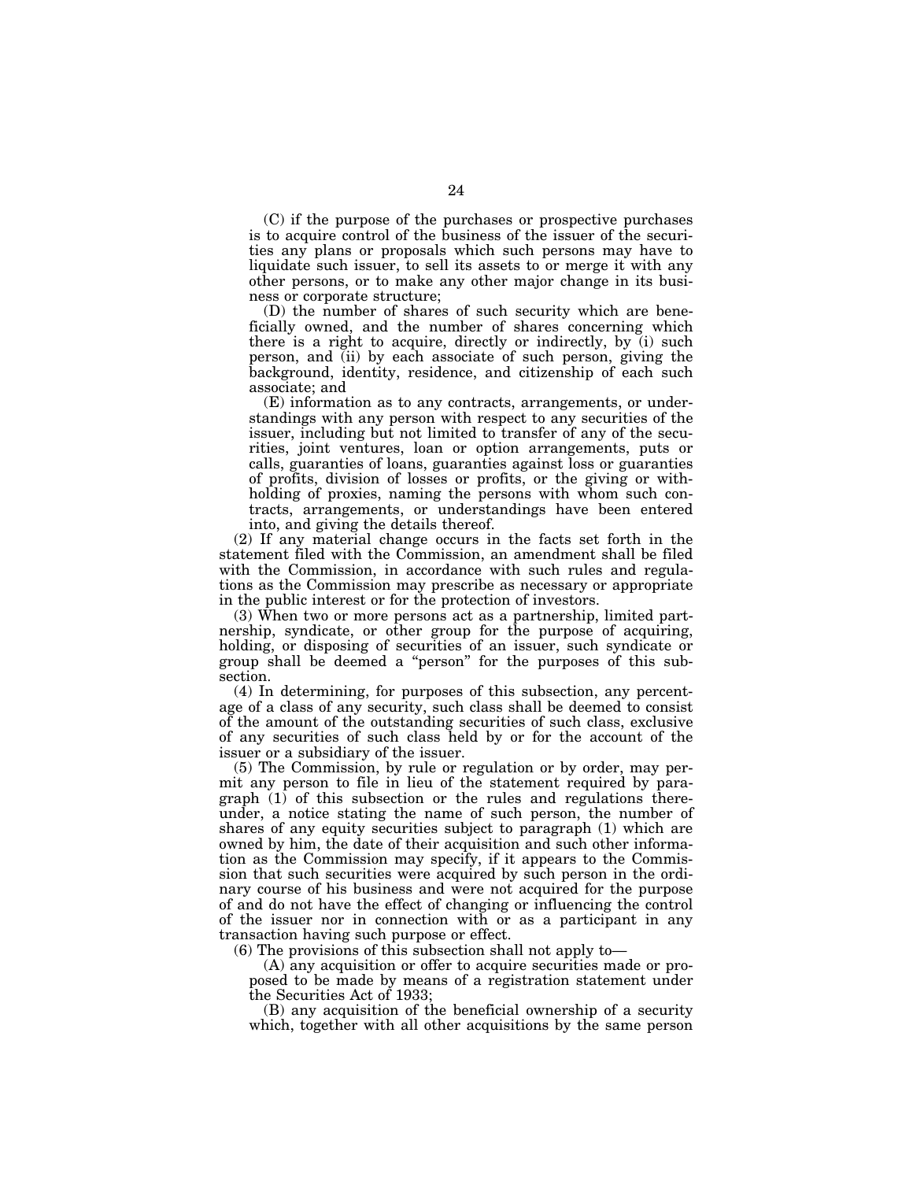(C) if the purpose of the purchases or prospective purchases is to acquire control of the business of the issuer of the securities any plans or proposals which such persons may have to liquidate such issuer, to sell its assets to or merge it with any other persons, or to make any other major change in its business or corporate structure;

(D) the number of shares of such security which are beneficially owned, and the number of shares concerning which there is a right to acquire, directly or indirectly, by (i) such person, and (ii) by each associate of such person, giving the background, identity, residence, and citizenship of each such associate; and

(E) information as to any contracts, arrangements, or understandings with any person with respect to any securities of the issuer, including but not limited to transfer of any of the securities, joint ventures, loan or option arrangements, puts or calls, guaranties of loans, guaranties against loss or guaranties of profits, division of losses or profits, or the giving or withholding of proxies, naming the persons with whom such contracts, arrangements, or understandings have been entered into, and giving the details thereof.

(2) If any material change occurs in the facts set forth in the statement filed with the Commission, an amendment shall be filed with the Commission, in accordance with such rules and regulations as the Commission may prescribe as necessary or appropriate in the public interest or for the protection of investors.

(3) When two or more persons act as a partnership, limited partnership, syndicate, or other group for the purpose of acquiring, holding, or disposing of securities of an issuer, such syndicate or group shall be deemed a "person" for the purposes of this subsection.

(4) In determining, for purposes of this subsection, any percentage of a class of any security, such class shall be deemed to consist of the amount of the outstanding securities of such class, exclusive of any securities of such class held by or for the account of the issuer or a subsidiary of the issuer.

(5) The Commission, by rule or regulation or by order, may permit any person to file in lieu of the statement required by paragraph (1) of this subsection or the rules and regulations thereunder, a notice stating the name of such person, the number of shares of any equity securities subject to paragraph (1) which are owned by him, the date of their acquisition and such other information as the Commission may specify, if it appears to the Commission that such securities were acquired by such person in the ordinary course of his business and were not acquired for the purpose of and do not have the effect of changing or influencing the control of the issuer nor in connection with or as a participant in any transaction having such purpose or effect.

(6) The provisions of this subsection shall not apply to—

(A) any acquisition or offer to acquire securities made or proposed to be made by means of a registration statement under the Securities Act of 1933;

(B) any acquisition of the beneficial ownership of a security which, together with all other acquisitions by the same person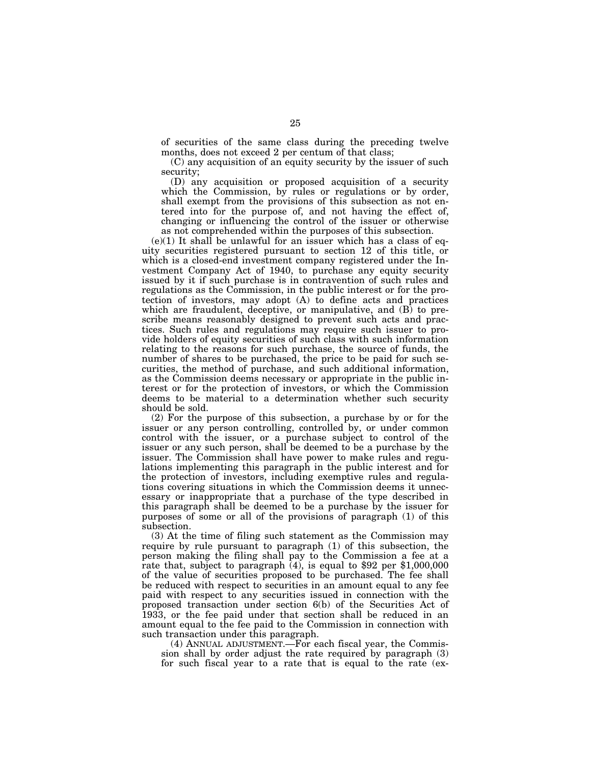of securities of the same class during the preceding twelve months, does not exceed 2 per centum of that class;

(C) any acquisition of an equity security by the issuer of such security;

(D) any acquisition or proposed acquisition of a security which the Commission, by rules or regulations or by order, shall exempt from the provisions of this subsection as not entered into for the purpose of, and not having the effect of, changing or influencing the control of the issuer or otherwise as not comprehended within the purposes of this subsection.

(e)(1) It shall be unlawful for an issuer which has a class of equity securities registered pursuant to section 12 of this title, or which is a closed-end investment company registered under the Investment Company Act of 1940, to purchase any equity security issued by it if such purchase is in contravention of such rules and regulations as the Commission, in the public interest or for the protection of investors, may adopt (A) to define acts and practices which are fraudulent, deceptive, or manipulative, and (B) to prescribe means reasonably designed to prevent such acts and practices. Such rules and regulations may require such issuer to provide holders of equity securities of such class with such information relating to the reasons for such purchase, the source of funds, the number of shares to be purchased, the price to be paid for such securities, the method of purchase, and such additional information, as the Commission deems necessary or appropriate in the public interest or for the protection of investors, or which the Commission deems to be material to a determination whether such security should be sold.

(2) For the purpose of this subsection, a purchase by or for the issuer or any person controlling, controlled by, or under common control with the issuer, or a purchase subject to control of the issuer or any such person, shall be deemed to be a purchase by the issuer. The Commission shall have power to make rules and regulations implementing this paragraph in the public interest and for the protection of investors, including exemptive rules and regulations covering situations in which the Commission deems it unnecessary or inappropriate that a purchase of the type described in this paragraph shall be deemed to be a purchase by the issuer for purposes of some or all of the provisions of paragraph (1) of this subsection.

(3) At the time of filing such statement as the Commission may require by rule pursuant to paragraph (1) of this subsection, the person making the filing shall pay to the Commission a fee at a rate that, subject to paragraph (4), is equal to $92 per $1,000,000 of the value of securities proposed to be purchased. The fee shall be reduced with respect to securities in an amount equal to any fee paid with respect to any securities issued in connection with the proposed transaction under section 6(b) of the Securities Act of 1933, or the fee paid under that section shall be reduced in an amount equal to the fee paid to the Commission in connection with such transaction under this paragraph.

(4) ANNUAL ADJUSTMENT.—For each fiscal year, the Commission shall by order adjust the rate required by paragraph (3) for such fiscal year to a rate that is equal to the rate (ex-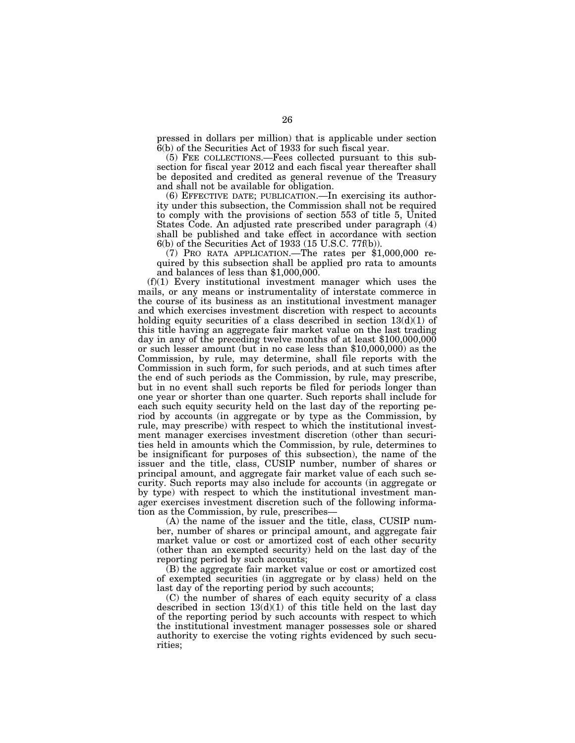pressed in dollars per million) that is applicable under section 6(b) of the Securities Act of 1933 for such fiscal year.

(5) FEE COLLECTIONS.—Fees collected pursuant to this subsection for fiscal year 2012 and each fiscal year thereafter shall be deposited and credited as general revenue of the Treasury and shall not be available for obligation.

(6) EFFECTIVE DATE; PUBLICATION.—In exercising its authority under this subsection, the Commission shall not be required to comply with the provisions of section 553 of title 5, United States Code. An adjusted rate prescribed under paragraph (4) shall be published and take effect in accordance with section 6(b) of the Securities Act of 1933 (15 U.S.C. 77f(b)).

(7) PRO RATA APPLICATION.—The rates per $1,000,000 required by this subsection shall be applied pro rata to amounts and balances of less than $1,000,000.

(f)(1) Every institutional investment manager which uses the mails, or any means or instrumentality of interstate commerce in the course of its business as an institutional investment manager and which exercises investment discretion with respect to accounts holding equity securities of a class described in section 13(d)(1) of this title having an aggregate fair market value on the last trading day in any of the preceding twelve months of at least $100,000,000 or such lesser amount (but in no case less than $10,000,000) as the Commission, by rule, may determine, shall file reports with the Commission in such form, for such periods, and at such times after the end of such periods as the Commission, by rule, may prescribe, but in no event shall such reports be filed for periods longer than one year or shorter than one quarter. Such reports shall include for each such equity security held on the last day of the reporting period by accounts (in aggregate or by type as the Commission, by rule, may prescribe) with respect to which the institutional investment manager exercises investment discretion (other than securities held in amounts which the Commission, by rule, determines to be insignificant for purposes of this subsection), the name of the issuer and the title, class, CUSIP number, number of shares or principal amount, and aggregate fair market value of each such security. Such reports may also include for accounts (in aggregate or by type) with respect to which the institutional investment manager exercises investment discretion such of the following information as the Commission, by rule, prescribes—

(A) the name of the issuer and the title, class, CUSIP number, number of shares or principal amount, and aggregate fair market value or cost or amortized cost of each other security (other than an exempted security) held on the last day of the reporting period by such accounts;

(B) the aggregate fair market value or cost or amortized cost of exempted securities (in aggregate or by class) held on the last day of the reporting period by such accounts;

(C) the number of shares of each equity security of a class described in section 13(d)(1) of this title held on the last day of the reporting period by such accounts with respect to which the institutional investment manager possesses sole or shared authority to exercise the voting rights evidenced by such securities;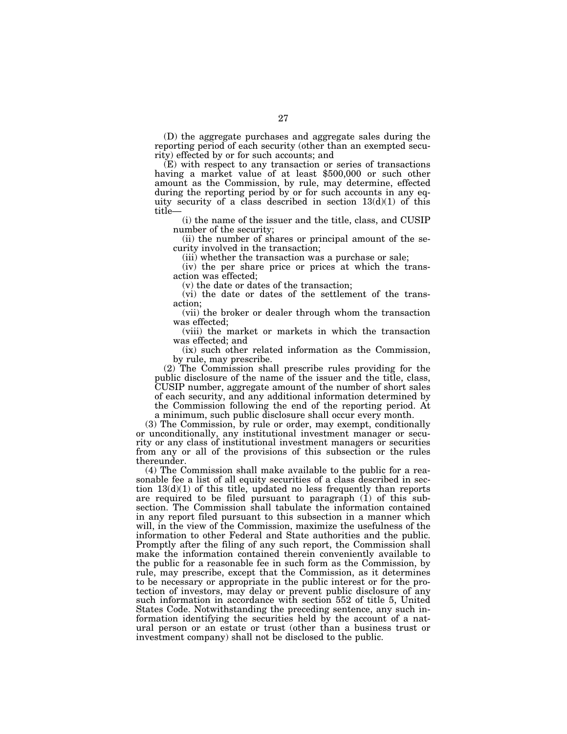(D) the aggregate purchases and aggregate sales during the reporting period of each security (other than an exempted security) effected by or for such accounts; and

(E) with respect to any transaction or series of transactions having a market value of at least $500,000 or such other amount as the Commission, by rule, may determine, effected during the reporting period by or for such accounts in any equity security of a class described in section 13(d)(1) of this title—

(i) the name of the issuer and the title, class, and CUSIP number of the security;

(ii) the number of shares or principal amount of the security involved in the transaction;

(iii) whether the transaction was a purchase or sale;

(iv) the per share price or prices at which the transaction was effected;

(v) the date or dates of the transaction;

(vi) the date or dates of the settlement of the transaction;

(vii) the broker or dealer through whom the transaction was effected;

(viii) the market or markets in which the transaction was effected; and

(ix) such other related information as the Commission, by rule, may prescribe.

(2) The Commission shall prescribe rules providing for the public disclosure of the name of the issuer and the title, class, CUSIP number, aggregate amount of the number of short sales of each security, and any additional information determined by the Commission following the end of the reporting period. At a minimum, such public disclosure shall occur every month.

(3) The Commission, by rule or order, may exempt, conditionally or unconditionally, any institutional investment manager or security or any class of institutional investment managers or securities from any or all of the provisions of this subsection or the rules thereunder.

(4) The Commission shall make available to the public for a reasonable fee a list of all equity securities of a class described in section 13(d)(1) of this title, updated no less frequently than reports are required to be filed pursuant to paragraph (1) of this subsection. The Commission shall tabulate the information contained in any report filed pursuant to this subsection in a manner which will, in the view of the Commission, maximize the usefulness of the information to other Federal and State authorities and the public. Promptly after the filing of any such report, the Commission shall make the information contained therein conveniently available to the public for a reasonable fee in such form as the Commission, by rule, may prescribe, except that the Commission, as it determines to be necessary or appropriate in the public interest or for the protection of investors, may delay or prevent public disclosure of any such information in accordance with section 552 of title 5, United States Code. Notwithstanding the preceding sentence, any such information identifying the securities held by the account of a natural person or an estate or trust (other than a business trust or investment company) shall not be disclosed to the public.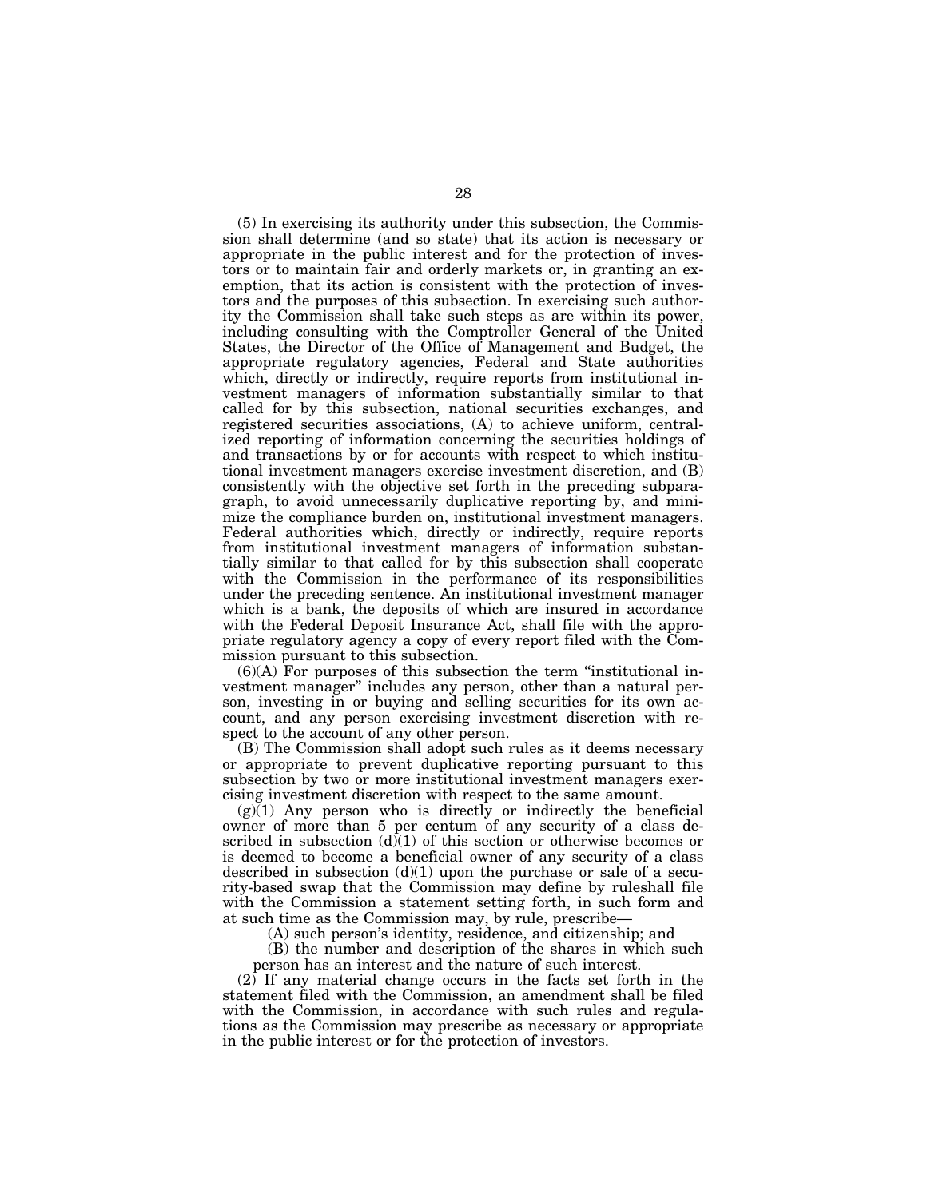(5) In exercising its authority under this subsection, the Commission shall determine (and so state) that its action is necessary or appropriate in the public interest and for the protection of investors or to maintain fair and orderly markets or, in granting an exemption, that its action is consistent with the protection of investors and the purposes of this subsection. In exercising such authority the Commission shall take such steps as are within its power, including consulting with the Comptroller General of the United States, the Director of the Office of Management and Budget, the appropriate regulatory agencies, Federal and State authorities which, directly or indirectly, require reports from institutional investment managers of information substantially similar to that called for by this subsection, national securities exchanges, and registered securities associations, (A) to achieve uniform, centralized reporting of information concerning the securities holdings of and transactions by or for accounts with respect to which institutional investment managers exercise investment discretion, and (B) consistently with the objective set forth in the preceding subparagraph, to avoid unnecessarily duplicative reporting by, and minimize the compliance burden on, institutional investment managers. Federal authorities which, directly or indirectly, require reports from institutional investment managers of information substantially similar to that called for by this subsection shall cooperate with the Commission in the performance of its responsibilities under the preceding sentence. An institutional investment manager which is a bank, the deposits of which are insured in accordance with the Federal Deposit Insurance Act, shall file with the appropriate regulatory agency a copy of every report filed with the Commission pursuant to this subsection.

(6)(A) For purposes of this subsection the term "institutional investment manager" includes any person, other than a natural person, investing in or buying and selling securities for its own account, and any person exercising investment discretion with respect to the account of any other person.

(B) The Commission shall adopt such rules as it deems necessary or appropriate to prevent duplicative reporting pursuant to this subsection by two or more institutional investment managers exercising investment discretion with respect to the same amount.

(g)(1) Any person who is directly or indirectly the beneficial owner of more than 5 per centum of any security of a class described in subsection (d)(1) of this section or otherwise becomes or is deemed to become a beneficial owner of any security of a class described in subsection (d)(1) upon the purchase or sale of a security-based swap that the Commission may define by ruleshall file with the Commission a statement setting forth, in such form and at such time as the Commission may, by rule, prescribe—

(A) such person's identity, residence, and citizenship; and

(B) the number and description of the shares in which such person has an interest and the nature of such interest.

(2) If any material change occurs in the facts set forth in the statement filed with the Commission, an amendment shall be filed with the Commission, in accordance with such rules and regulations as the Commission may prescribe as necessary or appropriate in the public interest or for the protection of investors.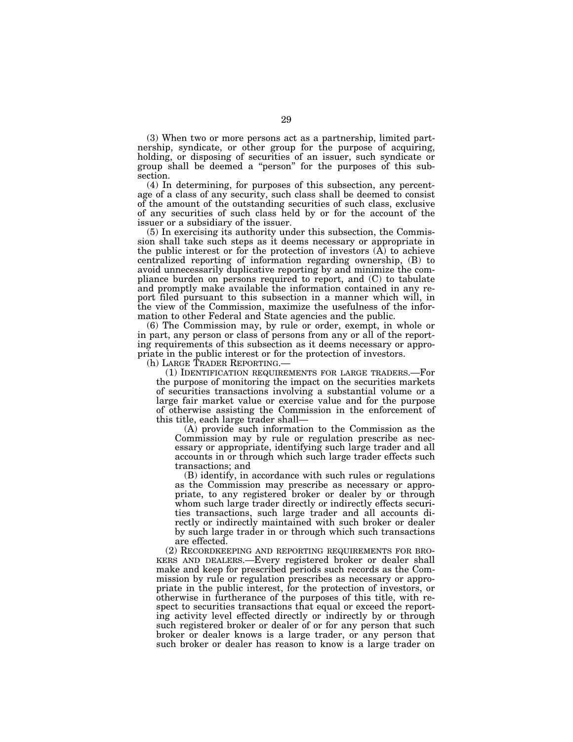(3) When two or more persons act as a partnership, limited partnership, syndicate, or other group for the purpose of acquiring, holding, or disposing of securities of an issuer, such syndicate or group shall be deemed a "person" for the purposes of this subsection.

(4) In determining, for purposes of this subsection, any percentage of a class of any security, such class shall be deemed to consist of the amount of the outstanding securities of such class, exclusive of any securities of such class held by or for the account of the issuer or a subsidiary of the issuer.

(5) In exercising its authority under this subsection, the Commission shall take such steps as it deems necessary or appropriate in the public interest or for the protection of investors (A) to achieve centralized reporting of information regarding ownership, (B) to avoid unnecessarily duplicative reporting by and minimize the compliance burden on persons required to report, and (C) to tabulate and promptly make available the information contained in any report filed pursuant to this subsection in a manner which will, in the view of the Commission, maximize the usefulness of the information to other Federal and State agencies and the public.

(6) The Commission may, by rule or order, exempt, in whole or in part, any person or class of persons from any or all of the reporting requirements of this subsection as it deems necessary or appropriate in the public interest or for the protection of investors.

(h) LARGE TRADER REPORTING.—

(1) IDENTIFICATION REQUIREMENTS FOR LARGE TRADERS.—For the purpose of monitoring the impact on the securities markets of securities transactions involving a substantial volume or a large fair market value or exercise value and for the purpose of otherwise assisting the Commission in the enforcement of this title, each large trader shall—

(A) provide such information to the Commission as the Commission may by rule or regulation prescribe as necessary or appropriate, identifying such large trader and all accounts in or through which such large trader effects such transactions; and

(B) identify, in accordance with such rules or regulations as the Commission may prescribe as necessary or appropriate, to any registered broker or dealer by or through whom such large trader directly or indirectly effects securities transactions, such large trader and all accounts directly or indirectly maintained with such broker or dealer by such large trader in or through which such transactions are effected.

(2) RECORDKEEPING AND REPORTING REQUIREMENTS FOR BROKERS AND DEALERS.—Every registered broker or dealer shall make and keep for prescribed periods such records as the Commission by rule or regulation prescribes as necessary or appropriate in the public interest, for the protection of investors, or otherwise in furtherance of the purposes of this title, with respect to securities transactions that equal or exceed the reporting activity level effected directly or indirectly by or through such registered broker or dealer of or for any person that such broker or dealer knows is a large trader, or any person that such broker or dealer has reason to know is a large trader on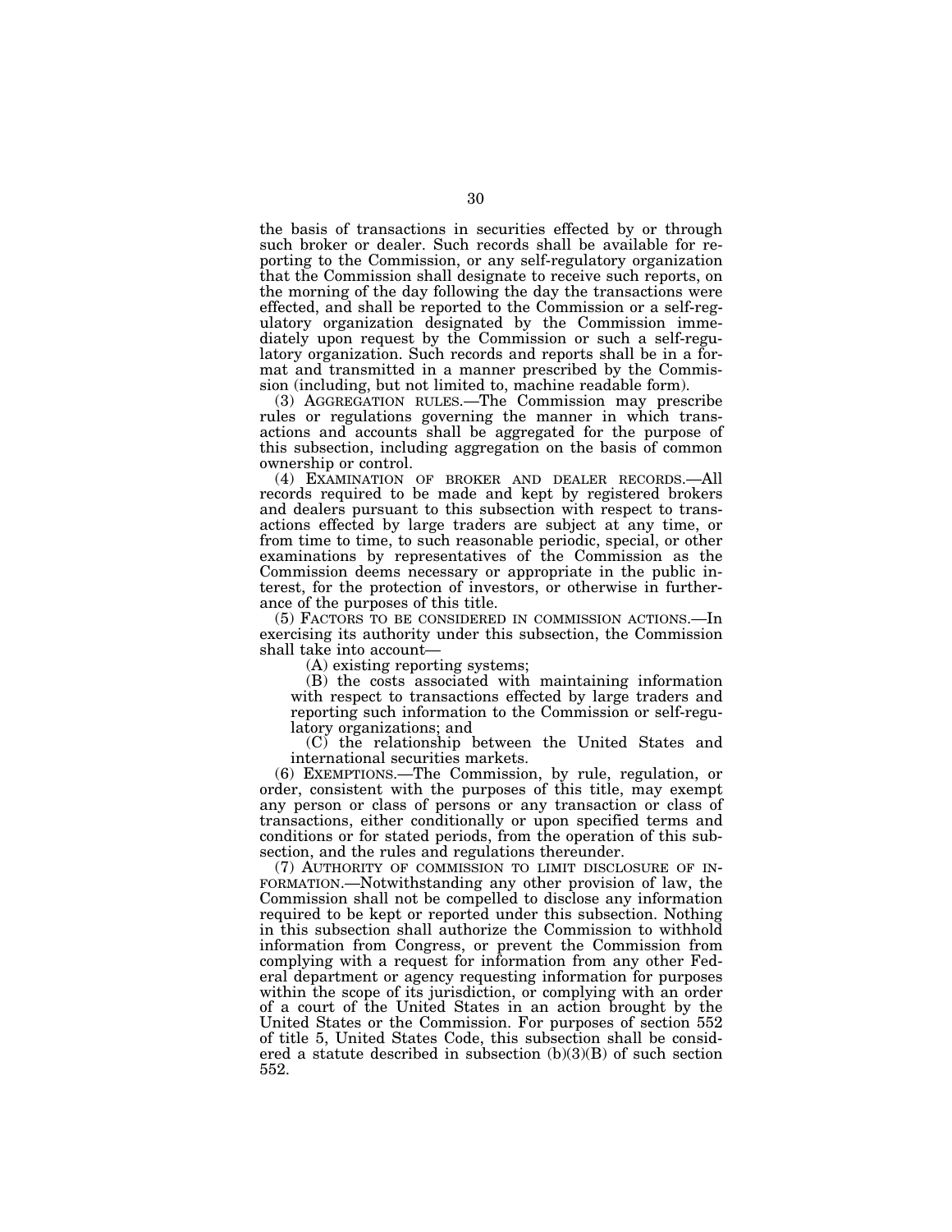the basis of transactions in securities effected by or through such broker or dealer. Such records shall be available for reporting to the Commission, or any self-regulatory organization that the Commission shall designate to receive such reports, on the morning of the day following the day the transactions were effected, and shall be reported to the Commission or a self-regulatory organization designated by the Commission immediately upon request by the Commission or such a self-regulatory organization. Such records and reports shall be in a format and transmitted in a manner prescribed by the Commission (including, but not limited to, machine readable form).

(3) AGGREGATION RULES.—The Commission may prescribe rules or regulations governing the manner in which transactions and accounts shall be aggregated for the purpose of this subsection, including aggregation on the basis of common ownership or control.

(4) EXAMINATION OF BROKER AND DEALER RECORDS.—All records required to be made and kept by registered brokers and dealers pursuant to this subsection with respect to transactions effected by large traders are subject at any time, or from time to time, to such reasonable periodic, special, or other examinations by representatives of the Commission as the Commission deems necessary or appropriate in the public interest, for the protection of investors, or otherwise in furtherance of the purposes of this title.

(5) FACTORS TO BE CONSIDERED IN COMMISSION ACTIONS.—In exercising its authority under this subsection, the Commission shall take into account—

(A) existing reporting systems;

(B) the costs associated with maintaining information with respect to transactions effected by large traders and reporting such information to the Commission or self-regulatory organizations; and

(C) the relationship between the United States and international securities markets.

(6) EXEMPTIONS.—The Commission, by rule, regulation, or order, consistent with the purposes of this title, may exempt any person or class of persons or any transaction or class of transactions, either conditionally or upon specified terms and conditions or for stated periods, from the operation of this subsection, and the rules and regulations thereunder.

(7) AUTHORITY OF COMMISSION TO LIMIT DISCLOSURE OF INFORMATION.—Notwithstanding any other provision of law, the Commission shall not be compelled to disclose any information required to be kept or reported under this subsection. Nothing in this subsection shall authorize the Commission to withhold information from Congress, or prevent the Commission from complying with a request for information from any other Federal department or agency requesting information for purposes within the scope of its jurisdiction, or complying with an order of a court of the United States in an action brought by the United States or the Commission. For purposes of section 552 of title 5, United States Code, this subsection shall be considered a statute described in subsection (b)(3)(B) of such section 552.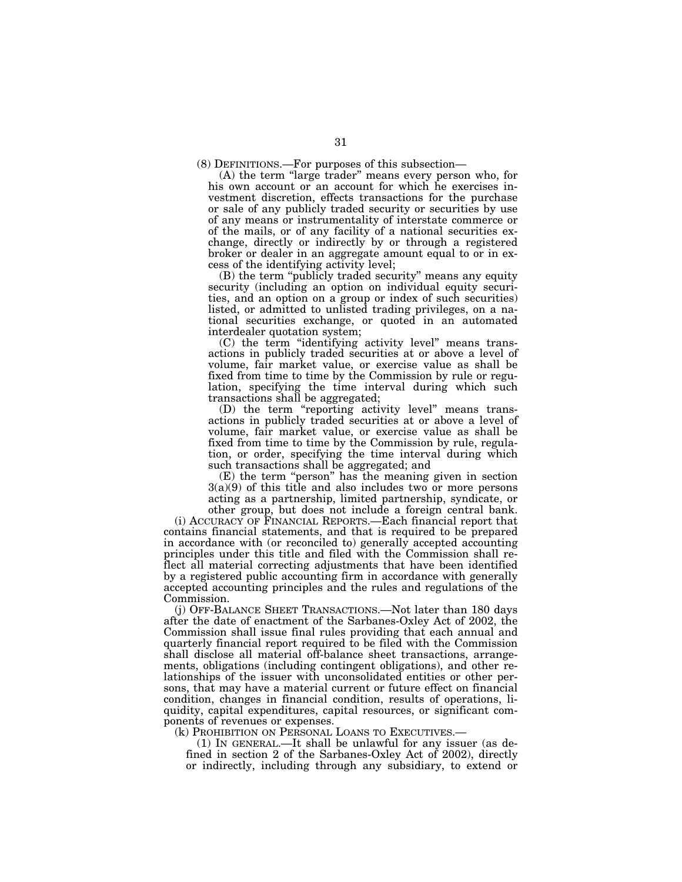(8) DEFINITIONS.—For purposes of this subsection—

(A) the term "large trader" means every person who, for his own account or an account for which he exercises investment discretion, effects transactions for the purchase or sale of any publicly traded security or securities by use of any means or instrumentality of interstate commerce or of the mails, or of any facility of a national securities exchange, directly or indirectly by or through a registered broker or dealer in an aggregate amount equal to or in excess of the identifying activity level;

(B) the term "publicly traded security" means any equity security (including an option on individual equity securities, and an option on a group or index of such securities) listed, or admitted to unlisted trading privileges, on a national securities exchange, or quoted in an automated interdealer quotation system;

(C) the term "identifying activity level" means transactions in publicly traded securities at or above a level of volume, fair market value, or exercise value as shall be fixed from time to time by the Commission by rule or regulation, specifying the time interval during which such transactions shall be aggregated;

(D) the term "reporting activity level" means transactions in publicly traded securities at or above a level of volume, fair market value, or exercise value as shall be fixed from time to time by the Commission by rule, regulation, or order, specifying the time interval during which such transactions shall be aggregated; and

(E) the term "person" has the meaning given in section 3(a)(9) of this title and also includes two or more persons acting as a partnership, limited partnership, syndicate, or other group, but does not include a foreign central bank.

(i) ACCURACY OF FINANCIAL REPORTS.—Each financial report that contains financial statements, and that is required to be prepared in accordance with (or reconciled to) generally accepted accounting principles under this title and filed with the Commission shall reflect all material correcting adjustments that have been identified by a registered public accounting firm in accordance with generally accepted accounting principles and the rules and regulations of the Commission.

(j) OFF-BALANCE SHEET TRANSACTIONS.—Not later than 180 days after the date of enactment of the Sarbanes-Oxley Act of 2002, the Commission shall issue final rules providing that each annual and quarterly financial report required to be filed with the Commission shall disclose all material off-balance sheet transactions, arrangements, obligations (including contingent obligations), and other relationships of the issuer with unconsolidated entities or other persons, that may have a material current or future effect on financial condition, changes in financial condition, results of operations, liquidity, capital expenditures, capital resources, or significant components of revenues or expenses.

(k) PROHIBITION ON PERSONAL LOANS TO EXECUTIVES.—

(1) IN GENERAL.—It shall be unlawful for any issuer (as defined in section 2 of the Sarbanes-Oxley Act of 2002), directly or indirectly, including through any subsidiary, to extend or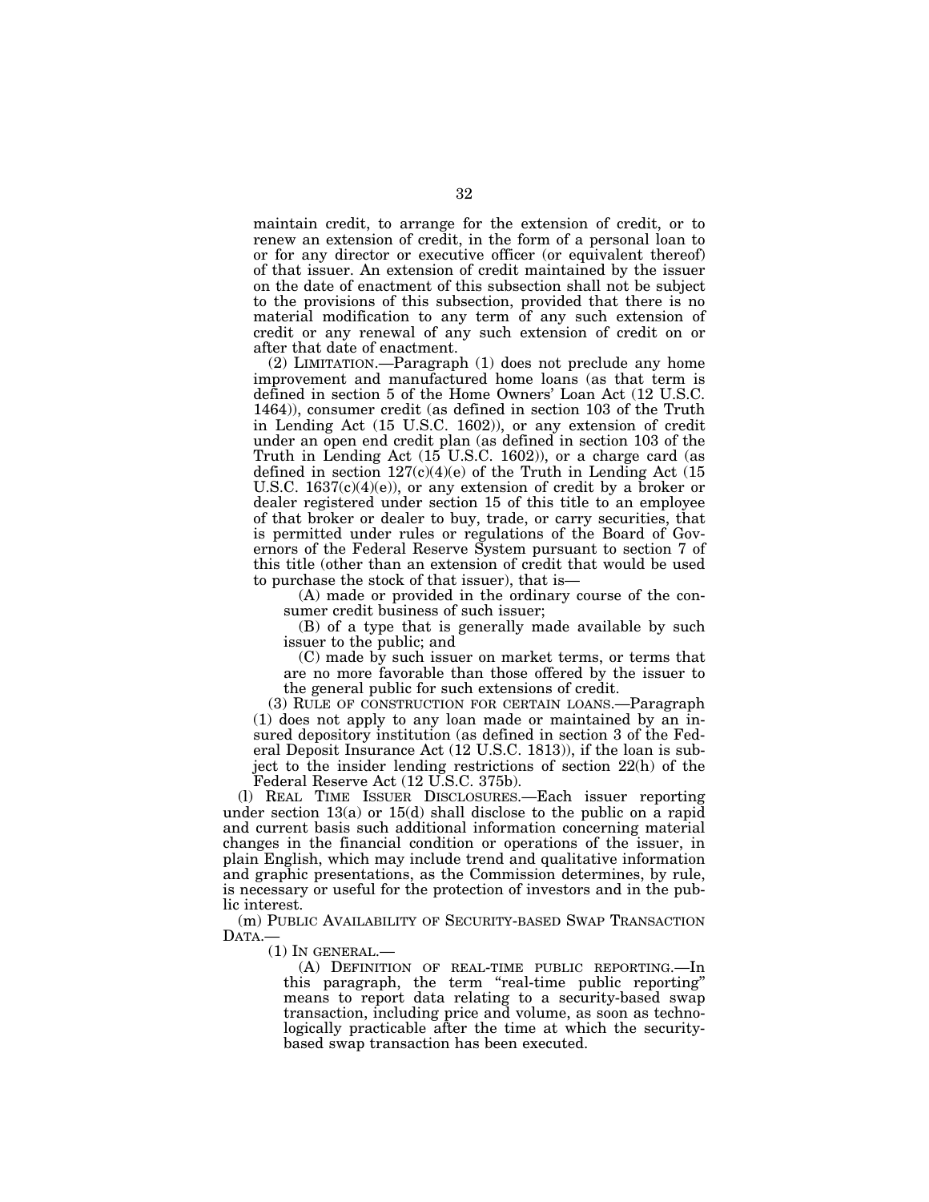maintain credit, to arrange for the extension of credit, or to renew an extension of credit, in the form of a personal loan to or for any director or executive officer (or equivalent thereof) of that issuer. An extension of credit maintained by the issuer on the date of enactment of this subsection shall not be subject to the provisions of this subsection, provided that there is no material modification to any term of any such extension of credit or any renewal of any such extension of credit on or after that date of enactment.

(2) LIMITATION.—Paragraph (1) does not preclude any home improvement and manufactured home loans (as that term is defined in section 5 of the Home Owners' Loan Act (12 U.S.C. 1464)), consumer credit (as defined in section 103 of the Truth in Lending Act (15 U.S.C. 1602)), or any extension of credit under an open end credit plan (as defined in section 103 of the Truth in Lending Act (15 U.S.C. 1602)), or a charge card (as defined in section 127(c)(4)(e) of the Truth in Lending Act (15 U.S.C. 1637(c)(4)(e)), or any extension of credit by a broker or dealer registered under section 15 of this title to an employee of that broker or dealer to buy, trade, or carry securities, that is permitted under rules or regulations of the Board of Governors of the Federal Reserve System pursuant to section 7 of this title (other than an extension of credit that would be used to purchase the stock of that issuer), that is—

(A) made or provided in the ordinary course of the consumer credit business of such issuer;

(B) of a type that is generally made available by such issuer to the public; and

(C) made by such issuer on market terms, or terms that are no more favorable than those offered by the issuer to the general public for such extensions of credit.

(3) RULE OF CONSTRUCTION FOR CERTAIN LOANS.—Paragraph (1) does not apply to any loan made or maintained by an insured depository institution (as defined in section 3 of the Federal Deposit Insurance Act (12 U.S.C. 1813)), if the loan is subject to the insider lending restrictions of section 22(h) of the Federal Reserve Act (12 U.S.C. 375b).

(l) REAL TIME ISSUER DISCLOSURES.—Each issuer reporting under section 13(a) or 15(d) shall disclose to the public on a rapid and current basis such additional information concerning material changes in the financial condition or operations of the issuer, in plain English, which may include trend and qualitative information and graphic presentations, as the Commission determines, by rule, is necessary or useful for the protection of investors and in the public interest.

(m) PUBLIC AVAILABILITY OF SECURITY-BASED SWAP TRANSACTION DATA.—

(1) IN GENERAL.—

(A) DEFINITION OF REAL-TIME PUBLIC REPORTING.—In this paragraph, the term "real-time public reporting" means to report data relating to a security-based swap transaction, including price and volume, as soon as technologically practicable after the time at which the security-based swap transaction has been executed.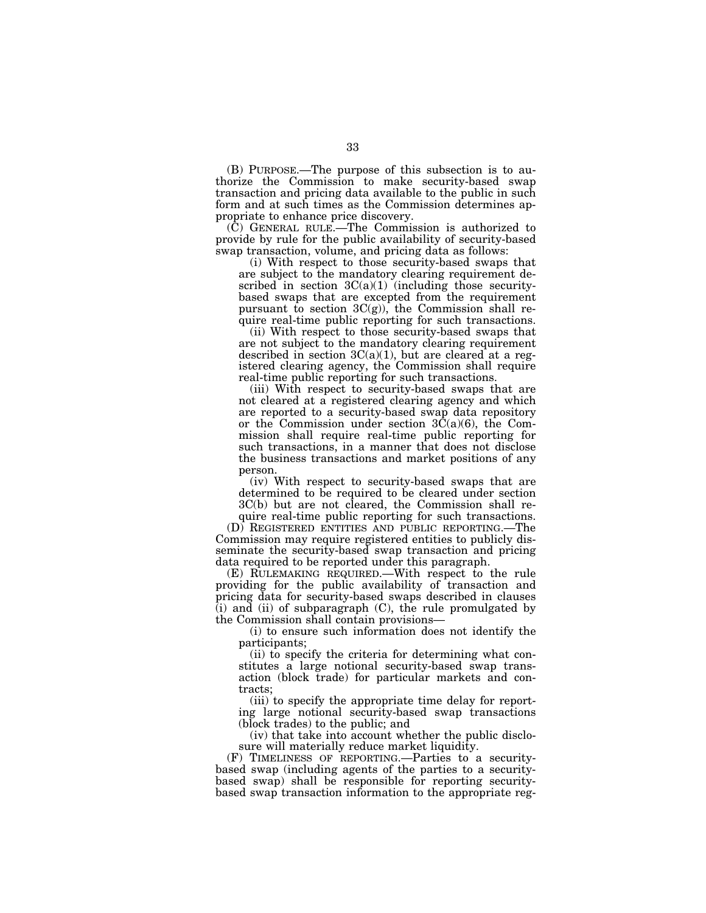(B) PURPOSE.—The purpose of this subsection is to authorize the Commission to make security-based swap transaction and pricing data available to the public in such form and at such times as the Commission determines appropriate to enhance price discovery.

(C) GENERAL RULE.—The Commission is authorized to provide by rule for the public availability of security-based swap transaction, volume, and pricing data as follows:

(i) With respect to those security-based swaps that are subject to the mandatory clearing requirement described in section 3C(a)(1) (including those security-based swaps that are excepted from the requirement pursuant to section 3C(g)), the Commission shall require real-time public reporting for such transactions.

(ii) With respect to those security-based swaps that are not subject to the mandatory clearing requirement described in section 3C(a)(1), but are cleared at a registered clearing agency, the Commission shall require real-time public reporting for such transactions.

(iii) With respect to security-based swaps that are not cleared at a registered clearing agency and which are reported to a security-based swap data repository or the Commission under section 3C(a)(6), the Commission shall require real-time public reporting for such transactions, in a manner that does not disclose the business transactions and market positions of any person.

(iv) With respect to security-based swaps that are determined to be required to be cleared under section 3C(b) but are not cleared, the Commission shall require real-time public reporting for such transactions.

(D) REGISTERED ENTITIES AND PUBLIC REPORTING.—The Commission may require registered entities to publicly disseminate the security-based swap transaction and pricing data required to be reported under this paragraph.

(E) RULEMAKING REQUIRED.—With respect to the rule providing for the public availability of transaction and pricing data for security-based swaps described in clauses (i) and (ii) of subparagraph (C), the rule promulgated by the Commission shall contain provisions—

(i) to ensure such information does not identify the participants;

(ii) to specify the criteria for determining what constitutes a large notional security-based swap transaction (block trade) for particular markets and contracts;

(iii) to specify the appropriate time delay for reporting large notional security-based swap transactions (block trades) to the public; and

(iv) that take into account whether the public disclosure will materially reduce market liquidity.

(F) TIMELINESS OF REPORTING.—Parties to a security-based swap (including agents of the parties to a security-based swap) shall be responsible for reporting security-based swap transaction information to the appropriate reg-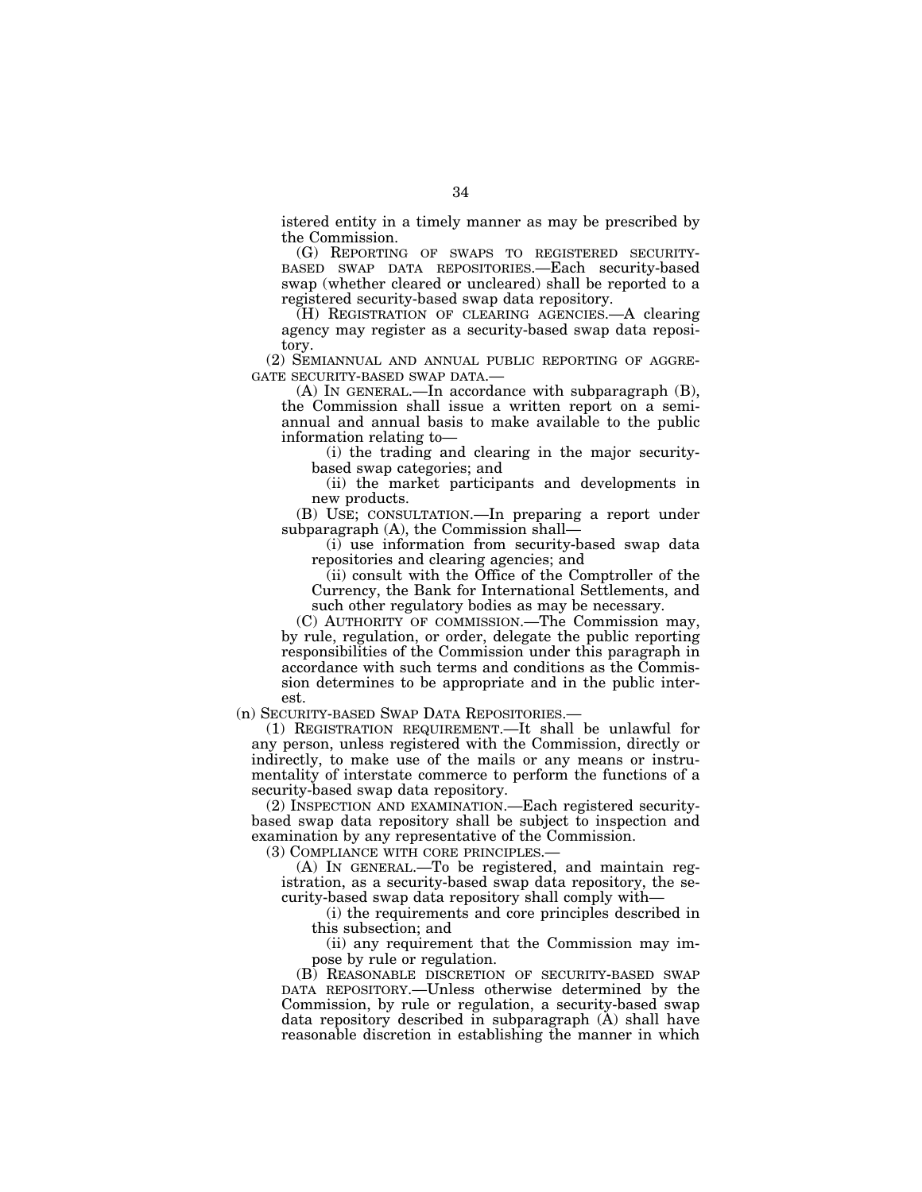istered entity in a timely manner as may be prescribed by the Commission.

(G) REPORTING OF SWAPS TO REGISTERED SECURITY-BASED SWAP DATA REPOSITORIES.—Each security-based swap (whether cleared or uncleared) shall be reported to a registered security-based swap data repository.

(H) REGISTRATION OF CLEARING AGENCIES.—A clearing agency may register as a security-based swap data repository.

(2) SEMIANNUAL AND ANNUAL PUBLIC REPORTING OF AGGREGATE SECURITY-BASED SWAP DATA.—

(A) IN GENERAL.—In accordance with subparagraph (B), the Commission shall issue a written report on a semiannual and annual basis to make available to the public information relating to—

(i) the trading and clearing in the major security-based swap categories; and

(ii) the market participants and developments in new products.

(B) USE; CONSULTATION.—In preparing a report under subparagraph (A), the Commission shall—

(i) use information from security-based swap data repositories and clearing agencies; and

(ii) consult with the Office of the Comptroller of the Currency, the Bank for International Settlements, and such other regulatory bodies as may be necessary.

(C) AUTHORITY OF COMMISSION.—The Commission may, by rule, regulation, or order, delegate the public reporting responsibilities of the Commission under this paragraph in accordance with such terms and conditions as the Commission determines to be appropriate and in the public interest.

(n) SECURITY-BASED SWAP DATA REPOSITORIES.—

(1) REGISTRATION REQUIREMENT.—It shall be unlawful for any person, unless registered with the Commission, directly or indirectly, to make use of the mails or any means or instrumentality of interstate commerce to perform the functions of a security-based swap data repository.

(2) INSPECTION AND EXAMINATION.—Each registered security-based swap data repository shall be subject to inspection and examination by any representative of the Commission.

(3) COMPLIANCE WITH CORE PRINCIPLES.—

(A) IN GENERAL.—To be registered, and maintain registration, as a security-based swap data repository, the security-based swap data repository shall comply with—

(i) the requirements and core principles described in this subsection; and

(ii) any requirement that the Commission may impose by rule or regulation.

(B) REASONABLE DISCRETION OF SECURITY-BASED SWAP DATA REPOSITORY.—Unless otherwise determined by the Commission, by rule or regulation, a security-based swap data repository described in subparagraph (A) shall have reasonable discretion in establishing the manner in which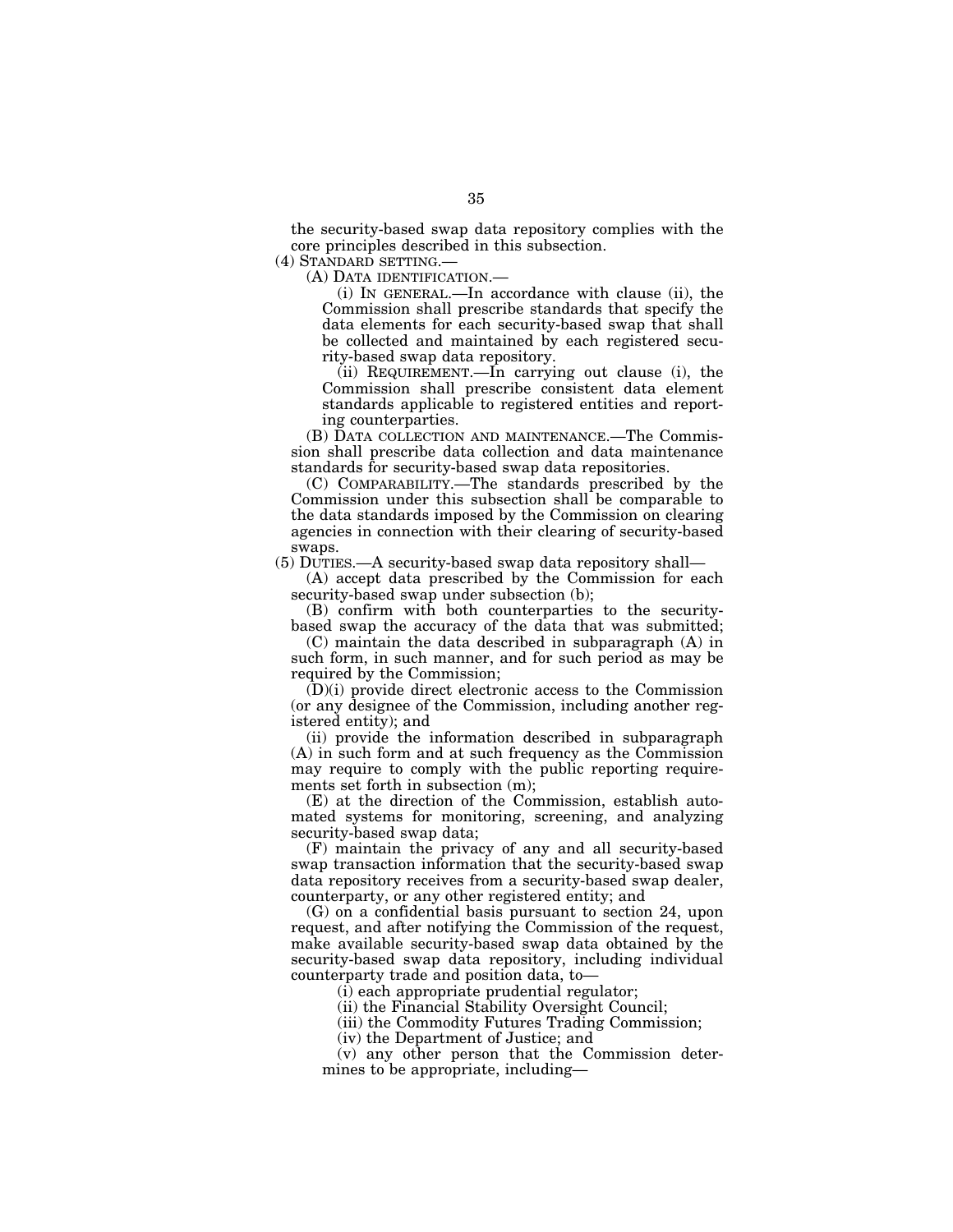the security-based swap data repository complies with the core principles described in this subsection.

(4) STANDARD SETTING.—

(A) DATA IDENTIFICATION.—

(i) IN GENERAL.—In accordance with clause (ii), the Commission shall prescribe standards that specify the data elements for each security-based swap that shall be collected and maintained by each registered security-based swap data repository.

(ii) REQUIREMENT.—In carrying out clause (i), the Commission shall prescribe consistent data element standards applicable to registered entities and reporting counterparties.

(B) DATA COLLECTION AND MAINTENANCE.—The Commission shall prescribe data collection and data maintenance standards for security-based swap data repositories.

(C) COMPARABILITY.—The standards prescribed by the Commission under this subsection shall be comparable to the data standards imposed by the Commission on clearing agencies in connection with their clearing of security-based swaps.

(5) DUTIES.—A security-based swap data repository shall—

(A) accept data prescribed by the Commission for each security-based swap under subsection (b);

(B) confirm with both counterparties to the security-based swap the accuracy of the data that was submitted;

(C) maintain the data described in subparagraph (A) in such form, in such manner, and for such period as may be required by the Commission;

(D)(i) provide direct electronic access to the Commission (or any designee of the Commission, including another registered entity); and

(ii) provide the information described in subparagraph (A) in such form and at such frequency as the Commission may require to comply with the public reporting requirements set forth in subsection (m);

(E) at the direction of the Commission, establish automated systems for monitoring, screening, and analyzing security-based swap data;

(F) maintain the privacy of any and all security-based swap transaction information that the security-based swap data repository receives from a security-based swap dealer, counterparty, or any other registered entity; and

(G) on a confidential basis pursuant to section 24, upon request, and after notifying the Commission of the request, make available security-based swap data obtained by the security-based swap data repository, including individual counterparty trade and position data, to—

(i) each appropriate prudential regulator;

(ii) the Financial Stability Oversight Council;

(iii) the Commodity Futures Trading Commission;

(iv) the Department of Justice; and

(v) any other person that the Commission determines to be appropriate, including—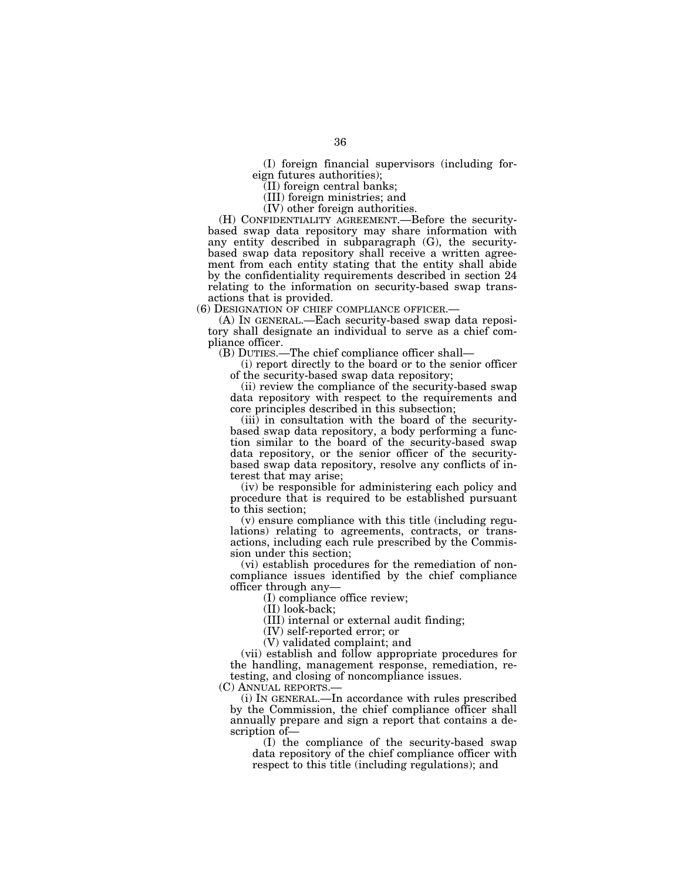(I) foreign financial supervisors (including foreign futures authorities);

(II) foreign central banks;

(III) foreign ministries; and

(IV) other foreign authorities.

(H) CONFIDENTIALITY AGREEMENT.—Before the security-based swap data repository may share information with any entity described in subparagraph (G), the security-based swap data repository shall receive a written agreement from each entity stating that the entity shall abide by the confidentiality requirements described in section 24 relating to the information on security-based swap transactions that is provided.

(6) DESIGNATION OF CHIEF COMPLIANCE OFFICER.—

(A) IN GENERAL.—Each security-based swap data repository shall designate an individual to serve as a chief compliance officer.

(B) DUTIES.—The chief compliance officer shall—

(i) report directly to the board or to the senior officer of the security-based swap data repository;

(ii) review the compliance of the security-based swap data repository with respect to the requirements and core principles described in this subsection;

(iii) in consultation with the board of the security-based swap data repository, a body performing a function similar to the board of the security-based swap data repository, or the senior officer of the security-based swap data repository, resolve any conflicts of interest that may arise;

(iv) be responsible for administering each policy and procedure that is required to be established pursuant to this section;

(v) ensure compliance with this title (including regulations) relating to agreements, contracts, or transactions, including each rule prescribed by the Commission under this section;

(vi) establish procedures for the remediation of noncompliance issues identified by the chief compliance officer through any—

(I) compliance office review;

(II) look-back;

(III) internal or external audit finding;

(IV) self-reported error; or

(V) validated complaint; and

(vii) establish and follow appropriate procedures for the handling, management response, remediation, retesting, and closing of noncompliance issues.

(C) ANNUAL REPORTS.—

(i) IN GENERAL.—In accordance with rules prescribed by the Commission, the chief compliance officer shall annually prepare and sign a report that contains a description of—

(I) the compliance of the security-based swap data repository of the chief compliance officer with respect to this title (including regulations); and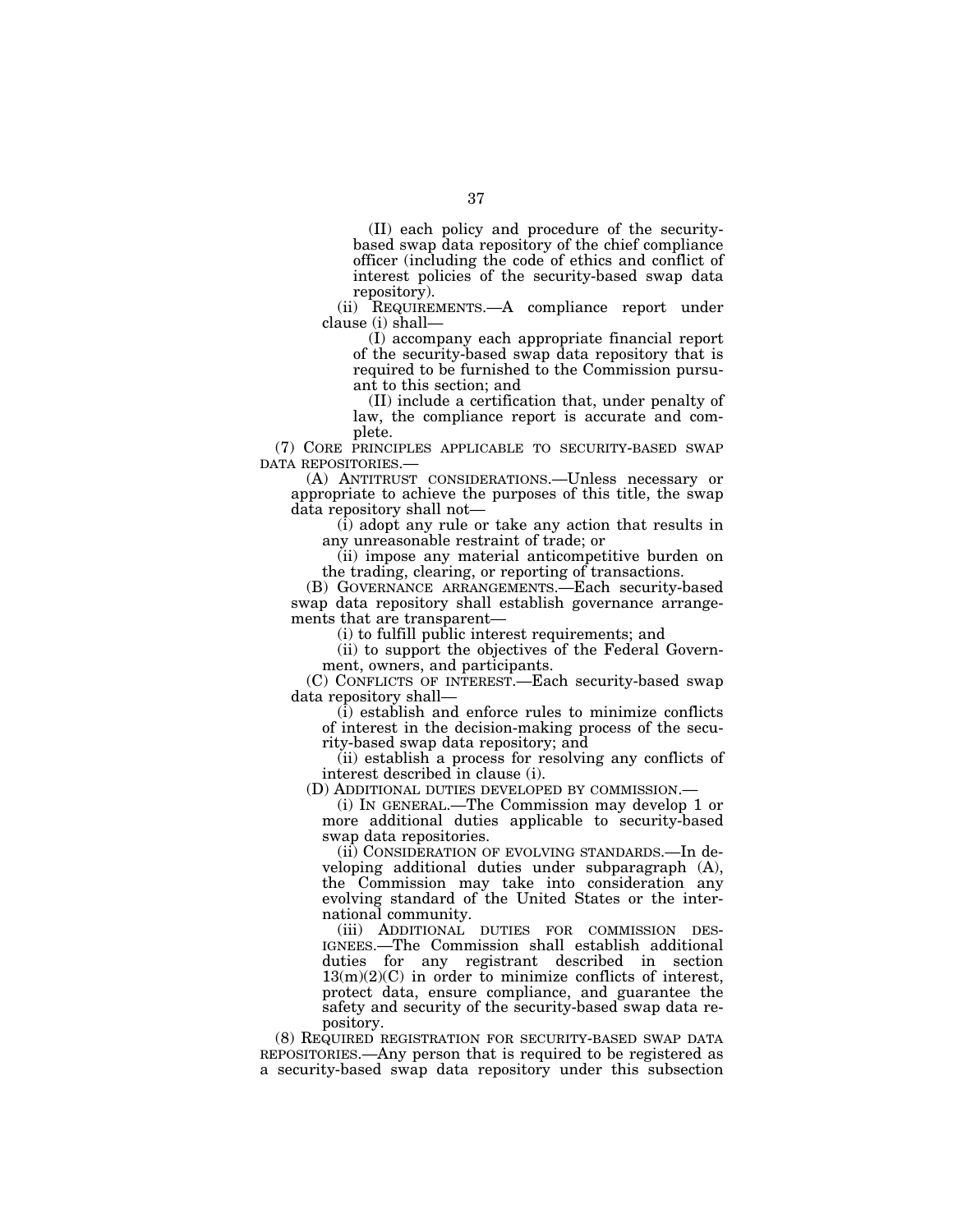(II) each policy and procedure of the security-based swap data repository of the chief compliance officer (including the code of ethics and conflict of interest policies of the security-based swap data repository).

(ii) REQUIREMENTS.—A compliance report under clause (i) shall—

(I) accompany each appropriate financial report of the security-based swap data repository that is required to be furnished to the Commission pursuant to this section; and

(II) include a certification that, under penalty of law, the compliance report is accurate and complete.

(7) CORE PRINCIPLES APPLICABLE TO SECURITY-BASED SWAP DATA REPOSITORIES.—

(A) ANTITRUST CONSIDERATIONS.—Unless necessary or appropriate to achieve the purposes of this title, the swap data repository shall not—

(i) adopt any rule or take any action that results in any unreasonable restraint of trade; or

(ii) impose any material anticompetitive burden on the trading, clearing, or reporting of transactions.

(B) GOVERNANCE ARRANGEMENTS.—Each security-based swap data repository shall establish governance arrangements that are transparent—

(i) to fulfill public interest requirements; and

(ii) to support the objectives of the Federal Government, owners, and participants.

(C) CONFLICTS OF INTEREST.—Each security-based swap data repository shall—

(i) establish and enforce rules to minimize conflicts of interest in the decision-making process of the security-based swap data repository; and

(ii) establish a process for resolving any conflicts of interest described in clause (i).

(D) ADDITIONAL DUTIES DEVELOPED BY COMMISSION.—

(i) IN GENERAL.—The Commission may develop 1 or more additional duties applicable to security-based swap data repositories.

(ii) CONSIDERATION OF EVOLVING STANDARDS.—In developing additional duties under subparagraph (A), the Commission may take into consideration any evolving standard of the United States or the international community.

(iii) ADDITIONAL DUTIES FOR COMMISSION DESIGNEES.—The Commission shall establish additional duties for any registrant described in section 13(m)(2)(C) in order to minimize conflicts of interest, protect data, ensure compliance, and guarantee the safety and security of the security-based swap data repository.

(8) REQUIRED REGISTRATION FOR SECURITY-BASED SWAP DATA REPOSITORIES.—Any person that is required to be registered as a security-based swap data repository under this subsection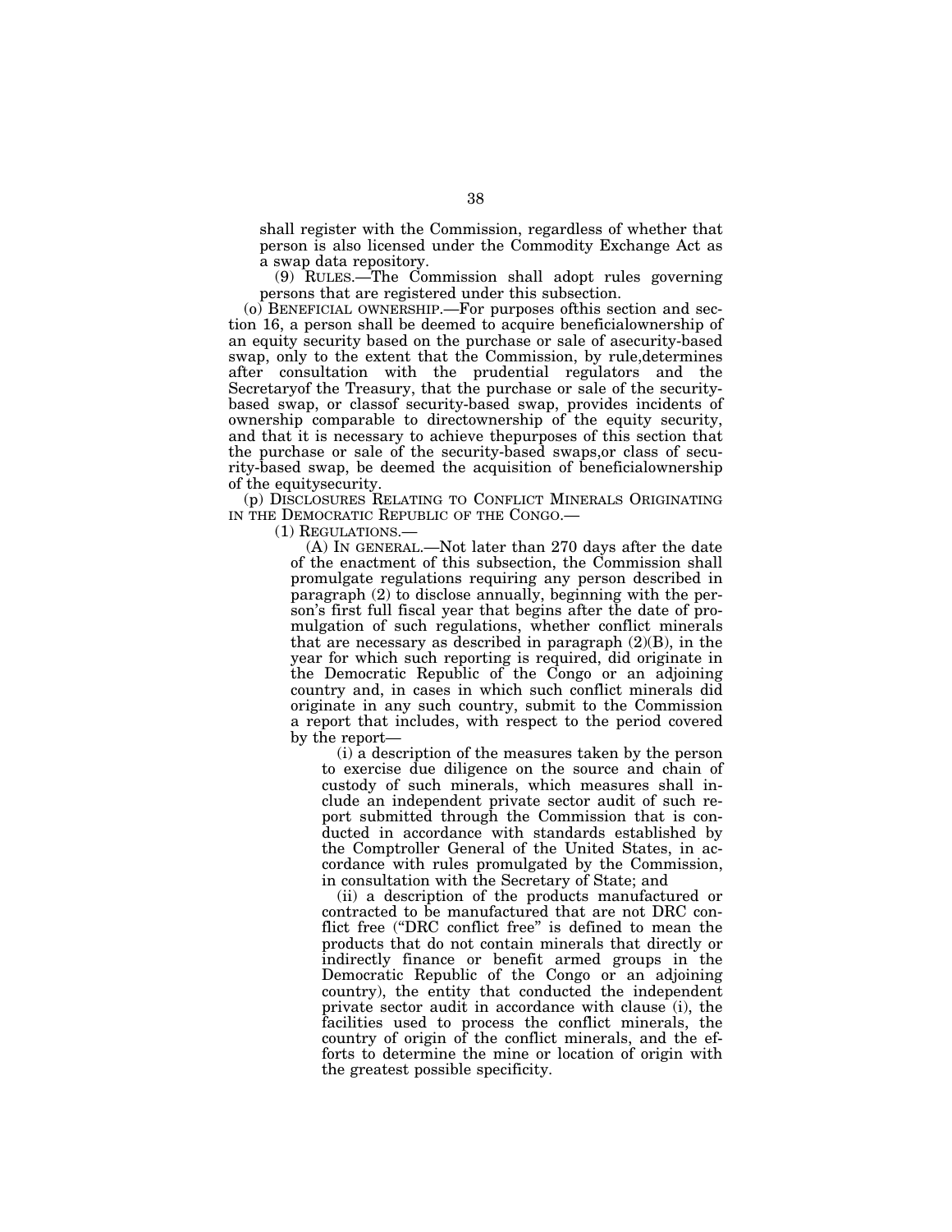shall register with the Commission, regardless of whether that person is also licensed under the Commodity Exchange Act as a swap data repository.

(9) RULES.—The Commission shall adopt rules governing persons that are registered under this subsection.

(o) BENEFICIAL OWNERSHIP.—For purposes ofthis section and section 16, a person shall be deemed to acquire beneficialownership of an equity security based on the purchase or sale of asecurity-based swap, only to the extent that the Commission, by rule,determines after consultation with the prudential regulators and the Secretaryof the Treasury, that the purchase or sale of the security-based swap, or classof security-based swap, provides incidents of ownership comparable to directownership of the equity security, and that it is necessary to achieve thepurposes of this section that the purchase or sale of the security-based swaps,or class of security-based swap, be deemed the acquisition of beneficialownership of the equitysecurity.

(p) DISCLOSURES RELATING TO CONFLICT MINERALS ORIGINATING IN THE DEMOCRATIC REPUBLIC OF THE CONGO.—

(1) REGULATIONS.—

(A) IN GENERAL.—Not later than 270 days after the date of the enactment of this subsection, the Commission shall promulgate regulations requiring any person described in paragraph (2) to disclose annually, beginning with the person's first full fiscal year that begins after the date of promulgation of such regulations, whether conflict minerals that are necessary as described in paragraph (2)(B), in the year for which such reporting is required, did originate in the Democratic Republic of the Congo or an adjoining country and, in cases in which such conflict minerals did originate in any such country, submit to the Commission a report that includes, with respect to the period covered by the report—

(i) a description of the measures taken by the person to exercise due diligence on the source and chain of custody of such minerals, which measures shall include an independent private sector audit of such report submitted through the Commission that is conducted in accordance with standards established by the Comptroller General of the United States, in accordance with rules promulgated by the Commission, in consultation with the Secretary of State; and

(ii) a description of the products manufactured or contracted to be manufactured that are not DRC conflict free ("DRC conflict free" is defined to mean the products that do not contain minerals that directly or indirectly finance or benefit armed groups in the Democratic Republic of the Congo or an adjoining country), the entity that conducted the independent private sector audit in accordance with clause (i), the facilities used to process the conflict minerals, the country of origin of the conflict minerals, and the efforts to determine the mine or location of origin with the greatest possible specificity.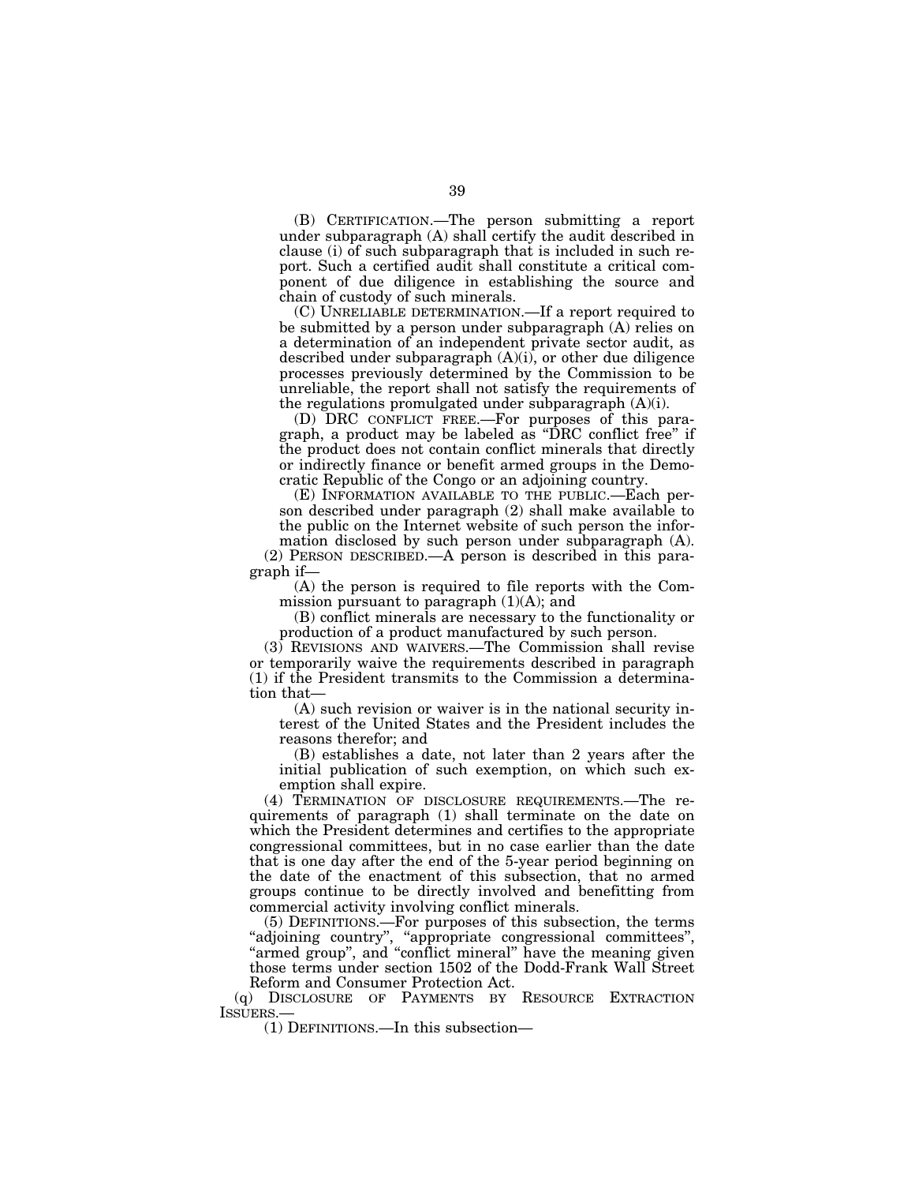(B) CERTIFICATION.—The person submitting a report under subparagraph (A) shall certify the audit described in clause (i) of such subparagraph that is included in such report. Such a certified audit shall constitute a critical component of due diligence in establishing the source and chain of custody of such minerals.

(C) UNRELIABLE DETERMINATION.—If a report required to be submitted by a person under subparagraph (A) relies on a determination of an independent private sector audit, as described under subparagraph (A)(i), or other due diligence processes previously determined by the Commission to be unreliable, the report shall not satisfy the requirements of the regulations promulgated under subparagraph (A)(i).

(D) DRC CONFLICT FREE.—For purposes of this paragraph, a product may be labeled as "DRC conflict free" if the product does not contain conflict minerals that directly or indirectly finance or benefit armed groups in the Democratic Republic of the Congo or an adjoining country.

(E) INFORMATION AVAILABLE TO THE PUBLIC.—Each person described under paragraph (2) shall make available to the public on the Internet website of such person the information disclosed by such person under subparagraph (A).

(2) PERSON DESCRIBED.—A person is described in this paragraph if—

(A) the person is required to file reports with the Commission pursuant to paragraph (1)(A); and

(B) conflict minerals are necessary to the functionality or production of a product manufactured by such person.

(3) REVISIONS AND WAIVERS.—The Commission shall revise or temporarily waive the requirements described in paragraph (1) if the President transmits to the Commission a determination that—

(A) such revision or waiver is in the national security interest of the United States and the President includes the reasons therefor; and

(B) establishes a date, not later than 2 years after the initial publication of such exemption, on which such exemption shall expire.

(4) TERMINATION OF DISCLOSURE REQUIREMENTS.—The requirements of paragraph (1) shall terminate on the date on which the President determines and certifies to the appropriate congressional committees, but in no case earlier than the date that is one day after the end of the 5-year period beginning on the date of the enactment of this subsection, that no armed groups continue to be directly involved and benefitting from commercial activity involving conflict minerals.

(5) DEFINITIONS.—For purposes of this subsection, the terms "adjoining country", "appropriate congressional committees", "armed group", and "conflict mineral" have the meaning given those terms under section 1502 of the Dodd-Frank Wall Street Reform and Consumer Protection Act.

(q) DISCLOSURE OF PAYMENTS BY RESOURCE EXTRACTION ISSUERS.—

(1) DEFINITIONS.—In this subsection—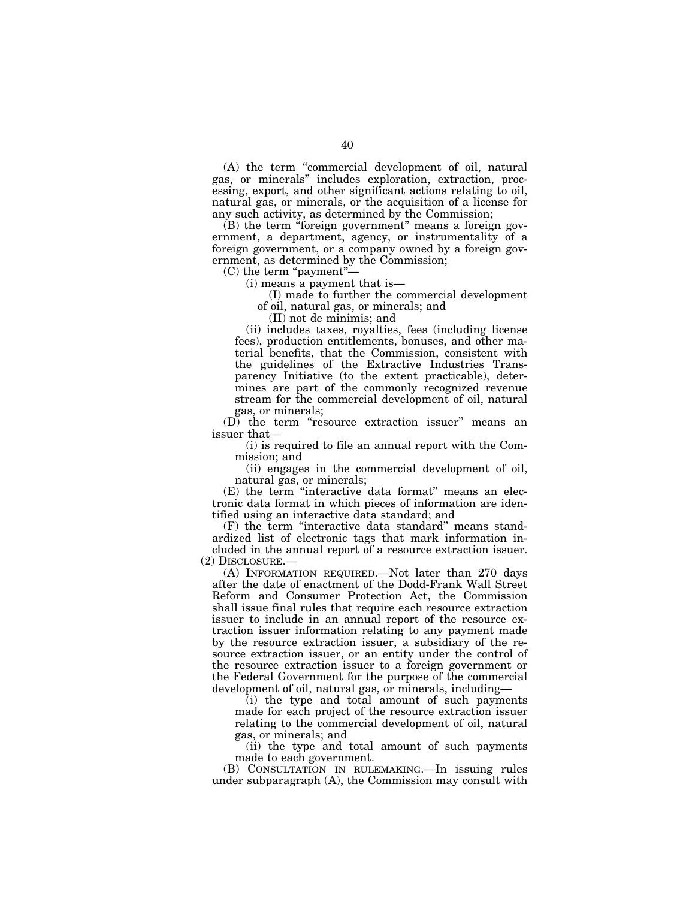(A) the term "commercial development of oil, natural gas, or minerals" includes exploration, extraction, processing, export, and other significant actions relating to oil, natural gas, or minerals, or the acquisition of a license for any such activity, as determined by the Commission;

(B) the term "foreign government" means a foreign government, a department, agency, or instrumentality of a foreign government, or a company owned by a foreign government, as determined by the Commission;

(C) the term "payment"—

(i) means a payment that is—

(I) made to further the commercial development of oil, natural gas, or minerals; and

(II) not de minimis; and

(ii) includes taxes, royalties, fees (including license fees), production entitlements, bonuses, and other material benefits, that the Commission, consistent with the guidelines of the Extractive Industries Transparency Initiative (to the extent practicable), determines are part of the commonly recognized revenue stream for the commercial development of oil, natural gas, or minerals;

(D) the term "resource extraction issuer" means an issuer that—

(i) is required to file an annual report with the Commission; and

(ii) engages in the commercial development of oil, natural gas, or minerals;

(E) the term "interactive data format" means an electronic data format in which pieces of information are identified using an interactive data standard; and

(F) the term "interactive data standard" means standardized list of electronic tags that mark information included in the annual report of a resource extraction issuer.

(2) DISCLOSURE.—

(A) INFORMATION REQUIRED.—Not later than 270 days after the date of enactment of the Dodd-Frank Wall Street Reform and Consumer Protection Act, the Commission shall issue final rules that require each resource extraction issuer to include in an annual report of the resource extraction issuer information relating to any payment made by the resource extraction issuer, a subsidiary of the resource extraction issuer, or an entity under the control of the resource extraction issuer to a foreign government or the Federal Government for the purpose of the commercial development of oil, natural gas, or minerals, including—

(i) the type and total amount of such payments made for each project of the resource extraction issuer relating to the commercial development of oil, natural gas, or minerals; and

(ii) the type and total amount of such payments made to each government.

(B) CONSULTATION IN RULEMAKING.—In issuing rules under subparagraph (A), the Commission may consult with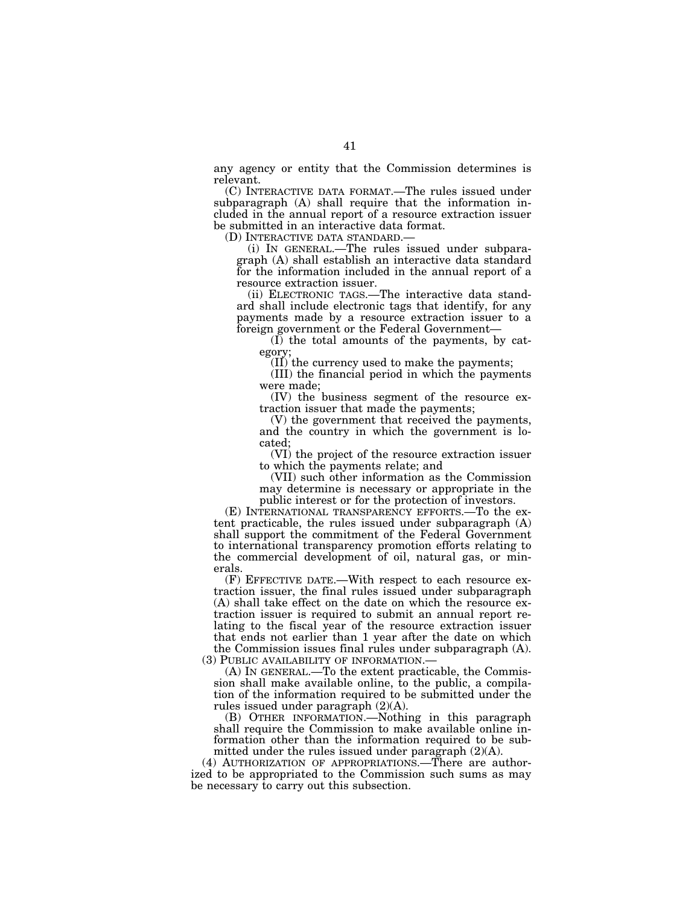any agency or entity that the Commission determines is relevant.

(C) INTERACTIVE DATA FORMAT.—The rules issued under subparagraph (A) shall require that the information included in the annual report of a resource extraction issuer be submitted in an interactive data format.

(D) INTERACTIVE DATA STANDARD.—

(i) IN GENERAL.—The rules issued under subparagraph (A) shall establish an interactive data standard for the information included in the annual report of a resource extraction issuer.

(ii) ELECTRONIC TAGS.—The interactive data standard shall include electronic tags that identify, for any payments made by a resource extraction issuer to a foreign government or the Federal Government—

(I) the total amounts of the payments, by category;

(II) the currency used to make the payments;

(III) the financial period in which the payments were made;

(IV) the business segment of the resource extraction issuer that made the payments;

(V) the government that received the payments, and the country in which the government is located;

(VI) the project of the resource extraction issuer to which the payments relate; and

(VII) such other information as the Commission may determine is necessary or appropriate in the public interest or for the protection of investors.

(E) INTERNATIONAL TRANSPARENCY EFFORTS.—To the extent practicable, the rules issued under subparagraph (A) shall support the commitment of the Federal Government to international transparency promotion efforts relating to the commercial development of oil, natural gas, or minerals.

(F) EFFECTIVE DATE.—With respect to each resource extraction issuer, the final rules issued under subparagraph (A) shall take effect on the date on which the resource extraction issuer is required to submit an annual report relating to the fiscal year of the resource extraction issuer that ends not earlier than 1 year after the date on which the Commission issues final rules under subparagraph (A).

(3) PUBLIC AVAILABILITY OF INFORMATION.—

(A) IN GENERAL.—To the extent practicable, the Commission shall make available online, to the public, a compilation of the information required to be submitted under the rules issued under paragraph (2)(A).

(B) OTHER INFORMATION.—Nothing in this paragraph shall require the Commission to make available online information other than the information required to be submitted under the rules issued under paragraph (2)(A).

(4) AUTHORIZATION OF APPROPRIATIONS.—There are authorized to be appropriated to the Commission such sums as may be necessary to carry out this subsection.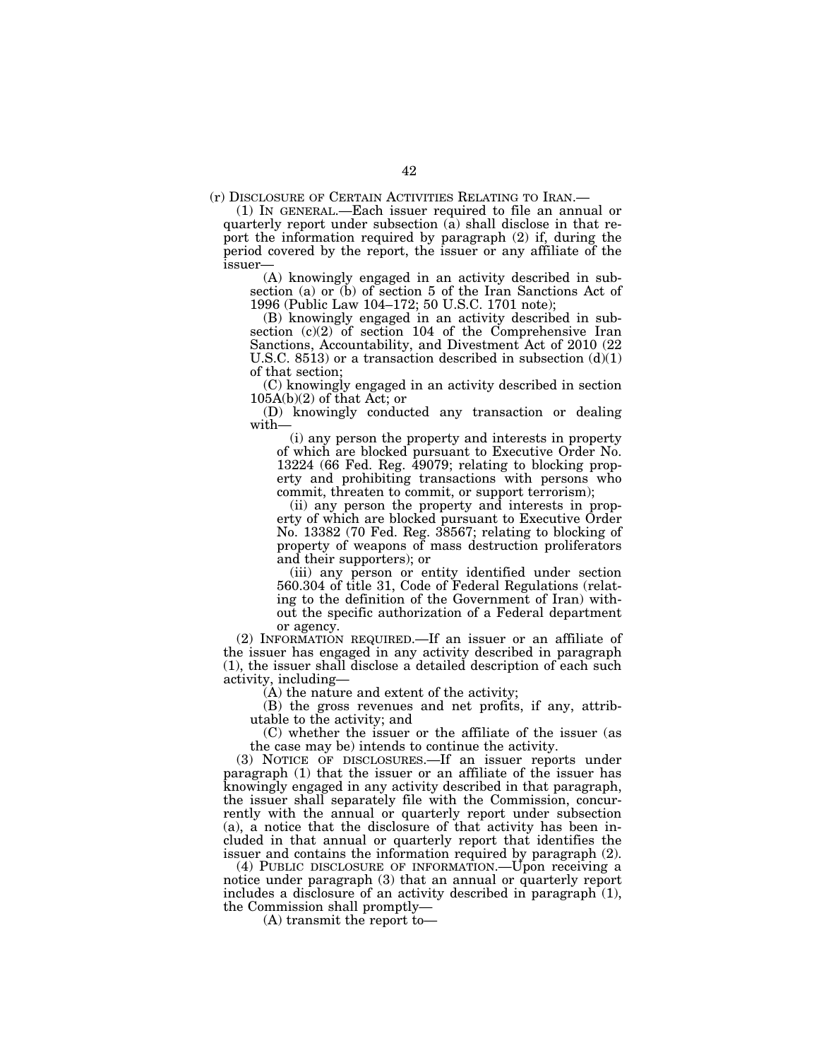(r) DISCLOSURE OF CERTAIN ACTIVITIES RELATING TO IRAN.—

(1) IN GENERAL.—Each issuer required to file an annual or quarterly report under subsection (a) shall disclose in that report the information required by paragraph (2) if, during the period covered by the report, the issuer or any affiliate of the issuer—

(A) knowingly engaged in an activity described in subsection (a) or (b) of section 5 of the Iran Sanctions Act of 1996 (Public Law 104–172; 50 U.S.C. 1701 note);

(B) knowingly engaged in an activity described in subsection (c)(2) of section 104 of the Comprehensive Iran Sanctions, Accountability, and Divestment Act of 2010 (22 U.S.C. 8513) or a transaction described in subsection (d)(1) of that section;

(C) knowingly engaged in an activity described in section 105A(b)(2) of that Act; or

(D) knowingly conducted any transaction or dealing with—

(i) any person the property and interests in property of which are blocked pursuant to Executive Order No. 13224 (66 Fed. Reg. 49079; relating to blocking property and prohibiting transactions with persons who commit, threaten to commit, or support terrorism);

(ii) any person the property and interests in property of which are blocked pursuant to Executive Order No. 13382 (70 Fed. Reg. 38567; relating to blocking of property of weapons of mass destruction proliferators and their supporters); or

(iii) any person or entity identified under section 560.304 of title 31, Code of Federal Regulations (relating to the definition of the Government of Iran) without the specific authorization of a Federal department or agency.

(2) INFORMATION REQUIRED.—If an issuer or an affiliate of the issuer has engaged in any activity described in paragraph (1), the issuer shall disclose a detailed description of each such activity, including—

(A) the nature and extent of the activity;

(B) the gross revenues and net profits, if any, attributable to the activity; and

(C) whether the issuer or the affiliate of the issuer (as the case may be) intends to continue the activity.

(3) NOTICE OF DISCLOSURES.—If an issuer reports under paragraph (1) that the issuer or an affiliate of the issuer has knowingly engaged in any activity described in that paragraph, the issuer shall separately file with the Commission, concurrently with the annual or quarterly report under subsection (a), a notice that the disclosure of that activity has been included in that annual or quarterly report that identifies the issuer and contains the information required by paragraph (2).

(4) PUBLIC DISCLOSURE OF INFORMATION.—Upon receiving a notice under paragraph (3) that an annual or quarterly report includes a disclosure of an activity described in paragraph (1), the Commission shall promptly—

(A) transmit the report to—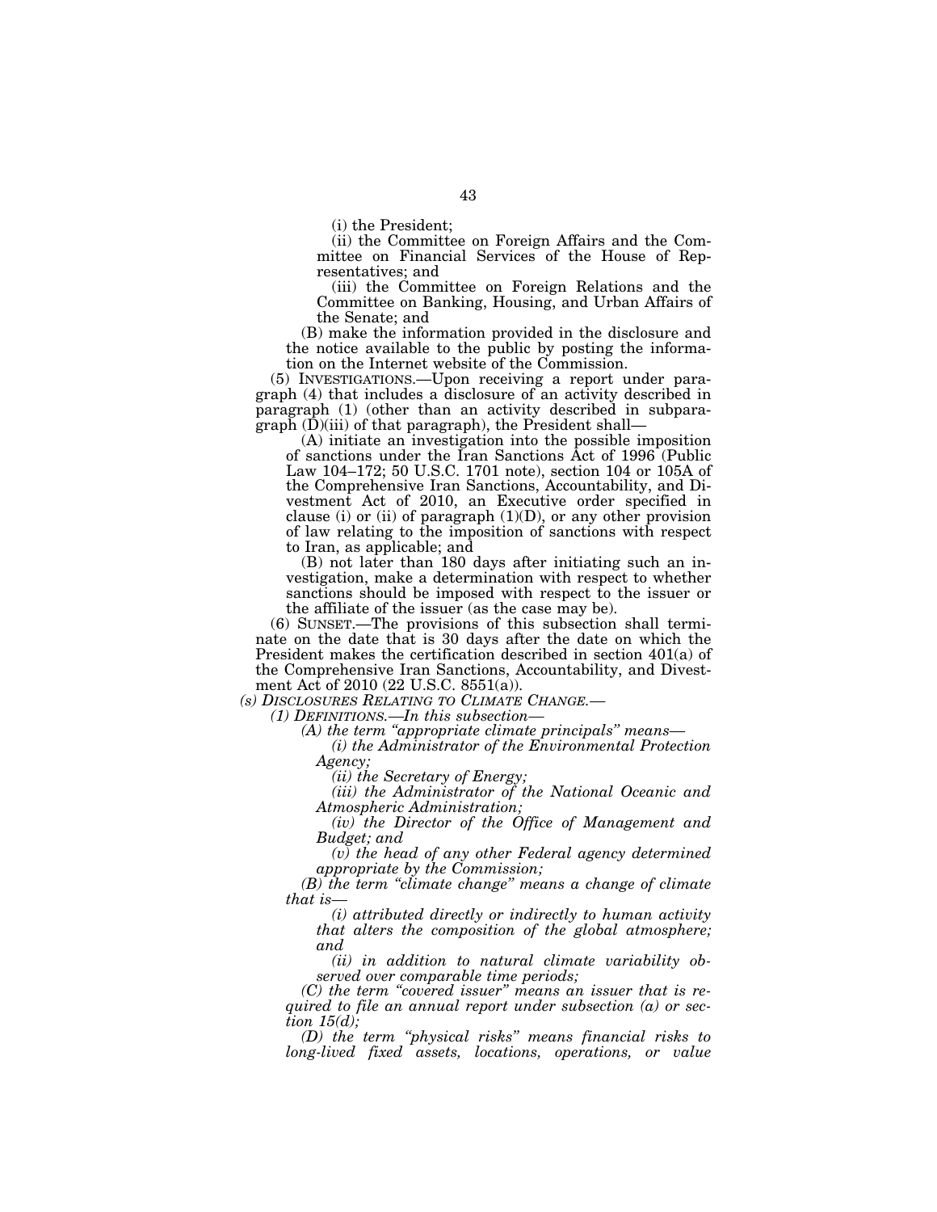(i) the President;

(ii) the Committee on Foreign Affairs and the Committee on Financial Services of the House of Representatives; and

(iii) the Committee on Foreign Relations and the Committee on Banking, Housing, and Urban Affairs of the Senate; and

(B) make the information provided in the disclosure and the notice available to the public by posting the information on the Internet website of the Commission.

(5) INVESTIGATIONS.—Upon receiving a report under paragraph (4) that includes a disclosure of an activity described in paragraph (1) (other than an activity described in subparagraph (D)(iii) of that paragraph), the President shall—

(A) initiate an investigation into the possible imposition of sanctions under the Iran Sanctions Act of 1996 (Public Law 104–172; 50 U.S.C. 1701 note), section 104 or 105A of the Comprehensive Iran Sanctions, Accountability, and Divestment Act of 2010, an Executive order specified in clause (i) or (ii) of paragraph (1)(D), or any other provision of law relating to the imposition of sanctions with respect to Iran, as applicable; and

(B) not later than 180 days after initiating such an investigation, make a determination with respect to whether sanctions should be imposed with respect to the issuer or the affiliate of the issuer (as the case may be).

(6) SUNSET.—The provisions of this subsection shall terminate on the date that is 30 days after the date on which the President makes the certification described in section 401(a) of the Comprehensive Iran Sanctions, Accountability, and Divestment Act of 2010 (22 U.S.C. 8551(a)).

*(s) DISCLOSURES RELATING TO CLIMATE CHANGE.—*

*(1) DEFINITIONS.—In this subsection—*

*(A) the term "appropriate climate principals" means—*

*(i) the Administrator of the Environmental Protection Agency;*

*(ii) the Secretary of Energy;*

*(iii) the Administrator of the National Oceanic and Atmospheric Administration;*

*(iv) the Director of the Office of Management and Budget; and*

*(v) the head of any other Federal agency determined appropriate by the Commission;*

*(B) the term "climate change" means a change of climate that is—*

*(i) attributed directly or indirectly to human activity that alters the composition of the global atmosphere; and*

*(ii) in addition to natural climate variability observed over comparable time periods;*

*(C) the term "covered issuer" means an issuer that is required to file an annual report under subsection (a) or section 15(d);*

*(D) the term "physical risks" means financial risks to long-lived fixed assets, locations, operations, or value*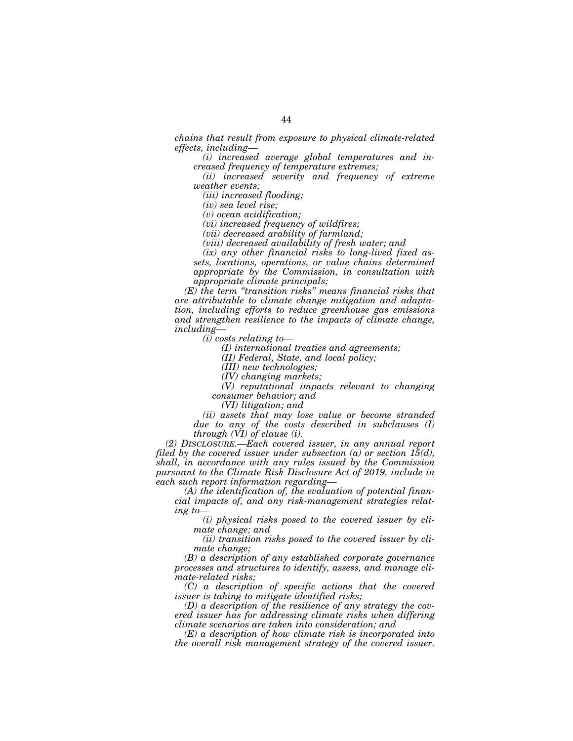*chains that result from exposure to physical climate-related effects, including—*

*(i) increased average global temperatures and increased frequency of temperature extremes;*

*(ii) increased severity and frequency of extreme weather events;*

*(iii) increased flooding;*

*(iv) sea level rise;*

*(v) ocean acidification;*

*(vi) increased frequency of wildfires;*

*(vii) decreased arability of farmland;*

*(viii) decreased availability of fresh water; and*

*(ix) any other financial risks to long-lived fixed assets, locations, operations, or value chains determined appropriate by the Commission, in consultation with appropriate climate principals;*

*(E) the term "transition risks" means financial risks that are attributable to climate change mitigation and adaptation, including efforts to reduce greenhouse gas emissions and strengthen resilience to the impacts of climate change, including—*

*(i) costs relating to—*

*(I) international treaties and agreements;*

*(II) Federal, State, and local policy;*

*(III) new technologies;*

*(IV) changing markets;*

*(V) reputational impacts relevant to changing consumer behavior; and*

*(VI) litigation; and*

*(ii) assets that may lose value or become stranded due to any of the costs described in subclauses (I) through (VI) of clause (i).*

*(2) DISCLOSURE.—Each covered issuer, in any annual report filed by the covered issuer under subsection (a) or section 15(d), shall, in accordance with any rules issued by the Commission pursuant to the Climate Risk Disclosure Act of 2019, include in each such report information regarding—*

*(A) the identification of, the evaluation of potential financial impacts of, and any risk-management strategies relating to—*

*(i) physical risks posed to the covered issuer by climate change; and*

*(ii) transition risks posed to the covered issuer by climate change;*

*(B) a description of any established corporate governance processes and structures to identify, assess, and manage climate-related risks;*

*(C) a description of specific actions that the covered issuer is taking to mitigate identified risks;*

*(D) a description of the resilience of any strategy the covered issuer has for addressing climate risks when differing climate scenarios are taken into consideration; and*

*(E) a description of how climate risk is incorporated into the overall risk management strategy of the covered issuer.*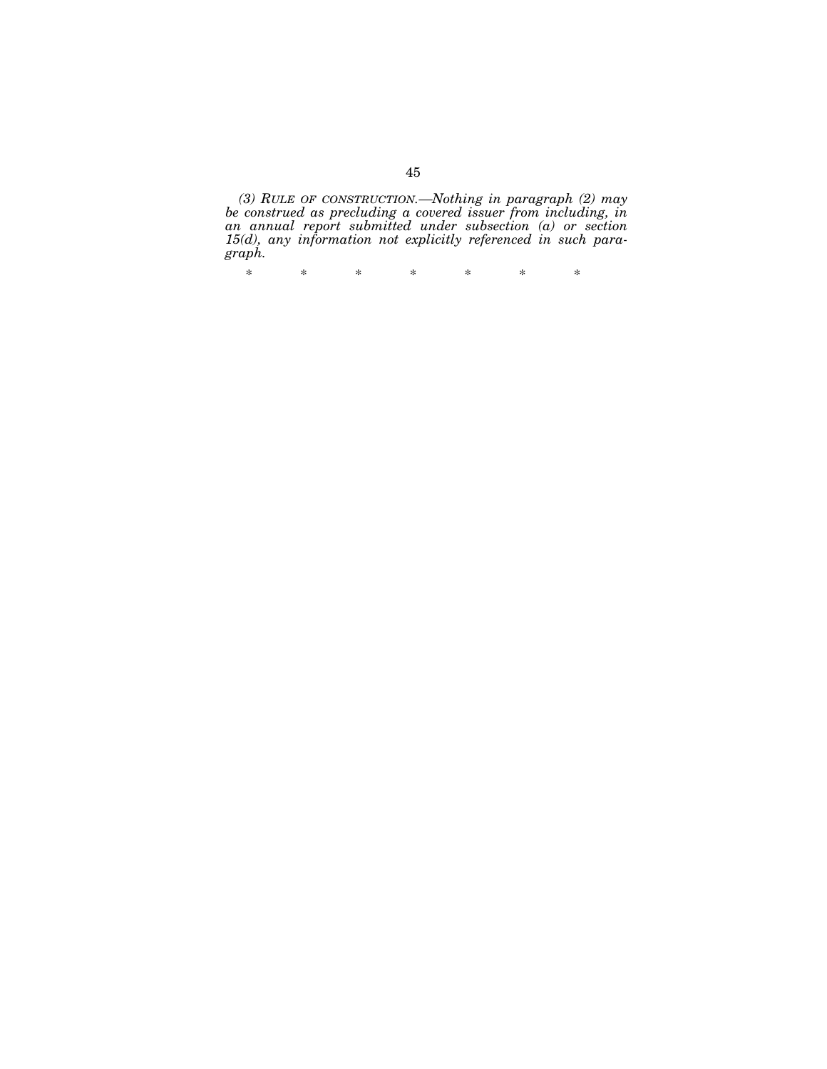*(3) RULE OF CONSTRUCTION.—Nothing in paragraph (2) may be construed as precluding a covered issuer from including, in an annual report submitted under subsection (a) or section 15(d), any information not explicitly referenced in such paragraph.*

\* \* \* \* \* \* \*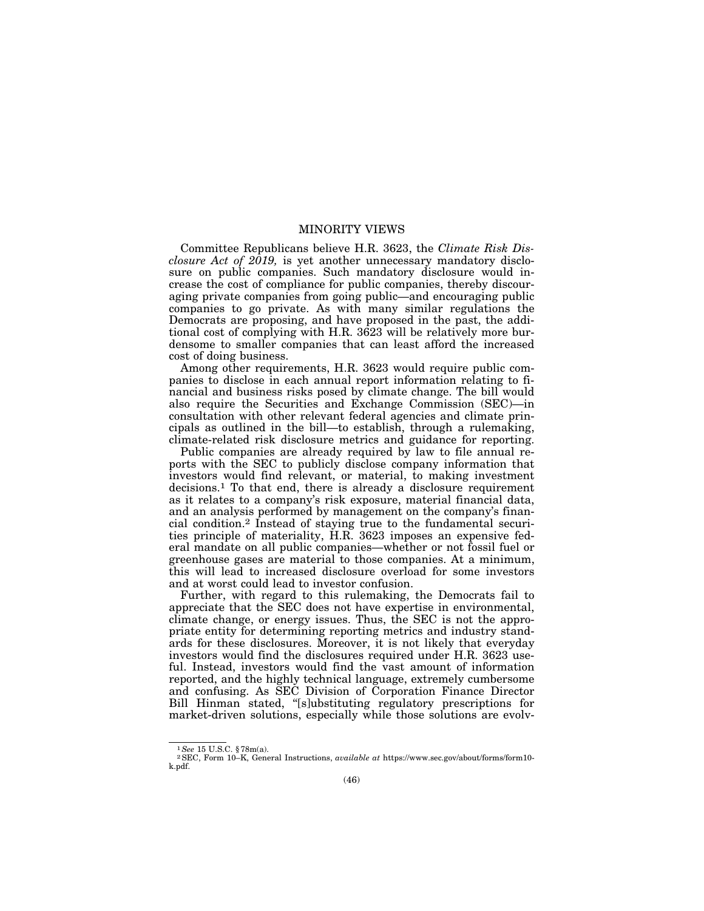## MINORITY VIEWS

Committee Republicans believe H.R. 3623, the *Climate Risk Disclosure Act of 2019,* is yet another unnecessary mandatory disclosure on public companies. Such mandatory disclosure would increase the cost of compliance for public companies, thereby discouraging private companies from going public—and encouraging public companies to go private. As with many similar regulations the Democrats are proposing, and have proposed in the past, the additional cost of complying with H.R. 3623 will be relatively more burdensome to smaller companies that can least afford the increased cost of doing business.

Among other requirements, H.R. 3623 would require public companies to disclose in each annual report information relating to financial and business risks posed by climate change. The bill would also require the Securities and Exchange Commission (SEC)—in consultation with other relevant federal agencies and climate principals as outlined in the bill—to establish, through a rulemaking, climate-related risk disclosure metrics and guidance for reporting.

Public companies are already required by law to file annual reports with the SEC to publicly disclose company information that investors would find relevant, or material, to making investment decisions.[1] To that end, there is already a disclosure requirement as it relates to a company's risk exposure, material financial data, and an analysis performed by management on the company's financial condition.[2] Instead of staying true to the fundamental securities principle of materiality, H.R. 3623 imposes an expensive federal mandate on all public companies—whether or not fossil fuel or greenhouse gases are material to those companies. At a minimum, this will lead to increased disclosure overload for some investors and at worst could lead to investor confusion.

Further, with regard to this rulemaking, the Democrats fail to appreciate that the SEC does not have expertise in environmental, climate change, or energy issues. Thus, the SEC is not the appropriate entity for determining reporting metrics and industry standards for these disclosures. Moreover, it is not likely that everyday investors would find the disclosures required under H.R. 3623 useful. Instead, investors would find the vast amount of information reported, and the highly technical language, extremely cumbersome and confusing. As SEC Division of Corporation Finance Director Bill Hinman stated, "[s]ubstituting regulatory prescriptions for market-driven solutions, especially while those solutions are evolv-

---

[1] *See* 15 U.S.C. §78m(a).

[2] SEC, Form 10–K, General Instructions, *available at* https://www.sec.gov/about/forms/form10-k.pdf.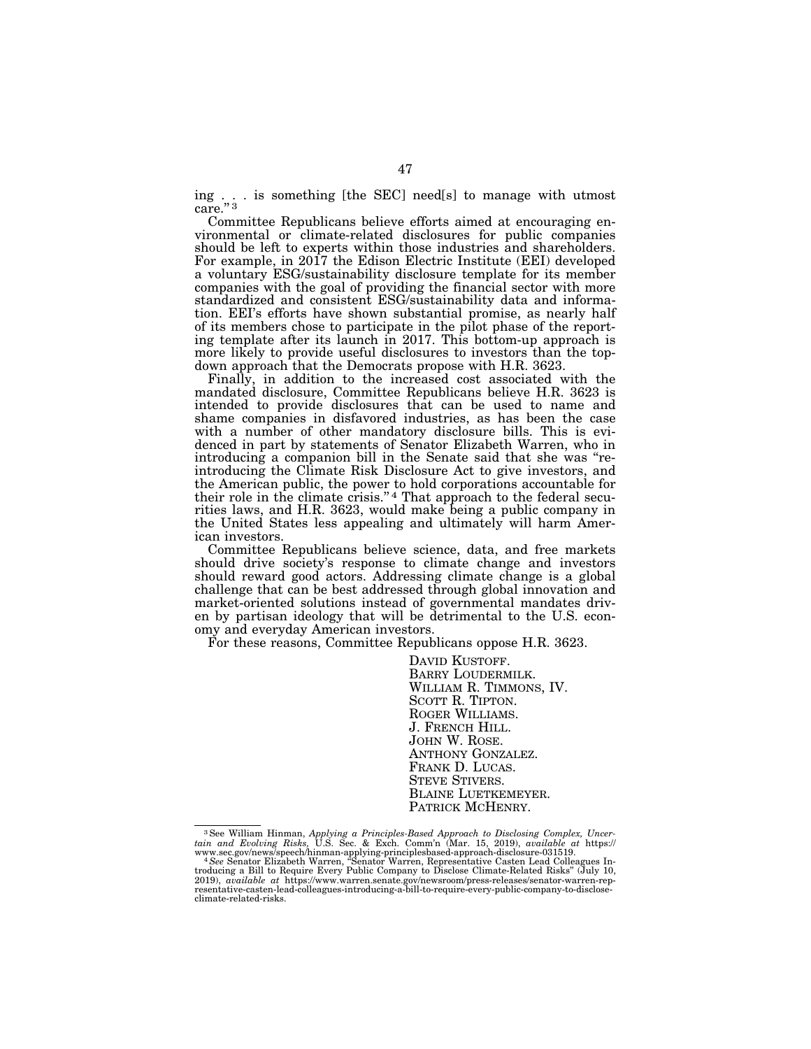ing . . . is something [the SEC] need[s] to manage with utmost care."[3]

Committee Republicans believe efforts aimed at encouraging environmental or climate-related disclosures for public companies should be left to experts within those industries and shareholders. For example, in 2017 the Edison Electric Institute (EEI) developed a voluntary ESG/sustainability disclosure template for its member companies with the goal of providing the financial sector with more standardized and consistent ESG/sustainability data and information. EEI's efforts have shown substantial promise, as nearly half of its members chose to participate in the pilot phase of the reporting template after its launch in 2017. This bottom-up approach is more likely to provide useful disclosures to investors than the top-down approach that the Democrats propose with H.R. 3623.

Finally, in addition to the increased cost associated with the mandated disclosure, Committee Republicans believe H.R. 3623 is intended to provide disclosures that can be used to name and shame companies in disfavored industries, as has been the case with a number of other mandatory disclosure bills. This is evidenced in part by statements of Senator Elizabeth Warren, who in introducing a companion bill in the Senate said that she was "re-introducing the Climate Risk Disclosure Act to give investors, and the American public, the power to hold corporations accountable for their role in the climate crisis."[4] That approach to the federal securities laws, and H.R. 3623, would make being a public company in the United States less appealing and ultimately will harm American investors.

Committee Republicans believe science, data, and free markets should drive society's response to climate change and investors should reward good actors. Addressing climate change is a global challenge that can be best addressed through global innovation and market-oriented solutions instead of governmental mandates driven by partisan ideology that will be detrimental to the U.S. economy and everyday American investors.

For these reasons, Committee Republicans oppose H.R. 3623.

DAVID KUSTOFF.
BARRY LOUDERMILK.
WILLIAM R. TIMMONS, IV.
SCOTT R. TIPTON.
ROGER WILLIAMS.
J. FRENCH HILL.
JOHN W. ROSE.
ANTHONY GONZALEZ.
FRANK D. LUCAS.
STEVE STIVERS.
BLAINE LUETKEMEYER.
PATRICK MCHENRY.

---

[3] See William Hinman, *Applying a Principles-Based Approach to Disclosing Complex, Uncertain and Evolving Risks*, U.S. Sec. & Exch. Comm'n (Mar. 15, 2019), *available at* https://www.sec.gov/news/speech/hinman-applying-principlesbased-approach-disclosure-031519.

[4] *See* Senator Elizabeth Warren, "Senator Warren, Representative Casten Lead Colleagues Introducing a Bill to Require Every Public Company to Disclose Climate-Related Risks" (July 10, 2019), *available at* https://www.warren.senate.gov/newsroom/press-releases/senator-warren-representative-casten-lead-colleagues-introducing-a-bill-to-require-every-public-company-to-disclose-climate-related-risks.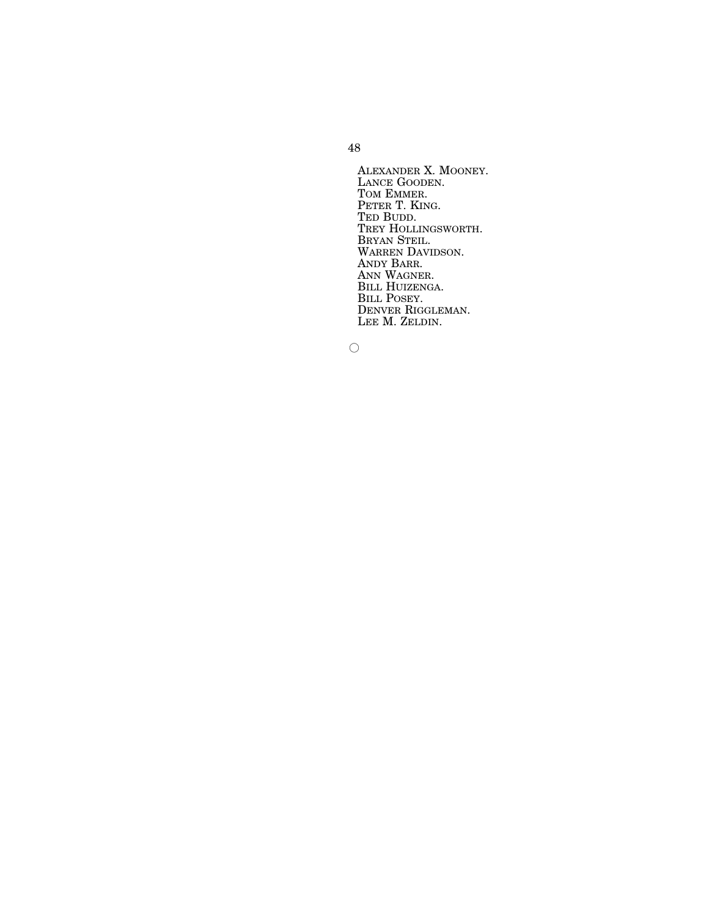ALEXANDER X. MOONEY.
LANCE GOODEN.
TOM EMMER.
PETER T. KING.
TED BUDD.
TREY HOLLINGSWORTH.
BRYAN STEIL.
WARREN DAVIDSON.
ANDY BARR.
ANN WAGNER.
BILL HUIZENGA.
BILL POSEY.
DENVER RIGGLEMAN.
LEE M. ZELDIN.

○